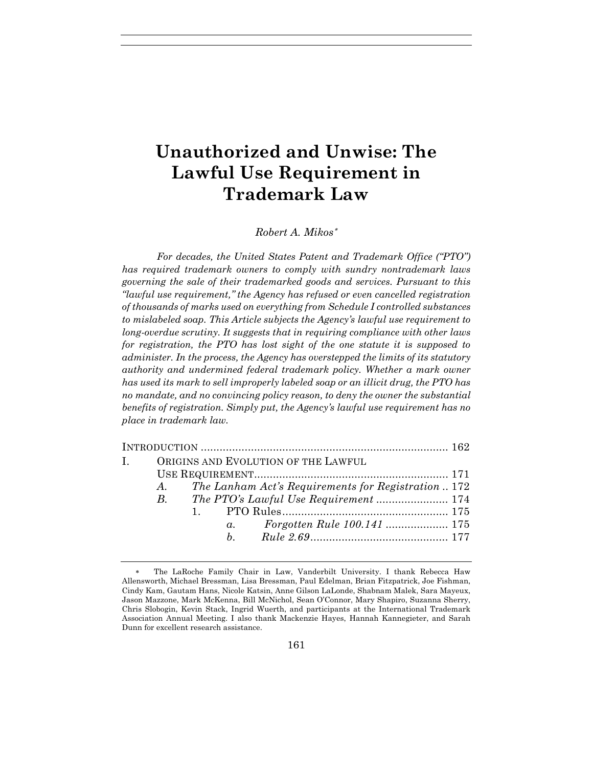# Unauthorized and Unwise: The Lawful Use Requirement in Trademark Law

*Robert A. Mikos*[*]

*For decades, the United States Patent and Trademark Office ("PTO") has required trademark owners to comply with sundry nontrademark laws governing the sale of their trademarked goods and services. Pursuant to this "lawful use requirement," the Agency has refused or even cancelled registration of thousands of marks used on everything from Schedule I controlled substances to mislabeled soap. This Article subjects the Agency's lawful use requirement to long-overdue scrutiny. It suggests that in requiring compliance with other laws for registration, the PTO has lost sight of the one statute it is supposed to administer. In the process, the Agency has overstepped the limits of its statutory authority and undermined federal trademark policy. Whether a mark owner has used its mark to sell improperly labeled soap or an illicit drug, the PTO has no mandate, and no convincing policy reason, to deny the owner the substantial benefits of registration. Simply put, the Agency's lawful use requirement has no place in trademark law.*

INTRODUCTION .............................................................................. 162

I. ORIGINS AND EVOLUTION OF THE LAWFUL USE REQUIREMENT.............................................................. 171
   - A. *The Lanham Act's Requirements for Registration* .. 172
   - B. *The PTO's Lawful Use Requirement* ....................... 174
      - 1. PTO Rules..................................................... 175
         - a. *Forgotten Rule 100.141* .................... 175
         - b. *Rule 2.69*............................................ 177

---

[*] The LaRoche Family Chair in Law, Vanderbilt University. I thank Rebecca Haw Allensworth, Michael Bressman, Lisa Bressman, Paul Edelman, Brian Fitzpatrick, Joe Fishman, Cindy Kam, Gautam Hans, Nicole Katsin, Anne Gilson LaLonde, Shabnam Malek, Sara Mayeux, Jason Mazzone, Mark McKenna, Bill McNichol, Sean O'Connor, Mary Shapiro, Suzanna Sherry, Chris Slobogin, Kevin Stack, Ingrid Wuerth, and participants at the International Trademark Association Annual Meeting. I also thank Mackenzie Hayes, Hannah Kannegieter, and Sarah Dunn for excellent research assistance.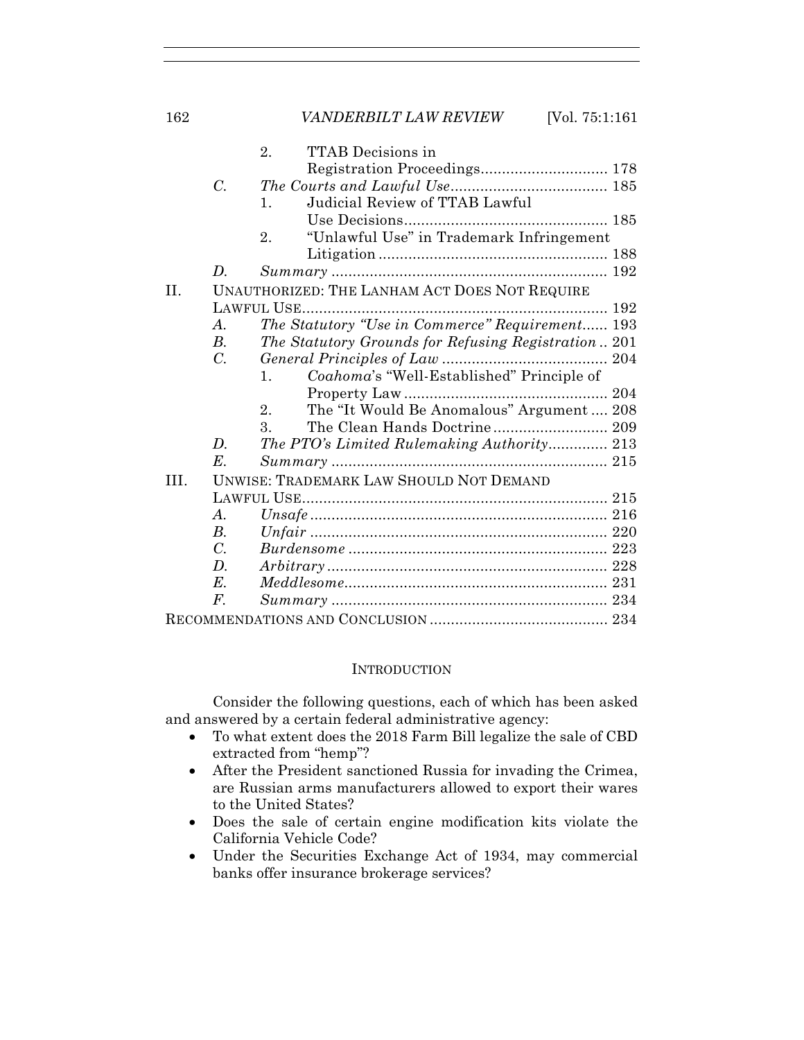- 2. TTAB Decisions in Registration Proceedings .......... 178
- C. *The Courts and Lawful Use* .......... 185
  - 1. Judicial Review of TTAB Lawful Use Decisions .......... 185
  - 2. "Unlawful Use" in Trademark Infringement Litigation .......... 188
- D. *Summary* .......... 192

II. UNAUTHORIZED: THE LANHAM ACT DOES NOT REQUIRE LAWFUL USE .......... 192
- A. *The Statutory "Use in Commerce" Requirement* .......... 193
- B. *The Statutory Grounds for Refusing Registration* .......... 201
- C. *General Principles of Law* .......... 204
  - 1. *Coahoma*'s "Well-Established" Principle of Property Law .......... 204
  - 2. The "It Would Be Anomalous" Argument .......... 208
  - 3. The Clean Hands Doctrine .......... 209
- D. *The PTO's Limited Rulemaking Authority* .......... 213
- E. *Summary* .......... 215

III. UNWISE: TRADEMARK LAW SHOULD NOT DEMAND LAWFUL USE .......... 215
- A. *Unsafe* .......... 216
- B. *Unfair* .......... 220
- C. *Burdensome* .......... 223
- D. *Arbitrary* .......... 228
- E. *Meddlesome* .......... 231
- F. *Summary* .......... 234

RECOMMENDATIONS AND CONCLUSION .......... 234

## INTRODUCTION

Consider the following questions, each of which has been asked and answered by a certain federal administrative agency:

- To what extent does the 2018 Farm Bill legalize the sale of CBD extracted from "hemp"?
- After the President sanctioned Russia for invading the Crimea, are Russian arms manufacturers allowed to export their wares to the United States?
- Does the sale of certain engine modification kits violate the California Vehicle Code?
- Under the Securities Exchange Act of 1934, may commercial banks offer insurance brokerage services?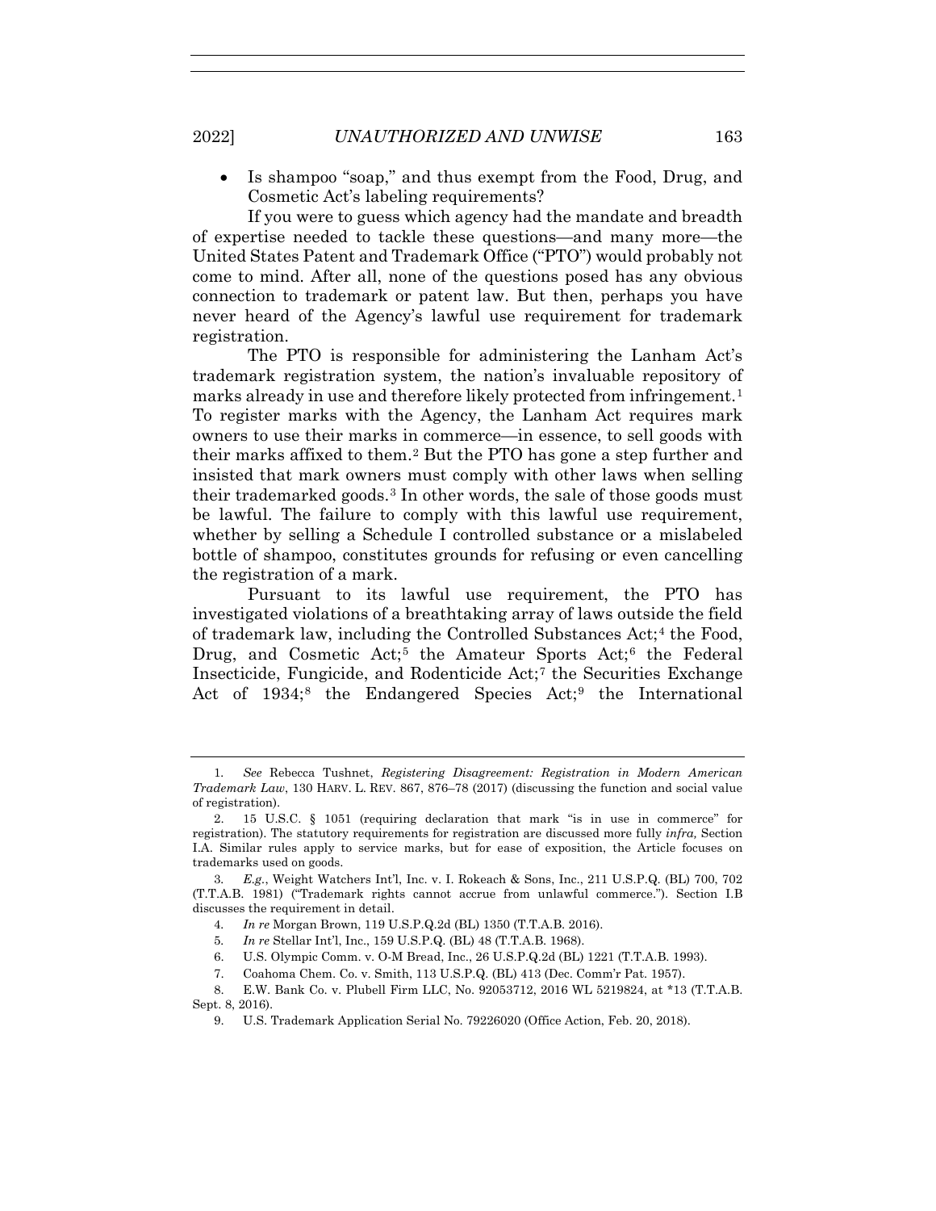- Is shampoo "soap," and thus exempt from the Food, Drug, and Cosmetic Act's labeling requirements?

If you were to guess which agency had the mandate and breadth of expertise needed to tackle these questions—and many more—the United States Patent and Trademark Office ("PTO") would probably not come to mind. After all, none of the questions posed has any obvious connection to trademark or patent law. But then, perhaps you have never heard of the Agency's lawful use requirement for trademark registration.

The PTO is responsible for administering the Lanham Act's trademark registration system, the nation's invaluable repository of marks already in use and therefore likely protected from infringement.[1] To register marks with the Agency, the Lanham Act requires mark owners to use their marks in commerce—in essence, to sell goods with their marks affixed to them.[2] But the PTO has gone a step further and insisted that mark owners must comply with other laws when selling their trademarked goods.[3] In other words, the sale of those goods must be lawful. The failure to comply with this lawful use requirement, whether by selling a Schedule I controlled substance or a mislabeled bottle of shampoo, constitutes grounds for refusing or even cancelling the registration of a mark.

Pursuant to its lawful use requirement, the PTO has investigated violations of a breathtaking array of laws outside the field of trademark law, including the Controlled Substances Act;[4] the Food, Drug, and Cosmetic Act;[5] the Amateur Sports Act;[6] the Federal Insecticide, Fungicide, and Rodenticide Act;[7] the Securities Exchange Act of 1934;[8] the Endangered Species Act;[9] the International

---

1. *See* Rebecca Tushnet, *Registering Disagreement: Registration in Modern American Trademark Law*, 130 HARV. L. REV. 867, 876–78 (2017) (discussing the function and social value of registration).

2. 15 U.S.C. § 1051 (requiring declaration that mark "is in use in commerce" for registration). The statutory requirements for registration are discussed more fully *infra,* Section I.A. Similar rules apply to service marks, but for ease of exposition, the Article focuses on trademarks used on goods.

3. *E.g.*, Weight Watchers Int'l, Inc. v. I. Rokeach & Sons, Inc., 211 U.S.P.Q. (BL) 700, 702 (T.T.A.B. 1981) ("Trademark rights cannot accrue from unlawful commerce."). Section I.B discusses the requirement in detail.

4. *In re* Morgan Brown, 119 U.S.P.Q.2d (BL) 1350 (T.T.A.B. 2016).

5. *In re* Stellar Int'l, Inc., 159 U.S.P.Q. (BL) 48 (T.T.A.B. 1968).

6. U.S. Olympic Comm. v. O-M Bread, Inc., 26 U.S.P.Q.2d (BL) 1221 (T.T.A.B. 1993).

7. Coahoma Chem. Co. v. Smith, 113 U.S.P.Q. (BL) 413 (Dec. Comm'r Pat. 1957).

8. E.W. Bank Co. v. Plubell Firm LLC, No. 92053712, 2016 WL 5219824, at *13 (T.T.A.B. Sept. 8, 2016).

9. U.S. Trademark Application Serial No. 79226020 (Office Action, Feb. 20, 2018).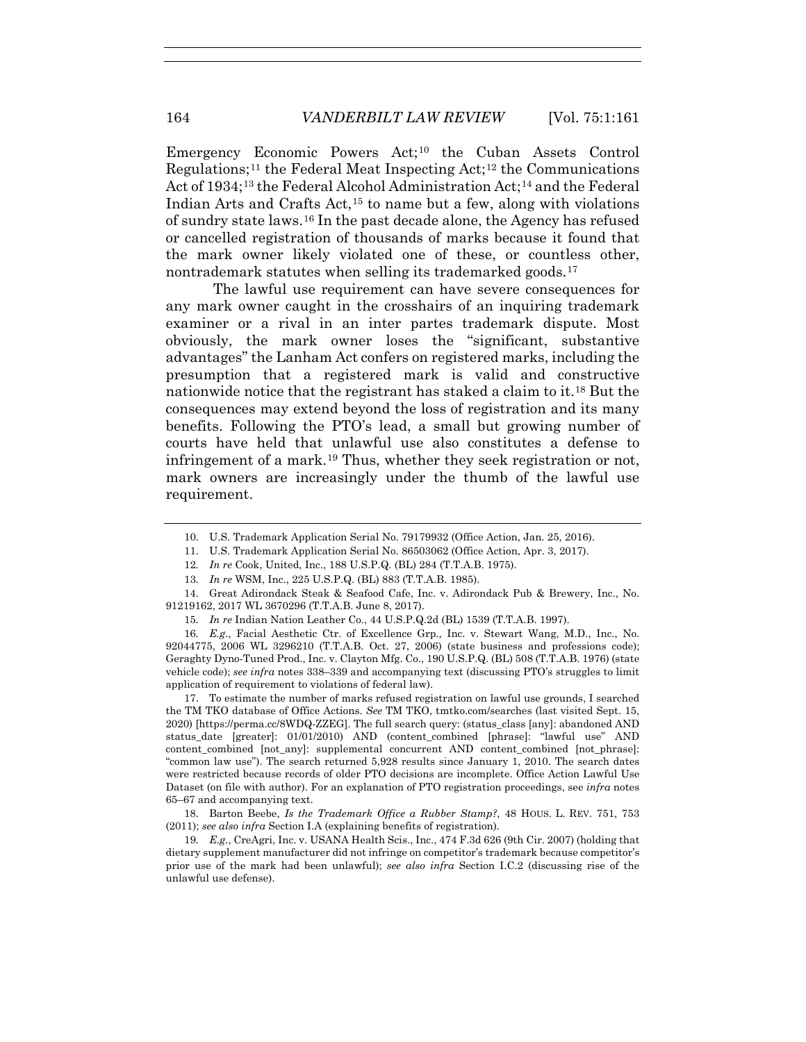Emergency Economic Powers Act;[10] the Cuban Assets Control Regulations;[11] the Federal Meat Inspecting Act;[12] the Communications Act of 1934;[13] the Federal Alcohol Administration Act;[14] and the Federal Indian Arts and Crafts Act,[15] to name but a few, along with violations of sundry state laws.[16] In the past decade alone, the Agency has refused or cancelled registration of thousands of marks because it found that the mark owner likely violated one of these, or countless other, nontrademark statutes when selling its trademarked goods.[17]

The lawful use requirement can have severe consequences for any mark owner caught in the crosshairs of an inquiring trademark examiner or a rival in an inter partes trademark dispute. Most obviously, the mark owner loses the "significant, substantive advantages" the Lanham Act confers on registered marks, including the presumption that a registered mark is valid and constructive nationwide notice that the registrant has staked a claim to it.[18] But the consequences may extend beyond the loss of registration and its many benefits. Following the PTO's lead, a small but growing number of courts have held that unlawful use also constitutes a defense to infringement of a mark.[19] Thus, whether they seek registration or not, mark owners are increasingly under the thumb of the lawful use requirement.

---

10. U.S. Trademark Application Serial No. 79179932 (Office Action, Jan. 25, 2016).

11. U.S. Trademark Application Serial No. 86503062 (Office Action, Apr. 3, 2017).

12. *In re* Cook, United, Inc., 188 U.S.P.Q. (BL) 284 (T.T.A.B. 1975).

13. *In re* WSM, Inc., 225 U.S.P.Q. (BL) 883 (T.T.A.B. 1985).

14. Great Adirondack Steak & Seafood Cafe, Inc. v. Adirondack Pub & Brewery, Inc., No. 91219162, 2017 WL 3670296 (T.T.A.B. June 8, 2017).

15. *In re* Indian Nation Leather Co., 44 U.S.P.Q.2d (BL) 1539 (T.T.A.B. 1997).

16. *E.g.*, Facial Aesthetic Ctr. of Excellence Grp., Inc. v. Stewart Wang, M.D., Inc., No. 92044775, 2006 WL 3296210 (T.T.A.B. Oct. 27, 2006) (state business and professions code); Geraghty Dyno-Tuned Prod., Inc. v. Clayton Mfg. Co., 190 U.S.P.Q. (BL) 508 (T.T.A.B. 1976) (state vehicle code); *see infra* notes 338–339 and accompanying text (discussing PTO's struggles to limit application of requirement to violations of federal law).

17. To estimate the number of marks refused registration on lawful use grounds, I searched the TM TKO database of Office Actions. *See* TM TKO, tmtko.com/searches (last visited Sept. 15, 2020) [https://perma.cc/8WDQ-ZZEG]. The full search query: (status_class [any]: abandoned AND status_date [greater]: 01/01/2010) AND (content_combined [phrase]: "lawful use" AND content_combined [not_any]: supplemental concurrent AND content_combined [not_phrase]: "common law use"). The search returned 5,928 results since January 1, 2010. The search dates were restricted because records of older PTO decisions are incomplete. Office Action Lawful Use Dataset (on file with author). For an explanation of PTO registration proceedings, see *infra* notes 65–67 and accompanying text.

18. Barton Beebe, *Is the Trademark Office a Rubber Stamp?*, 48 HOUS. L. REV. 751, 753 (2011); *see also infra* Section I.A (explaining benefits of registration).

19. *E.g.*, CreAgri, Inc. v. USANA Health Scis., Inc., 474 F.3d 626 (9th Cir. 2007) (holding that dietary supplement manufacturer did not infringe on competitor's trademark because competitor's prior use of the mark had been unlawful); *see also infra* Section I.C.2 (discussing rise of the unlawful use defense).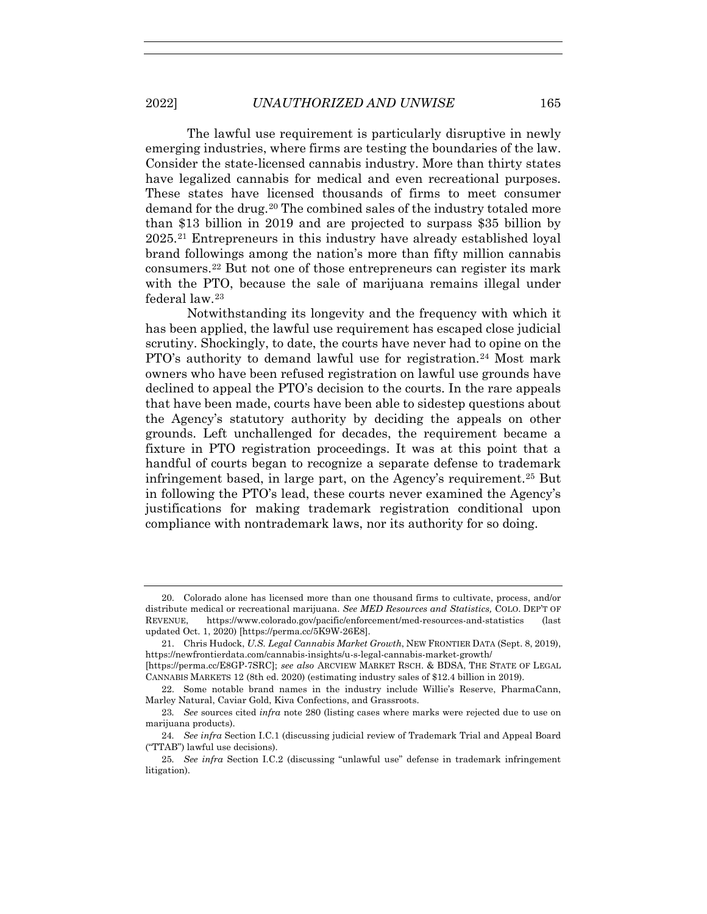The lawful use requirement is particularly disruptive in newly emerging industries, where firms are testing the boundaries of the law. Consider the state-licensed cannabis industry. More than thirty states have legalized cannabis for medical and even recreational purposes. These states have licensed thousands of firms to meet consumer demand for the drug.[20] The combined sales of the industry totaled more than $13 billion in 2019 and are projected to surpass $35 billion by 2025.[21] Entrepreneurs in this industry have already established loyal brand followings among the nation's more than fifty million cannabis consumers.[22] But not one of those entrepreneurs can register its mark with the PTO, because the sale of marijuana remains illegal under federal law.[23]

Notwithstanding its longevity and the frequency with which it has been applied, the lawful use requirement has escaped close judicial scrutiny. Shockingly, to date, the courts have never had to opine on the PTO's authority to demand lawful use for registration.[24] Most mark owners who have been refused registration on lawful use grounds have declined to appeal the PTO's decision to the courts. In the rare appeals that have been made, courts have been able to sidestep questions about the Agency's statutory authority by deciding the appeals on other grounds. Left unchallenged for decades, the requirement became a fixture in PTO registration proceedings. It was at this point that a handful of courts began to recognize a separate defense to trademark infringement based, in large part, on the Agency's requirement.[25] But in following the PTO's lead, these courts never examined the Agency's justifications for making trademark registration conditional upon compliance with nontrademark laws, nor its authority for so doing.

---

20. Colorado alone has licensed more than one thousand firms to cultivate, process, and/or distribute medical or recreational marijuana. *See MED Resources and Statistics,* COLO. DEP'T OF REVENUE, https://www.colorado.gov/pacific/enforcement/med-resources-and-statistics (last updated Oct. 1, 2020) [https://perma.cc/5K9W-26E8].

21. Chris Hudock, *U.S. Legal Cannabis Market Growth*, NEW FRONTIER DATA (Sept. 8, 2019), https://newfrontierdata.com/cannabis-insights/u-s-legal-cannabis-market-growth/ [https://perma.cc/E8GP-7SRC]; *see also* ARCVIEW MARKET RSCH. & BDSA, THE STATE OF LEGAL CANNABIS MARKETS 12 (8th ed. 2020) (estimating industry sales of $12.4 billion in 2019).

22. Some notable brand names in the industry include Willie's Reserve, PharmaCann, Marley Natural, Caviar Gold, Kiva Confections, and Grassroots.

23. *See* sources cited *infra* note 280 (listing cases where marks were rejected due to use on marijuana products).

24. *See infra* Section I.C.1 (discussing judicial review of Trademark Trial and Appeal Board ("TTAB") lawful use decisions).

25. *See infra* Section I.C.2 (discussing "unlawful use" defense in trademark infringement litigation).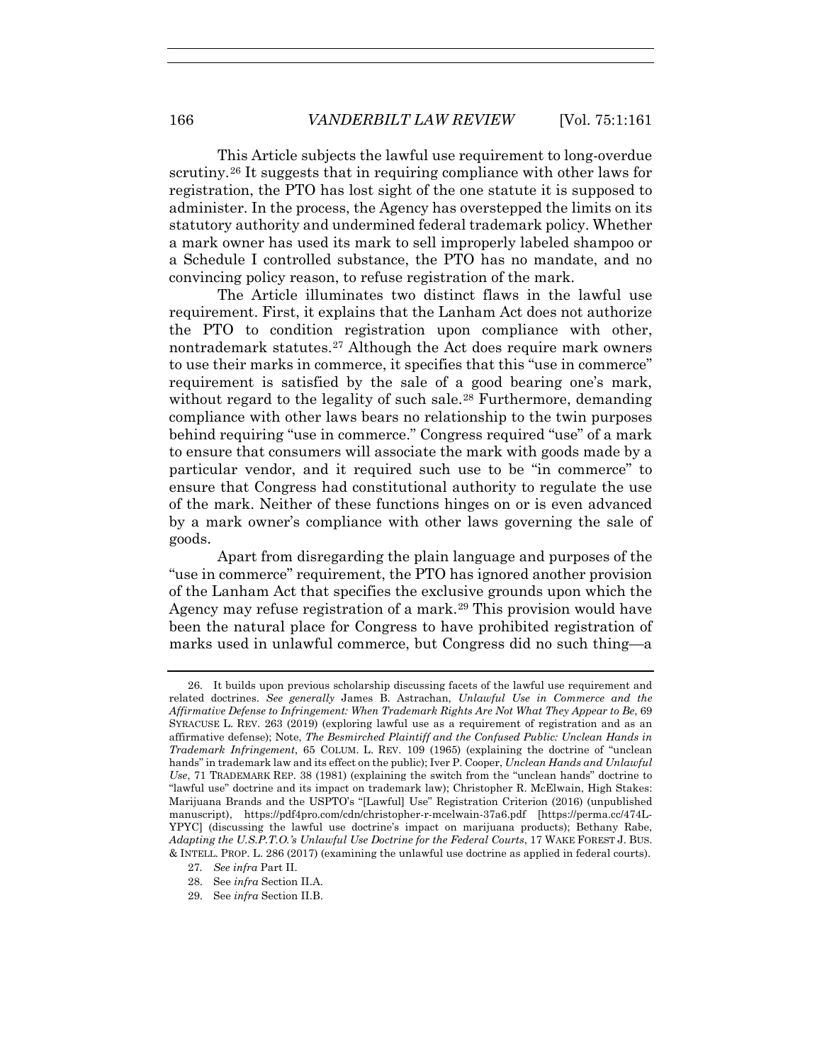This Article subjects the lawful use requirement to long-overdue scrutiny.[26] It suggests that in requiring compliance with other laws for registration, the PTO has lost sight of the one statute it is supposed to administer. In the process, the Agency has overstepped the limits on its statutory authority and undermined federal trademark policy. Whether a mark owner has used its mark to sell improperly labeled shampoo or a Schedule I controlled substance, the PTO has no mandate, and no convincing policy reason, to refuse registration of the mark.

The Article illuminates two distinct flaws in the lawful use requirement. First, it explains that the Lanham Act does not authorize the PTO to condition registration upon compliance with other, nontrademark statutes.[27] Although the Act does require mark owners to use their marks in commerce, it specifies that this "use in commerce" requirement is satisfied by the sale of a good bearing one's mark, without regard to the legality of such sale.[28] Furthermore, demanding compliance with other laws bears no relationship to the twin purposes behind requiring "use in commerce." Congress required "use" of a mark to ensure that consumers will associate the mark with goods made by a particular vendor, and it required such use to be "in commerce" to ensure that Congress had constitutional authority to regulate the use of the mark. Neither of these functions hinges on or is even advanced by a mark owner's compliance with other laws governing the sale of goods.

Apart from disregarding the plain language and purposes of the "use in commerce" requirement, the PTO has ignored another provision of the Lanham Act that specifies the exclusive grounds upon which the Agency may refuse registration of a mark.[29] This provision would have been the natural place for Congress to have prohibited registration of marks used in unlawful commerce, but Congress did no such thing—a

---

26. It builds upon previous scholarship discussing facets of the lawful use requirement and related doctrines. *See generally* James B. Astrachan, *Unlawful Use in Commerce and the Affirmative Defense to Infringement: When Trademark Rights Are Not What They Appear to Be*, 69 SYRACUSE L. REV. 263 (2019) (exploring lawful use as a requirement of registration and as an affirmative defense); Note, *The Besmirched Plaintiff and the Confused Public: Unclean Hands in Trademark Infringement*, 65 COLUM. L. REV. 109 (1965) (explaining the doctrine of "unclean hands" in trademark law and its effect on the public); Iver P. Cooper, *Unclean Hands and Unlawful Use*, 71 TRADEMARK REP. 38 (1981) (explaining the switch from the "unclean hands" doctrine to "lawful use" doctrine and its impact on trademark law); Christopher R. McElwain, High Stakes: Marijuana Brands and the USPTO's "[Lawful] Use" Registration Criterion (2016) (unpublished manuscript), https://pdf4pro.com/cdn/christopher-r-mcelwain-37a6.pdf [https://perma.cc/474L-YPYC] (discussing the lawful use doctrine's impact on marijuana products); Bethany Rabe, *Adapting the U.S.P.T.O.'s Unlawful Use Doctrine for the Federal Courts*, 17 WAKE FOREST J. BUS. & INTELL. PROP. L. 286 (2017) (examining the unlawful use doctrine as applied in federal courts).

27. *See infra* Part II.

28. See *infra* Section II.A.

29. See *infra* Section II.B.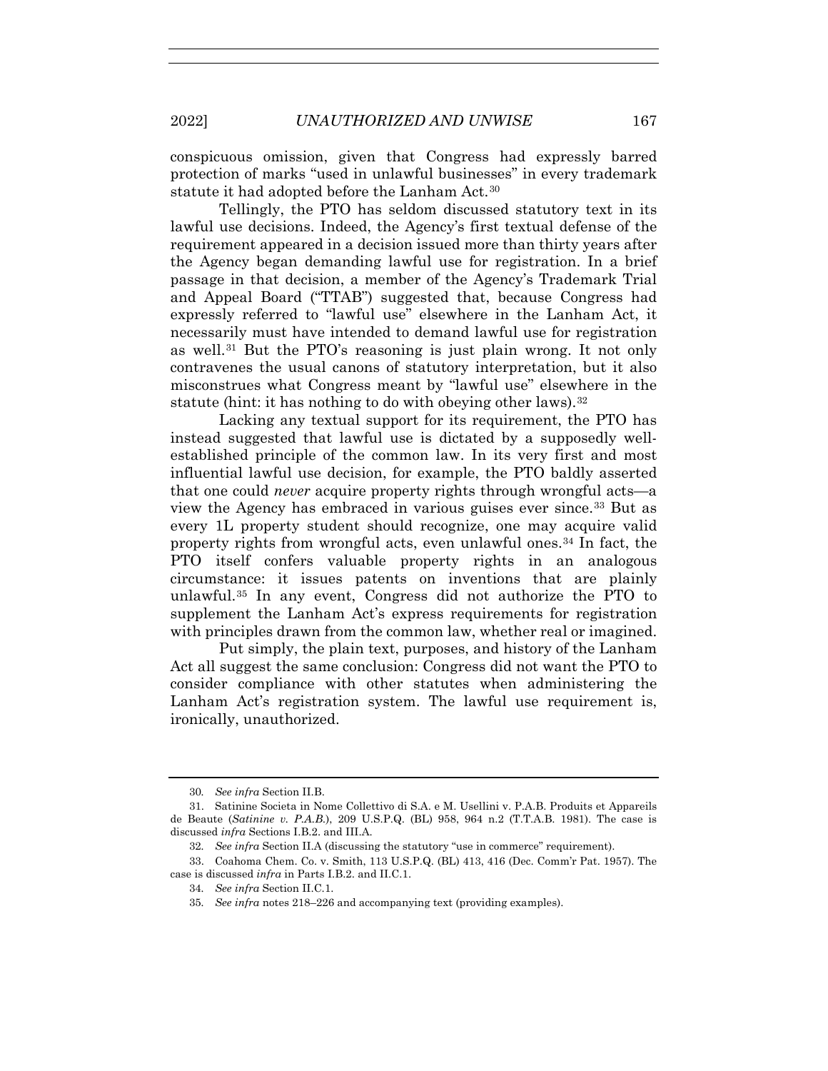conspicuous omission, given that Congress had expressly barred protection of marks "used in unlawful businesses" in every trademark statute it had adopted before the Lanham Act.[30]

Tellingly, the PTO has seldom discussed statutory text in its lawful use decisions. Indeed, the Agency's first textual defense of the requirement appeared in a decision issued more than thirty years after the Agency began demanding lawful use for registration. In a brief passage in that decision, a member of the Agency's Trademark Trial and Appeal Board ("TTAB") suggested that, because Congress had expressly referred to "lawful use" elsewhere in the Lanham Act, it necessarily must have intended to demand lawful use for registration as well.[31] But the PTO's reasoning is just plain wrong. It not only contravenes the usual canons of statutory interpretation, but it also misconstrues what Congress meant by "lawful use" elsewhere in the statute (hint: it has nothing to do with obeying other laws).[32]

Lacking any textual support for its requirement, the PTO has instead suggested that lawful use is dictated by a supposedly well-established principle of the common law. In its very first and most influential lawful use decision, for example, the PTO baldly asserted that one could *never* acquire property rights through wrongful acts—a view the Agency has embraced in various guises ever since.[33] But as every 1L property student should recognize, one may acquire valid property rights from wrongful acts, even unlawful ones.[34] In fact, the PTO itself confers valuable property rights in an analogous circumstance: it issues patents on inventions that are plainly unlawful.[35] In any event, Congress did not authorize the PTO to supplement the Lanham Act's express requirements for registration with principles drawn from the common law, whether real or imagined.

Put simply, the plain text, purposes, and history of the Lanham Act all suggest the same conclusion: Congress did not want the PTO to consider compliance with other statutes when administering the Lanham Act's registration system. The lawful use requirement is, ironically, unauthorized.

---

30. *See infra* Section II.B.

31. Satinine Societa in Nome Collettivo di S.A. e M. Usellini v. P.A.B. Produits et Appareils de Beaute (*Satinine v. P.A.B.*), 209 U.S.P.Q. (BL) 958, 964 n.2 (T.T.A.B. 1981). The case is discussed *infra* Sections I.B.2. and III.A.

32. *See infra* Section II.A (discussing the statutory "use in commerce" requirement).

33. Coahoma Chem. Co. v. Smith, 113 U.S.P.Q. (BL) 413, 416 (Dec. Comm'r Pat. 1957). The case is discussed *infra* in Parts I.B.2. and II.C.1.

34. *See infra* Section II.C.1.

35. *See infra* notes 218–226 and accompanying text (providing examples).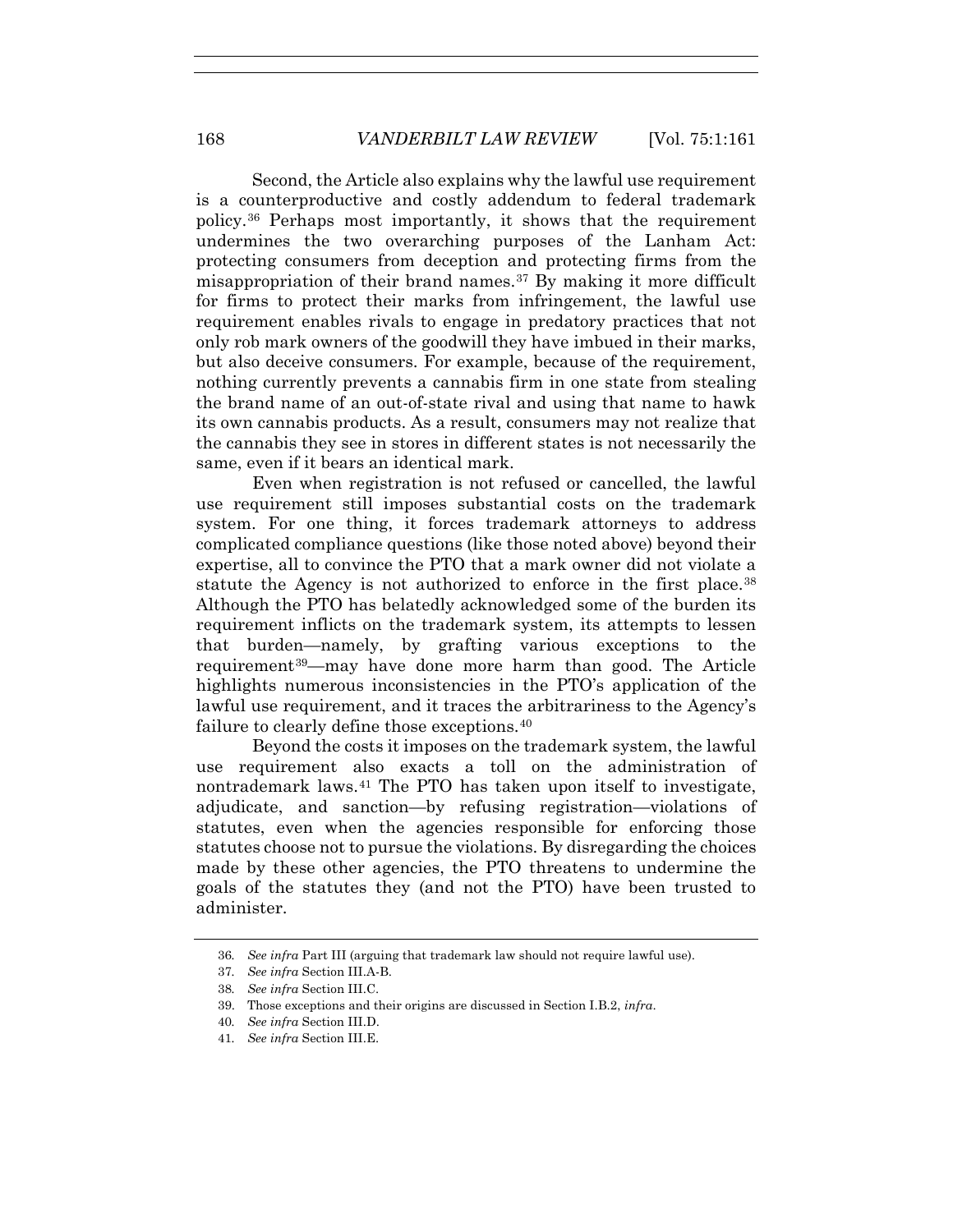Second, the Article also explains why the lawful use requirement is a counterproductive and costly addendum to federal trademark policy.[36] Perhaps most importantly, it shows that the requirement undermines the two overarching purposes of the Lanham Act: protecting consumers from deception and protecting firms from the misappropriation of their brand names.[37] By making it more difficult for firms to protect their marks from infringement, the lawful use requirement enables rivals to engage in predatory practices that not only rob mark owners of the goodwill they have imbued in their marks, but also deceive consumers. For example, because of the requirement, nothing currently prevents a cannabis firm in one state from stealing the brand name of an out-of-state rival and using that name to hawk its own cannabis products. As a result, consumers may not realize that the cannabis they see in stores in different states is not necessarily the same, even if it bears an identical mark.

Even when registration is not refused or cancelled, the lawful use requirement still imposes substantial costs on the trademark system. For one thing, it forces trademark attorneys to address complicated compliance questions (like those noted above) beyond their expertise, all to convince the PTO that a mark owner did not violate a statute the Agency is not authorized to enforce in the first place.[38] Although the PTO has belatedly acknowledged some of the burden its requirement inflicts on the trademark system, its attempts to lessen that burden—namely, by grafting various exceptions to the requirement[39]—may have done more harm than good. The Article highlights numerous inconsistencies in the PTO's application of the lawful use requirement, and it traces the arbitrariness to the Agency's failure to clearly define those exceptions.[40]

Beyond the costs it imposes on the trademark system, the lawful use requirement also exacts a toll on the administration of nontrademark laws.[41] The PTO has taken upon itself to investigate, adjudicate, and sanction—by refusing registration—violations of statutes, even when the agencies responsible for enforcing those statutes choose not to pursue the violations. By disregarding the choices made by these other agencies, the PTO threatens to undermine the goals of the statutes they (and not the PTO) have been trusted to administer.

---

36. *See infra* Part III (arguing that trademark law should not require lawful use).

37. *See infra* Section III.A-B.

38. *See infra* Section III.C.

39. Those exceptions and their origins are discussed in Section I.B.2, *infra*.

40. *See infra* Section III.D.

41. *See infra* Section III.E.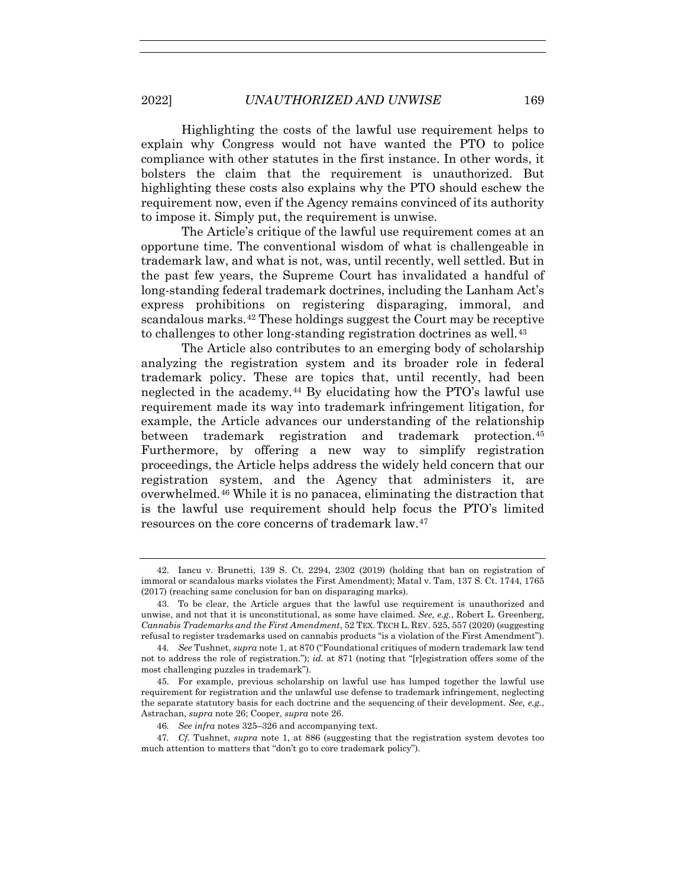Highlighting the costs of the lawful use requirement helps to explain why Congress would not have wanted the PTO to police compliance with other statutes in the first instance. In other words, it bolsters the claim that the requirement is unauthorized. But highlighting these costs also explains why the PTO should eschew the requirement now, even if the Agency remains convinced of its authority to impose it. Simply put, the requirement is unwise.

The Article's critique of the lawful use requirement comes at an opportune time. The conventional wisdom of what is challengeable in trademark law, and what is not, was, until recently, well settled. But in the past few years, the Supreme Court has invalidated a handful of long-standing federal trademark doctrines, including the Lanham Act's express prohibitions on registering disparaging, immoral, and scandalous marks.[42] These holdings suggest the Court may be receptive to challenges to other long-standing registration doctrines as well.[43]

The Article also contributes to an emerging body of scholarship analyzing the registration system and its broader role in federal trademark policy. These are topics that, until recently, had been neglected in the academy.[44] By elucidating how the PTO's lawful use requirement made its way into trademark infringement litigation, for example, the Article advances our understanding of the relationship between trademark registration and trademark protection.[45] Furthermore, by offering a new way to simplify registration proceedings, the Article helps address the widely held concern that our registration system, and the Agency that administers it, are overwhelmed.[46] While it is no panacea, eliminating the distraction that is the lawful use requirement should help focus the PTO's limited resources on the core concerns of trademark law.[47]

---

42. Iancu v. Brunetti, 139 S. Ct. 2294, 2302 (2019) (holding that ban on registration of immoral or scandalous marks violates the First Amendment); Matal v. Tam, 137 S. Ct. 1744, 1765 (2017) (reaching same conclusion for ban on disparaging marks).

43. To be clear, the Article argues that the lawful use requirement is unauthorized and unwise, and not that it is unconstitutional, as some have claimed. *See, e.g.*, Robert L. Greenberg, *Cannabis Trademarks and the First Amendment*, 52 TEX. TECH L. REV. 525, 557 (2020) (suggesting refusal to register trademarks used on cannabis products "is a violation of the First Amendment").

44. *See* Tushnet, *supra* note 1, at 870 ("Foundational critiques of modern trademark law tend not to address the role of registration."); *id.* at 871 (noting that "[r]egistration offers some of the most challenging puzzles in trademark").

45. For example, previous scholarship on lawful use has lumped together the lawful use requirement for registration and the unlawful use defense to trademark infringement, neglecting the separate statutory basis for each doctrine and the sequencing of their development. *See, e.g.*, Astrachan, *supra* note 26; Cooper, *supra* note 26.

46. *See infra* notes 325–326 and accompanying text.

47. *Cf.* Tushnet, *supra* note 1, at 886 (suggesting that the registration system devotes too much attention to matters that "don't go to core trademark policy").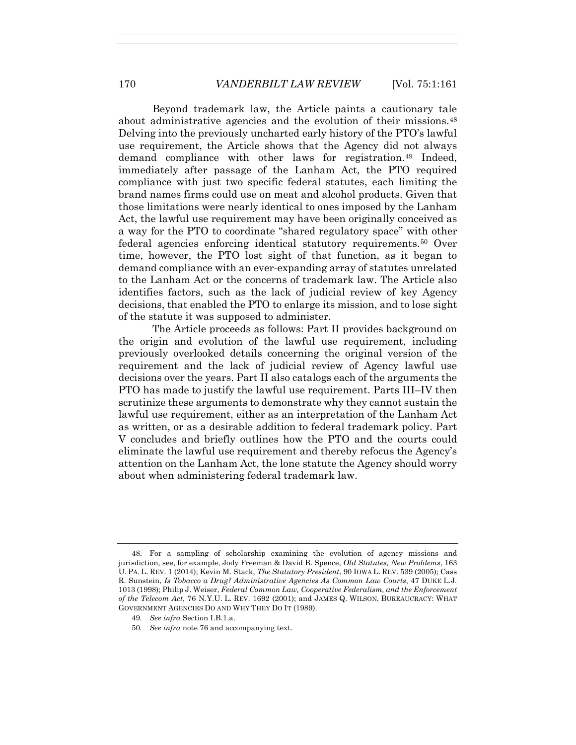Beyond trademark law, the Article paints a cautionary tale about administrative agencies and the evolution of their missions.[48] Delving into the previously uncharted early history of the PTO's lawful use requirement, the Article shows that the Agency did not always demand compliance with other laws for registration.[49] Indeed, immediately after passage of the Lanham Act, the PTO required compliance with just two specific federal statutes, each limiting the brand names firms could use on meat and alcohol products. Given that those limitations were nearly identical to ones imposed by the Lanham Act, the lawful use requirement may have been originally conceived as a way for the PTO to coordinate "shared regulatory space" with other federal agencies enforcing identical statutory requirements.[50] Over time, however, the PTO lost sight of that function, as it began to demand compliance with an ever-expanding array of statutes unrelated to the Lanham Act or the concerns of trademark law. The Article also identifies factors, such as the lack of judicial review of key Agency decisions, that enabled the PTO to enlarge its mission, and to lose sight of the statute it was supposed to administer.

The Article proceeds as follows: Part II provides background on the origin and evolution of the lawful use requirement, including previously overlooked details concerning the original version of the requirement and the lack of judicial review of Agency lawful use decisions over the years. Part II also catalogs each of the arguments the PTO has made to justify the lawful use requirement. Parts III–IV then scrutinize these arguments to demonstrate why they cannot sustain the lawful use requirement, either as an interpretation of the Lanham Act as written, or as a desirable addition to federal trademark policy. Part V concludes and briefly outlines how the PTO and the courts could eliminate the lawful use requirement and thereby refocus the Agency's attention on the Lanham Act, the lone statute the Agency should worry about when administering federal trademark law.

---

48. For a sampling of scholarship examining the evolution of agency missions and jurisdiction, see, for example, Jody Freeman & David B. Spence, *Old Statutes, New Problems*, 163 U. PA. L. REV. 1 (2014); Kevin M. Stack, *The Statutory President*, 90 IOWA L. REV. 539 (2005); Cass R. Sunstein, *Is Tobacco a Drug? Administrative Agencies As Common Law Courts*, 47 DUKE L.J. 1013 (1998); Philip J. Weiser, *Federal Common Law, Cooperative Federalism, and the Enforcement of the Telecom Act*, 76 N.Y.U. L. REV. 1692 (2001); and JAMES Q. WILSON, BUREAUCRACY: WHAT GOVERNMENT AGENCIES DO AND WHY THEY DO IT (1989).

49. *See infra* Section I.B.1.a.

50. *See infra* note 76 and accompanying text.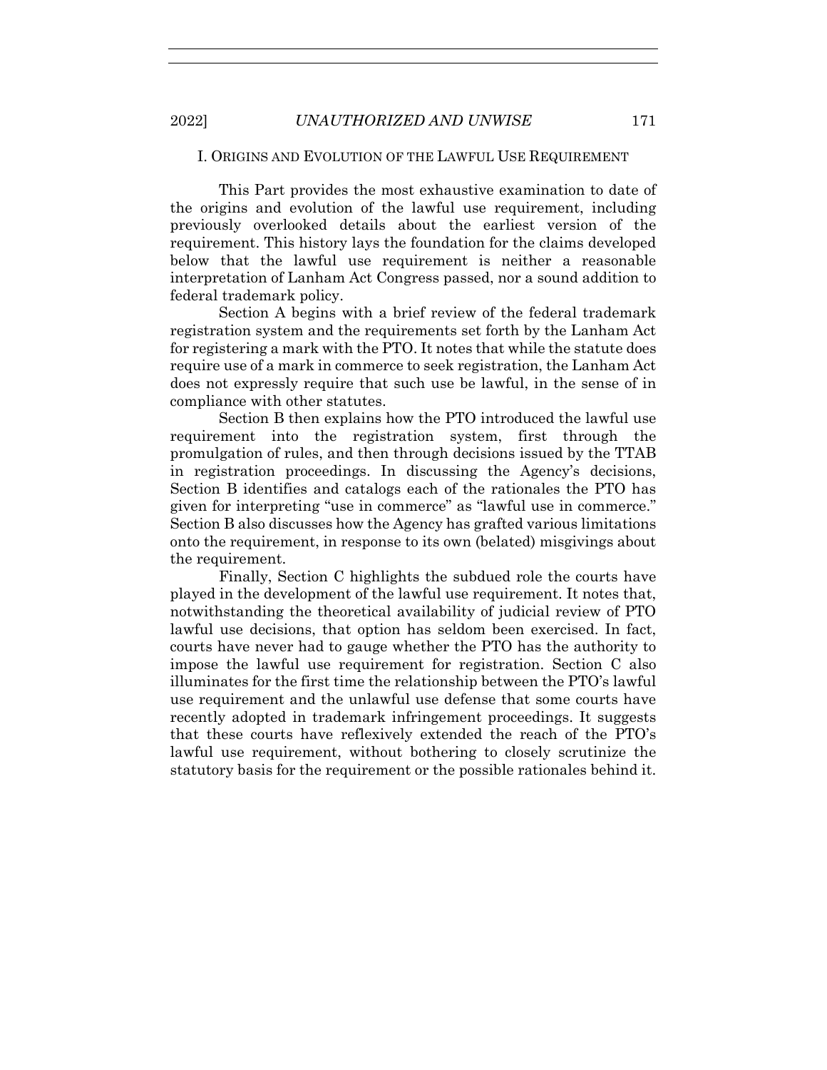## I. Origins and Evolution of the Lawful Use Requirement

This Part provides the most exhaustive examination to date of the origins and evolution of the lawful use requirement, including previously overlooked details about the earliest version of the requirement. This history lays the foundation for the claims developed below that the lawful use requirement is neither a reasonable interpretation of Lanham Act Congress passed, nor a sound addition to federal trademark policy.

Section A begins with a brief review of the federal trademark registration system and the requirements set forth by the Lanham Act for registering a mark with the PTO. It notes that while the statute does require use of a mark in commerce to seek registration, the Lanham Act does not expressly require that such use be lawful, in the sense of in compliance with other statutes.

Section B then explains how the PTO introduced the lawful use requirement into the registration system, first through the promulgation of rules, and then through decisions issued by the TTAB in registration proceedings. In discussing the Agency's decisions, Section B identifies and catalogs each of the rationales the PTO has given for interpreting "use in commerce" as "lawful use in commerce." Section B also discusses how the Agency has grafted various limitations onto the requirement, in response to its own (belated) misgivings about the requirement.

Finally, Section C highlights the subdued role the courts have played in the development of the lawful use requirement. It notes that, notwithstanding the theoretical availability of judicial review of PTO lawful use decisions, that option has seldom been exercised. In fact, courts have never had to gauge whether the PTO has the authority to impose the lawful use requirement for registration. Section C also illuminates for the first time the relationship between the PTO's lawful use requirement and the unlawful use defense that some courts have recently adopted in trademark infringement proceedings. It suggests that these courts have reflexively extended the reach of the PTO's lawful use requirement, without bothering to closely scrutinize the statutory basis for the requirement or the possible rationales behind it.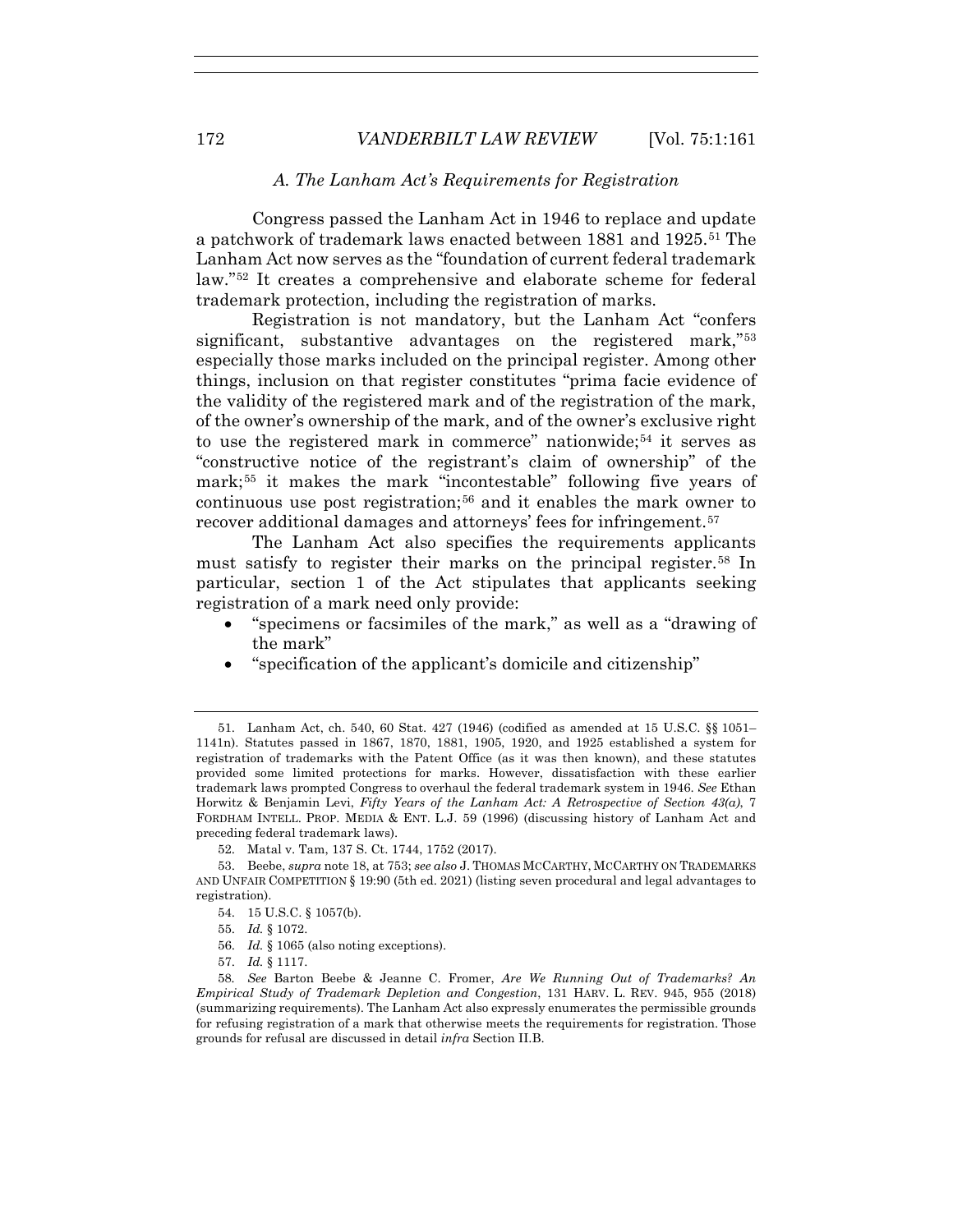### *A. The Lanham Act's Requirements for Registration*

Congress passed the Lanham Act in 1946 to replace and update a patchwork of trademark laws enacted between 1881 and 1925.[51] The Lanham Act now serves as the "foundation of current federal trademark law."[52] It creates a comprehensive and elaborate scheme for federal trademark protection, including the registration of marks.

Registration is not mandatory, but the Lanham Act "confers significant, substantive advantages on the registered mark,"[53] especially those marks included on the principal register. Among other things, inclusion on that register constitutes "prima facie evidence of the validity of the registered mark and of the registration of the mark, of the owner's ownership of the mark, and of the owner's exclusive right to use the registered mark in commerce" nationwide;[54] it serves as "constructive notice of the registrant's claim of ownership" of the mark;[55] it makes the mark "incontestable" following five years of continuous use post registration;[56] and it enables the mark owner to recover additional damages and attorneys' fees for infringement.[57]

The Lanham Act also specifies the requirements applicants must satisfy to register their marks on the principal register.[58] In particular, section 1 of the Act stipulates that applicants seeking registration of a mark need only provide:

- "specimens or facsimiles of the mark," as well as a "drawing of the mark"
- "specification of the applicant's domicile and citizenship"

---

51. Lanham Act, ch. 540, 60 Stat. 427 (1946) (codified as amended at 15 U.S.C. §§ 1051–1141n). Statutes passed in 1867, 1870, 1881, 1905, 1920, and 1925 established a system for registration of trademarks with the Patent Office (as it was then known), and these statutes provided some limited protections for marks. However, dissatisfaction with these earlier trademark laws prompted Congress to overhaul the federal trademark system in 1946. *See* Ethan Horwitz & Benjamin Levi, *Fifty Years of the Lanham Act: A Retrospective of Section 43(a)*, 7 FORDHAM INTELL. PROP. MEDIA & ENT. L.J. 59 (1996) (discussing history of Lanham Act and preceding federal trademark laws).

52. Matal v. Tam, 137 S. Ct. 1744, 1752 (2017).

53. Beebe, *supra* note 18, at 753; *see also* J. THOMAS MCCARTHY, MCCARTHY ON TRADEMARKS AND UNFAIR COMPETITION § 19:90 (5th ed. 2021) (listing seven procedural and legal advantages to registration).

54. 15 U.S.C. § 1057(b).

55. *Id.* § 1072.

56. *Id.* § 1065 (also noting exceptions).

57. *Id.* § 1117.

58. *See* Barton Beebe & Jeanne C. Fromer, *Are We Running Out of Trademarks? An Empirical Study of Trademark Depletion and Congestion*, 131 HARV. L. REV. 945, 955 (2018) (summarizing requirements). The Lanham Act also expressly enumerates the permissible grounds for refusing registration of a mark that otherwise meets the requirements for registration. Those grounds for refusal are discussed in detail *infra* Section II.B.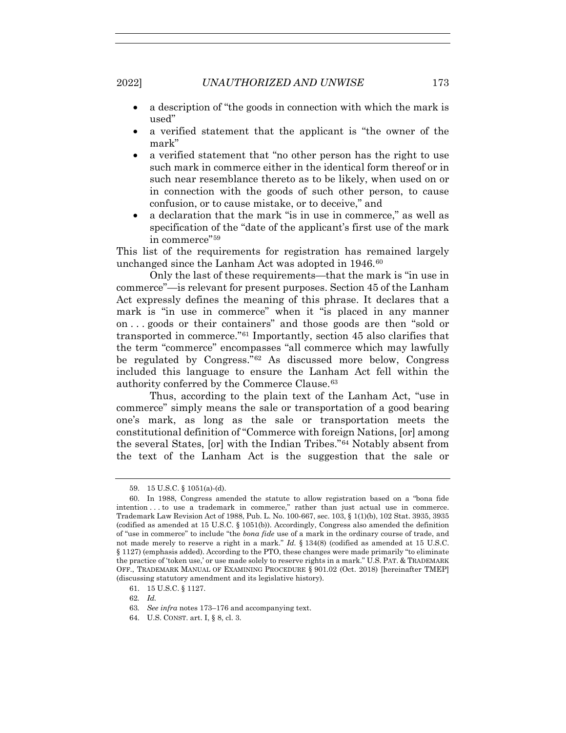- a description of "the goods in connection with which the mark is used"
- a verified statement that the applicant is "the owner of the mark"
- a verified statement that "no other person has the right to use such mark in commerce either in the identical form thereof or in such near resemblance thereto as to be likely, when used on or in connection with the goods of such other person, to cause confusion, or to cause mistake, or to deceive," and
- a declaration that the mark "is in use in commerce," as well as specification of the "date of the applicant's first use of the mark in commerce"[59]

This list of the requirements for registration has remained largely unchanged since the Lanham Act was adopted in 1946.[60]

Only the last of these requirements—that the mark is "in use in commerce"—is relevant for present purposes. Section 45 of the Lanham Act expressly defines the meaning of this phrase. It declares that a mark is "in use in commerce" when it "is placed in any manner on . . . goods or their containers" and those goods are then "sold or transported in commerce."[61] Importantly, section 45 also clarifies that the term "commerce" encompasses "all commerce which may lawfully be regulated by Congress."[62] As discussed more below, Congress included this language to ensure the Lanham Act fell within the authority conferred by the Commerce Clause.[63]

Thus, according to the plain text of the Lanham Act, "use in commerce" simply means the sale or transportation of a good bearing one's mark, as long as the sale or transportation meets the constitutional definition of "Commerce with foreign Nations, [or] among the several States, [or] with the Indian Tribes."[64] Notably absent from the text of the Lanham Act is the suggestion that the sale or

---

59. 15 U.S.C. § 1051(a)-(d).

60. In 1988, Congress amended the statute to allow registration based on a "bona fide intention . . . to use a trademark in commerce," rather than just actual use in commerce. Trademark Law Revision Act of 1988, Pub. L. No. 100-667, sec. 103, § 1(1)(b), 102 Stat. 3935, 3935 (codified as amended at 15 U.S.C. § 1051(b)). Accordingly, Congress also amended the definition of "use in commerce" to include "the *bona fide* use of a mark in the ordinary course of trade, and not made merely to reserve a right in a mark." *Id.* § 134(8) (codified as amended at 15 U.S.C. § 1127) (emphasis added). According to the PTO, these changes were made primarily "to eliminate the practice of 'token use,' or use made solely to reserve rights in a mark." U.S. PAT. & TRADEMARK OFF., TRADEMARK MANUAL OF EXAMINING PROCEDURE § 901.02 (Oct. 2018) [hereinafter TMEP] (discussing statutory amendment and its legislative history).

61. 15 U.S.C. § 1127.

62. *Id.*

63. *See infra* notes 173–176 and accompanying text.

64. U.S. CONST. art. I, § 8, cl. 3.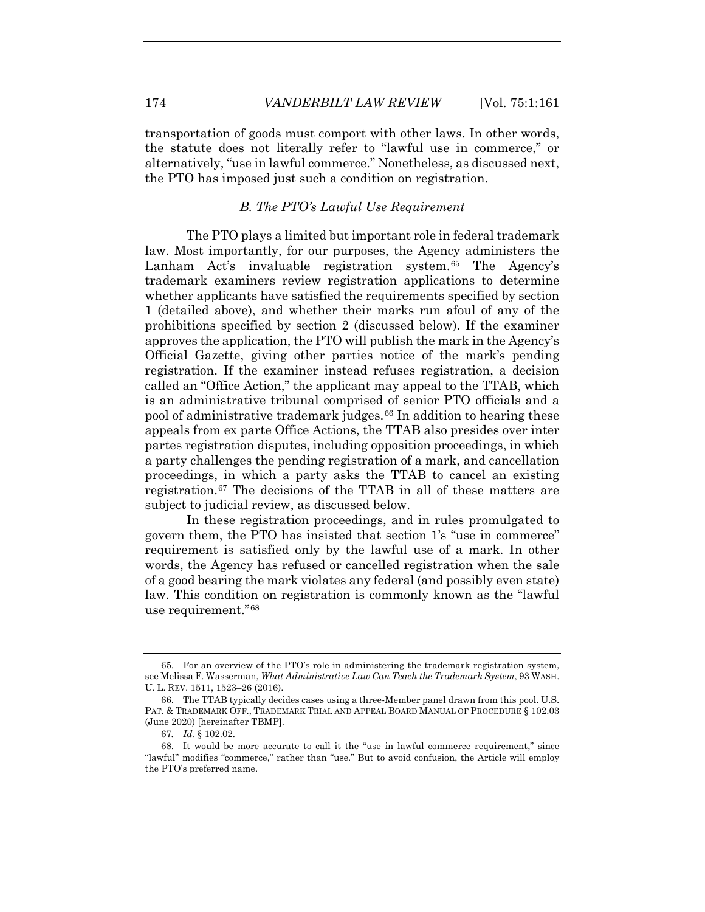transportation of goods must comport with other laws. In other words, the statute does not literally refer to "lawful use in commerce," or alternatively, "use in lawful commerce." Nonetheless, as discussed next, the PTO has imposed just such a condition on registration.

### *B. The PTO's Lawful Use Requirement*

The PTO plays a limited but important role in federal trademark law. Most importantly, for our purposes, the Agency administers the Lanham Act's invaluable registration system.[65] The Agency's trademark examiners review registration applications to determine whether applicants have satisfied the requirements specified by section 1 (detailed above), and whether their marks run afoul of any of the prohibitions specified by section 2 (discussed below). If the examiner approves the application, the PTO will publish the mark in the Agency's Official Gazette, giving other parties notice of the mark's pending registration. If the examiner instead refuses registration, a decision called an "Office Action," the applicant may appeal to the TTAB, which is an administrative tribunal comprised of senior PTO officials and a pool of administrative trademark judges.[66] In addition to hearing these appeals from ex parte Office Actions, the TTAB also presides over inter partes registration disputes, including opposition proceedings, in which a party challenges the pending registration of a mark, and cancellation proceedings, in which a party asks the TTAB to cancel an existing registration.[67] The decisions of the TTAB in all of these matters are subject to judicial review, as discussed below.

In these registration proceedings, and in rules promulgated to govern them, the PTO has insisted that section 1's "use in commerce" requirement is satisfied only by the lawful use of a mark. In other words, the Agency has refused or cancelled registration when the sale of a good bearing the mark violates any federal (and possibly even state) law. This condition on registration is commonly known as the "lawful use requirement."[68]

---

65. For an overview of the PTO's role in administering the trademark registration system, see Melissa F. Wasserman, *What Administrative Law Can Teach the Trademark System*, 93 WASH. U. L. REV. 1511, 1523–26 (2016).

66. The TTAB typically decides cases using a three-Member panel drawn from this pool. U.S. PAT. & TRADEMARK OFF., TRADEMARK TRIAL AND APPEAL BOARD MANUAL OF PROCEDURE § 102.03 (June 2020) [hereinafter TBMP].

67. *Id.* § 102.02.

68. It would be more accurate to call it the "use in lawful commerce requirement," since "lawful" modifies "commerce," rather than "use." But to avoid confusion, the Article will employ the PTO's preferred name.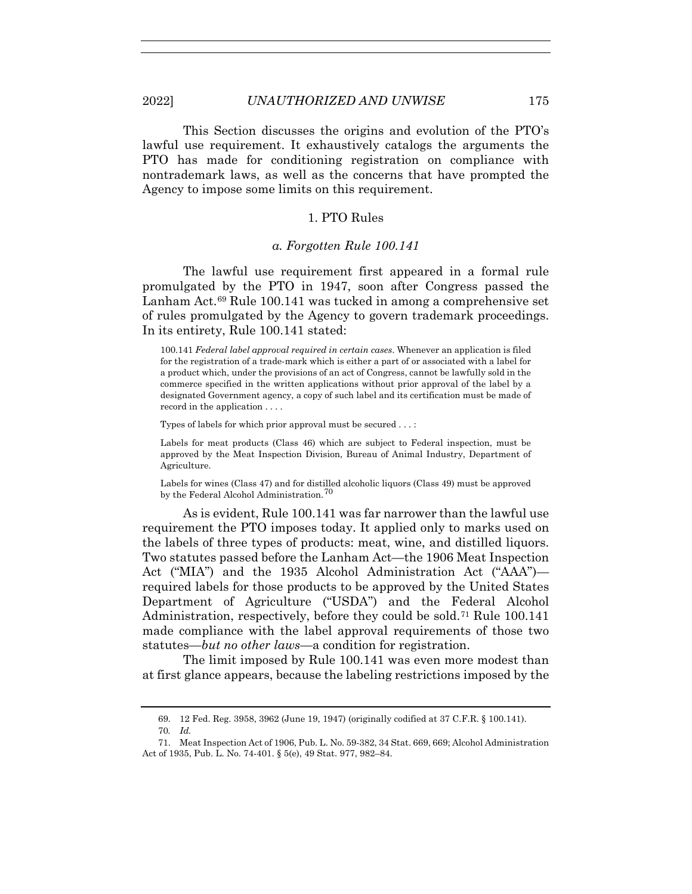This Section discusses the origins and evolution of the PTO's lawful use requirement. It exhaustively catalogs the arguments the PTO has made for conditioning registration on compliance with nontrademark laws, as well as the concerns that have prompted the Agency to impose some limits on this requirement.

### 1. PTO Rules

#### *a. Forgotten Rule 100.141*

The lawful use requirement first appeared in a formal rule promulgated by the PTO in 1947, soon after Congress passed the Lanham Act.[69] Rule 100.141 was tucked in among a comprehensive set of rules promulgated by the Agency to govern trademark proceedings. In its entirety, Rule 100.141 stated:

> 100.141 *Federal label approval required in certain cases.* Whenever an application is filed for the registration of a trade-mark which is either a part of or associated with a label for a product which, under the provisions of an act of Congress, cannot be lawfully sold in the commerce specified in the written applications without prior approval of the label by a designated Government agency, a copy of such label and its certification must be made of record in the application . . . .
>
> Types of labels for which prior approval must be secured . . . :
>
> Labels for meat products (Class 46) which are subject to Federal inspection, must be approved by the Meat Inspection Division, Bureau of Animal Industry, Department of Agriculture.
>
> Labels for wines (Class 47) and for distilled alcoholic liquors (Class 49) must be approved by the Federal Alcohol Administration.[70]

As is evident, Rule 100.141 was far narrower than the lawful use requirement the PTO imposes today. It applied only to marks used on the labels of three types of products: meat, wine, and distilled liquors. Two statutes passed before the Lanham Act—the 1906 Meat Inspection Act ("MIA") and the 1935 Alcohol Administration Act ("AAA")—required labels for those products to be approved by the United States Department of Agriculture ("USDA") and the Federal Alcohol Administration, respectively, before they could be sold.[71] Rule 100.141 made compliance with the label approval requirements of those two statutes—*but no other laws*—a condition for registration.

The limit imposed by Rule 100.141 was even more modest than at first glance appears, because the labeling restrictions imposed by the

---

69. 12 Fed. Reg. 3958, 3962 (June 19, 1947) (originally codified at 37 C.F.R. § 100.141).

70. *Id.*

71. Meat Inspection Act of 1906, Pub. L. No. 59-382, 34 Stat. 669, 669; Alcohol Administration Act of 1935, Pub. L. No. 74-401. § 5(e), 49 Stat. 977, 982–84.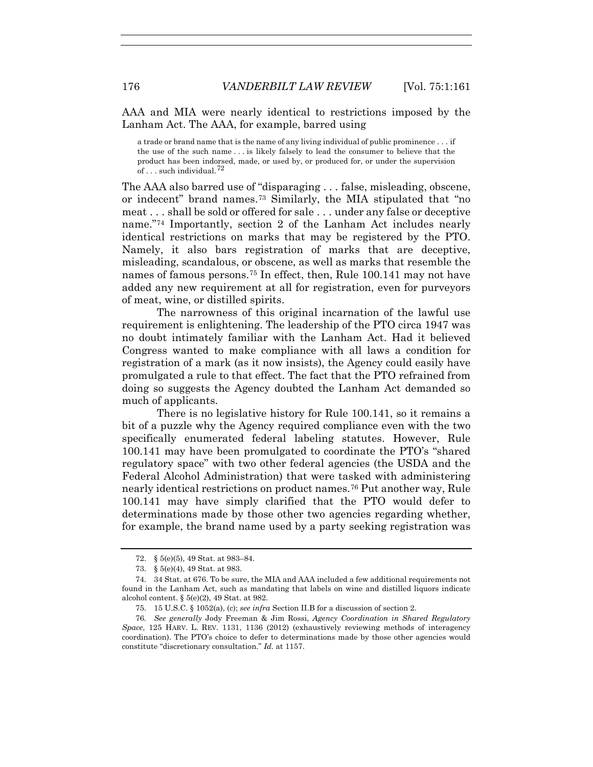AAA and MIA were nearly identical to restrictions imposed by the Lanham Act. The AAA, for example, barred using

> a trade or brand name that is the name of any living individual of public prominence . . . if the use of the such name . . . is likely falsely to lead the consumer to believe that the product has been indorsed, made, or used by, or produced for, or under the supervision of . . . such individual.[72]

The AAA also barred use of "disparaging . . . false, misleading, obscene, or indecent" brand names.[73] Similarly, the MIA stipulated that "no meat . . . shall be sold or offered for sale . . . under any false or deceptive name."[74] Importantly, section 2 of the Lanham Act includes nearly identical restrictions on marks that may be registered by the PTO. Namely, it also bars registration of marks that are deceptive, misleading, scandalous, or obscene, as well as marks that resemble the names of famous persons.[75] In effect, then, Rule 100.141 may not have added any new requirement at all for registration, even for purveyors of meat, wine, or distilled spirits.

The narrowness of this original incarnation of the lawful use requirement is enlightening. The leadership of the PTO circa 1947 was no doubt intimately familiar with the Lanham Act. Had it believed Congress wanted to make compliance with all laws a condition for registration of a mark (as it now insists), the Agency could easily have promulgated a rule to that effect. The fact that the PTO refrained from doing so suggests the Agency doubted the Lanham Act demanded so much of applicants.

There is no legislative history for Rule 100.141, so it remains a bit of a puzzle why the Agency required compliance even with the two specifically enumerated federal labeling statutes. However, Rule 100.141 may have been promulgated to coordinate the PTO's "shared regulatory space" with two other federal agencies (the USDA and the Federal Alcohol Administration) that were tasked with administering nearly identical restrictions on product names.[76] Put another way, Rule 100.141 may have simply clarified that the PTO would defer to determinations made by those other two agencies regarding whether, for example, the brand name used by a party seeking registration was

---

72. § 5(e)(5), 49 Stat. at 983–84.

73. § 5(e)(4), 49 Stat. at 983.

74. 34 Stat. at 676. To be sure, the MIA and AAA included a few additional requirements not found in the Lanham Act, such as mandating that labels on wine and distilled liquors indicate alcohol content. § 5(e)(2), 49 Stat. at 982.

75. 15 U.S.C. § 1052(a), (c); *see infra* Section II.B for a discussion of section 2.

76. *See generally* Jody Freeman & Jim Rossi, *Agency Coordination in Shared Regulatory Space*, 125 HARV. L. REV. 1131, 1136 (2012) (exhaustively reviewing methods of interagency coordination). The PTO's choice to defer to determinations made by those other agencies would constitute "discretionary consultation." *Id.* at 1157.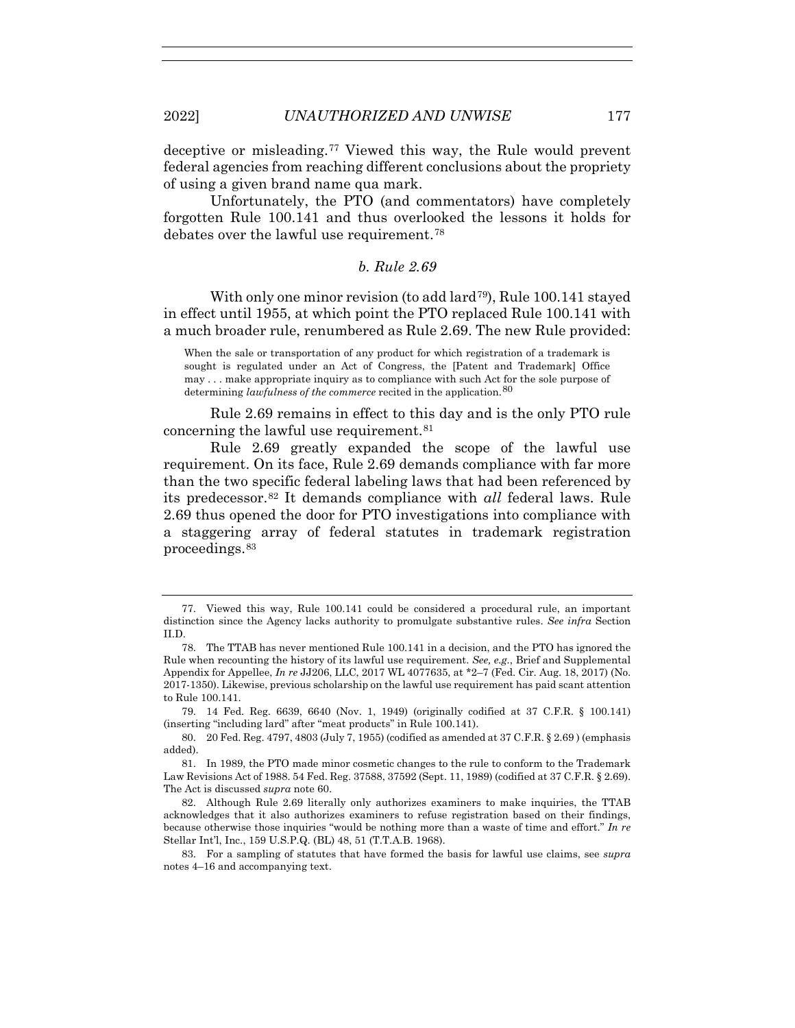deceptive or misleading.[77] Viewed this way, the Rule would prevent federal agencies from reaching different conclusions about the propriety of using a given brand name qua mark.

Unfortunately, the PTO (and commentators) have completely forgotten Rule 100.141 and thus overlooked the lessons it holds for debates over the lawful use requirement.[78]

### *b. Rule 2.69*

With only one minor revision (to add lard[79]), Rule 100.141 stayed in effect until 1955, at which point the PTO replaced Rule 100.141 with a much broader rule, renumbered as Rule 2.69. The new Rule provided:

> When the sale or transportation of any product for which registration of a trademark is sought is regulated under an Act of Congress, the [Patent and Trademark] Office may . . . make appropriate inquiry as to compliance with such Act for the sole purpose of determining *lawfulness of the commerce* recited in the application.[80]

Rule 2.69 remains in effect to this day and is the only PTO rule concerning the lawful use requirement.[81]

Rule 2.69 greatly expanded the scope of the lawful use requirement. On its face, Rule 2.69 demands compliance with far more than the two specific federal labeling laws that had been referenced by its predecessor.[82] It demands compliance with *all* federal laws. Rule 2.69 thus opened the door for PTO investigations into compliance with a staggering array of federal statutes in trademark registration proceedings.[83]

---

77. Viewed this way, Rule 100.141 could be considered a procedural rule, an important distinction since the Agency lacks authority to promulgate substantive rules. *See infra* Section II.D.

78. The TTAB has never mentioned Rule 100.141 in a decision, and the PTO has ignored the Rule when recounting the history of its lawful use requirement. *See, e.g.*, Brief and Supplemental Appendix for Appellee, *In re* JJ206, LLC, 2017 WL 4077635, at *2–7 (Fed. Cir. Aug. 18, 2017) (No. 2017-1350). Likewise, previous scholarship on the lawful use requirement has paid scant attention to Rule 100.141.

79. 14 Fed. Reg. 6639, 6640 (Nov. 1, 1949) (originally codified at 37 C.F.R. § 100.141) (inserting "including lard" after "meat products" in Rule 100.141).

80. 20 Fed. Reg. 4797, 4803 (July 7, 1955) (codified as amended at 37 C.F.R. § 2.69 ) (emphasis added).

81. In 1989, the PTO made minor cosmetic changes to the rule to conform to the Trademark Law Revisions Act of 1988. 54 Fed. Reg. 37588, 37592 (Sept. 11, 1989) (codified at 37 C.F.R. § 2.69). The Act is discussed *supra* note 60.

82. Although Rule 2.69 literally only authorizes examiners to make inquiries, the TTAB acknowledges that it also authorizes examiners to refuse registration based on their findings, because otherwise those inquiries "would be nothing more than a waste of time and effort." *In re* Stellar Int'l, Inc., 159 U.S.P.Q. (BL) 48, 51 (T.T.A.B. 1968).

83. For a sampling of statutes that have formed the basis for lawful use claims, see *supra* notes 4–16 and accompanying text.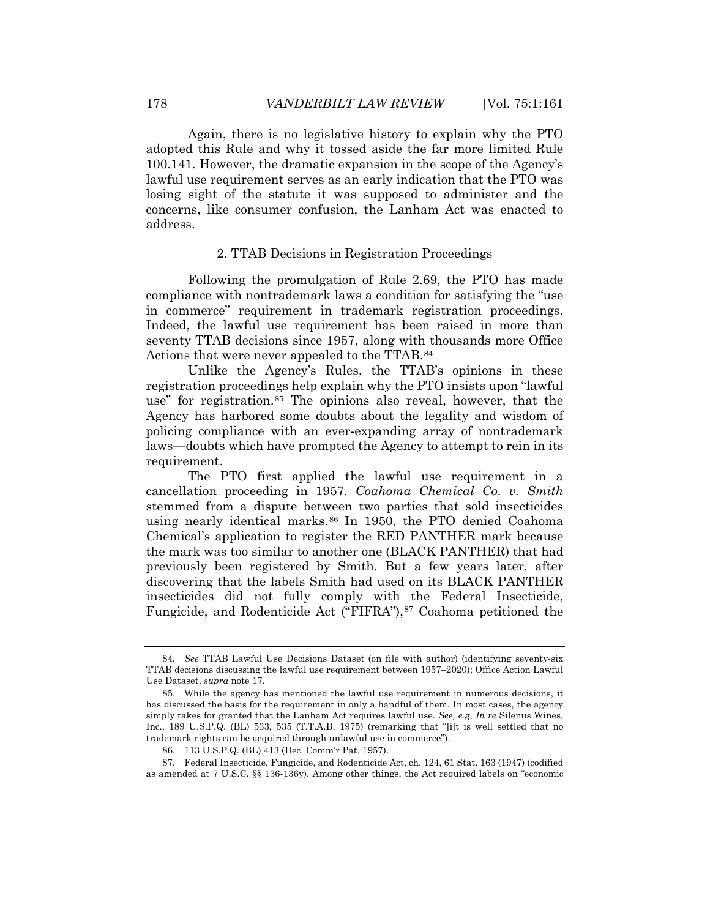Again, there is no legislative history to explain why the PTO adopted this Rule and why it tossed aside the far more limited Rule 100.141. However, the dramatic expansion in the scope of the Agency's lawful use requirement serves as an early indication that the PTO was losing sight of the statute it was supposed to administer and the concerns, like consumer confusion, the Lanham Act was enacted to address.

### 2. TTAB Decisions in Registration Proceedings

Following the promulgation of Rule 2.69, the PTO has made compliance with nontrademark laws a condition for satisfying the "use in commerce" requirement in trademark registration proceedings. Indeed, the lawful use requirement has been raised in more than seventy TTAB decisions since 1957, along with thousands more Office Actions that were never appealed to the TTAB.[84]

Unlike the Agency's Rules, the TTAB's opinions in these registration proceedings help explain why the PTO insists upon "lawful use" for registration.[85] The opinions also reveal, however, that the Agency has harbored some doubts about the legality and wisdom of policing compliance with an ever-expanding array of nontrademark laws—doubts which have prompted the Agency to attempt to rein in its requirement.

The PTO first applied the lawful use requirement in a cancellation proceeding in 1957. *Coahoma Chemical Co. v. Smith* stemmed from a dispute between two parties that sold insecticides using nearly identical marks.[86] In 1950, the PTO denied Coahoma Chemical's application to register the RED PANTHER mark because the mark was too similar to another one (BLACK PANTHER) that had previously been registered by Smith. But a few years later, after discovering that the labels Smith had used on its BLACK PANTHER insecticides did not fully comply with the Federal Insecticide, Fungicide, and Rodenticide Act ("FIFRA"),[87] Coahoma petitioned the

---

84. *See* TTAB Lawful Use Decisions Dataset (on file with author) (identifying seventy-six TTAB decisions discussing the lawful use requirement between 1957–2020); Office Action Lawful Use Dataset, *supra* note 17.

85. While the agency has mentioned the lawful use requirement in numerous decisions, it has discussed the basis for the requirement in only a handful of them. In most cases, the agency simply takes for granted that the Lanham Act requires lawful use. *See, e.g*, *In re* Silenus Wines, Inc., 189 U.S.P.Q. (BL) 533, 535 (T.T.A.B. 1975) (remarking that "[i]t is well settled that no trademark rights can be acquired through unlawful use in commerce").

86. 113 U.S.P.Q. (BL) 413 (Dec. Comm'r Pat. 1957).

87. Federal Insecticide, Fungicide, and Rodenticide Act, ch. 124, 61 Stat. 163 (1947) (codified as amended at 7 U.S.C. §§ 136-136y). Among other things, the Act required labels on "economic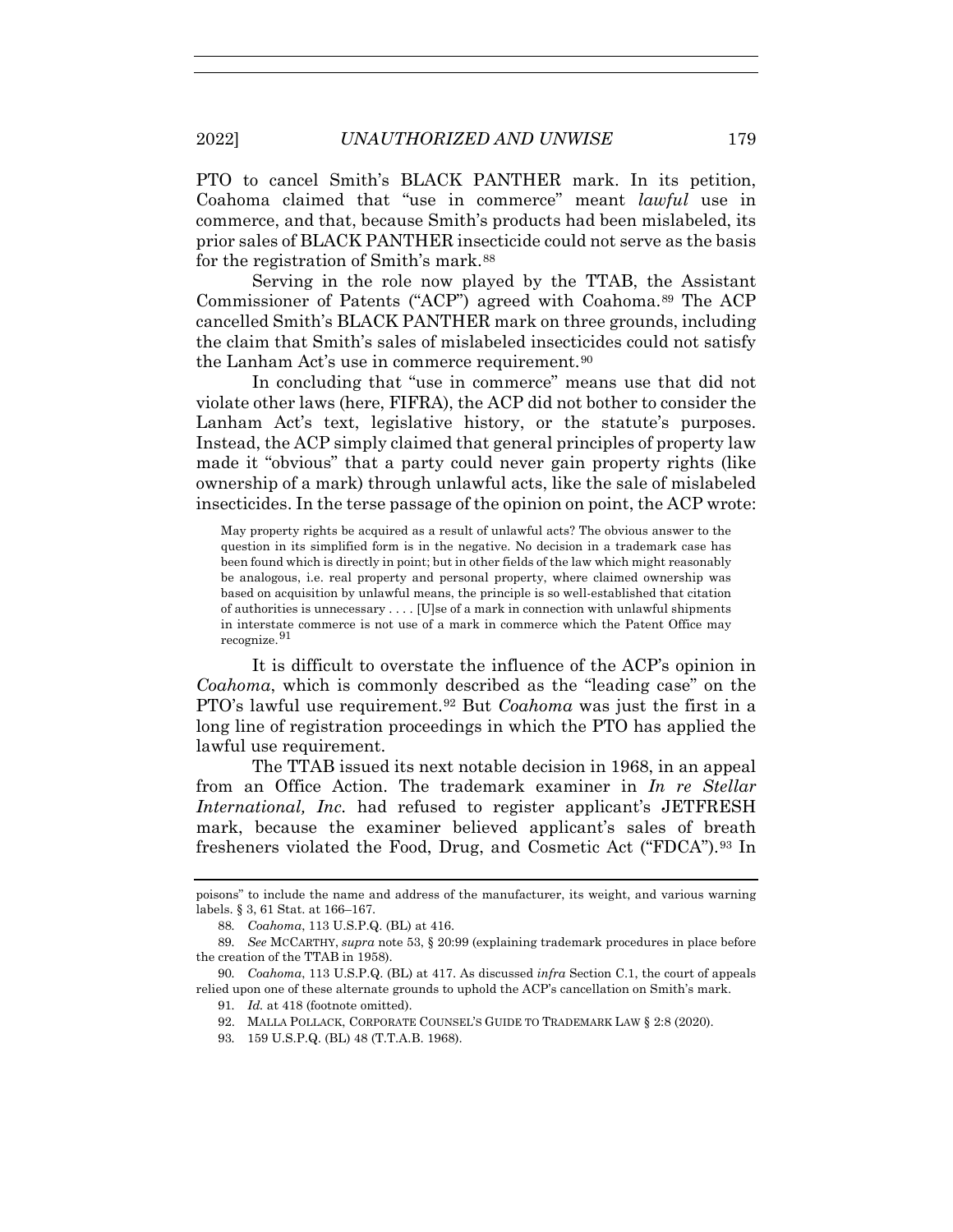PTO to cancel Smith's BLACK PANTHER mark. In its petition, Coahoma claimed that "use in commerce" meant *lawful* use in commerce, and that, because Smith's products had been mislabeled, its prior sales of BLACK PANTHER insecticide could not serve as the basis for the registration of Smith's mark.[88]

Serving in the role now played by the TTAB, the Assistant Commissioner of Patents ("ACP") agreed with Coahoma.[89] The ACP cancelled Smith's BLACK PANTHER mark on three grounds, including the claim that Smith's sales of mislabeled insecticides could not satisfy the Lanham Act's use in commerce requirement.[90]

In concluding that "use in commerce" means use that did not violate other laws (here, FIFRA), the ACP did not bother to consider the Lanham Act's text, legislative history, or the statute's purposes. Instead, the ACP simply claimed that general principles of property law made it "obvious" that a party could never gain property rights (like ownership of a mark) through unlawful acts, like the sale of mislabeled insecticides. In the terse passage of the opinion on point, the ACP wrote:

> May property rights be acquired as a result of unlawful acts? The obvious answer to the question in its simplified form is in the negative. No decision in a trademark case has been found which is directly in point; but in other fields of the law which might reasonably be analogous, i.e. real property and personal property, where claimed ownership was based on acquisition by unlawful means, the principle is so well-established that citation of authorities is unnecessary . . . . [U]se of a mark in connection with unlawful shipments in interstate commerce is not use of a mark in commerce which the Patent Office may recognize.[91]

It is difficult to overstate the influence of the ACP's opinion in *Coahoma*, which is commonly described as the "leading case" on the PTO's lawful use requirement.[92] But *Coahoma* was just the first in a long line of registration proceedings in which the PTO has applied the lawful use requirement.

The TTAB issued its next notable decision in 1968, in an appeal from an Office Action. The trademark examiner in *In re Stellar International, Inc.* had refused to register applicant's JETFRESH mark, because the examiner believed applicant's sales of breath fresheners violated the Food, Drug, and Cosmetic Act ("FDCA").[93] In

---

poisons" to include the name and address of the manufacturer, its weight, and various warning labels. § 3, 61 Stat. at 166–167.

88. *Coahoma*, 113 U.S.P.Q. (BL) at 416.

89. *See* MCCARTHY, *supra* note 53, § 20:99 (explaining trademark procedures in place before the creation of the TTAB in 1958).

90. *Coahoma*, 113 U.S.P.Q. (BL) at 417. As discussed *infra* Section C.1, the court of appeals relied upon one of these alternate grounds to uphold the ACP's cancellation on Smith's mark.

91. *Id.* at 418 (footnote omitted).

92. MALLA POLLACK, CORPORATE COUNSEL'S GUIDE TO TRADEMARK LAW § 2:8 (2020).

93. 159 U.S.P.Q. (BL) 48 (T.T.A.B. 1968).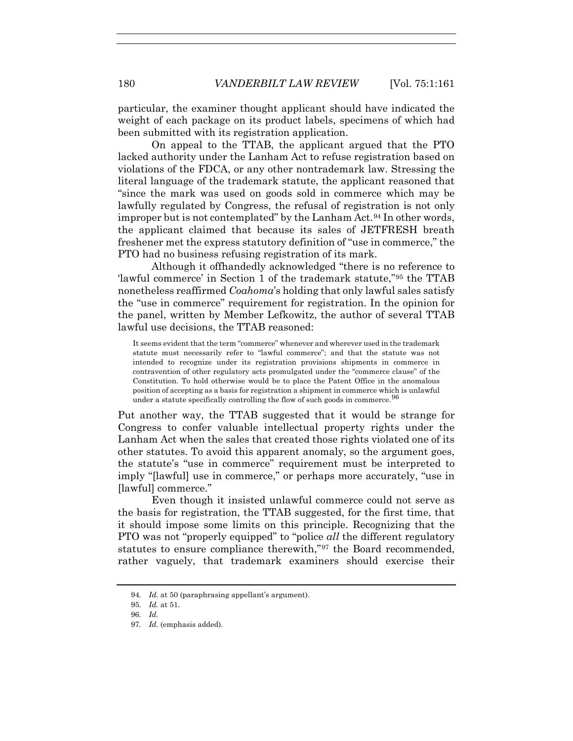particular, the examiner thought applicant should have indicated the weight of each package on its product labels, specimens of which had been submitted with its registration application.

On appeal to the TTAB, the applicant argued that the PTO lacked authority under the Lanham Act to refuse registration based on violations of the FDCA, or any other nontrademark law. Stressing the literal language of the trademark statute, the applicant reasoned that "since the mark was used on goods sold in commerce which may be lawfully regulated by Congress, the refusal of registration is not only improper but is not contemplated" by the Lanham Act.[94] In other words, the applicant claimed that because its sales of JETFRESH breath freshener met the express statutory definition of "use in commerce," the PTO had no business refusing registration of its mark.

Although it offhandedly acknowledged "there is no reference to 'lawful commerce' in Section 1 of the trademark statute,"[95] the TTAB nonetheless reaffirmed *Coahoma*'s holding that only lawful sales satisfy the "use in commerce" requirement for registration. In the opinion for the panel, written by Member Lefkowitz, the author of several TTAB lawful use decisions, the TTAB reasoned:

> It seems evident that the term "commerce" whenever and wherever used in the trademark statute must necessarily refer to "lawful commerce"; and that the statute was not intended to recognize under its registration provisions shipments in commerce in contravention of other regulatory acts promulgated under the "commerce clause" of the Constitution. To hold otherwise would be to place the Patent Office in the anomalous position of accepting as a basis for registration a shipment in commerce which is unlawful under a statute specifically controlling the flow of such goods in commerce.[96]

Put another way, the TTAB suggested that it would be strange for Congress to confer valuable intellectual property rights under the Lanham Act when the sales that created those rights violated one of its other statutes. To avoid this apparent anomaly, so the argument goes, the statute's "use in commerce" requirement must be interpreted to imply "[lawful] use in commerce," or perhaps more accurately, "use in [lawful] commerce."

Even though it insisted unlawful commerce could not serve as the basis for registration, the TTAB suggested, for the first time, that it should impose some limits on this principle. Recognizing that the PTO was not "properly equipped" to "police *all* the different regulatory statutes to ensure compliance therewith,"[97] the Board recommended, rather vaguely, that trademark examiners should exercise their

94. *Id.* at 50 (paraphrasing appellant's argument).

95. *Id.* at 51.

96. *Id.*

97. *Id.* (emphasis added).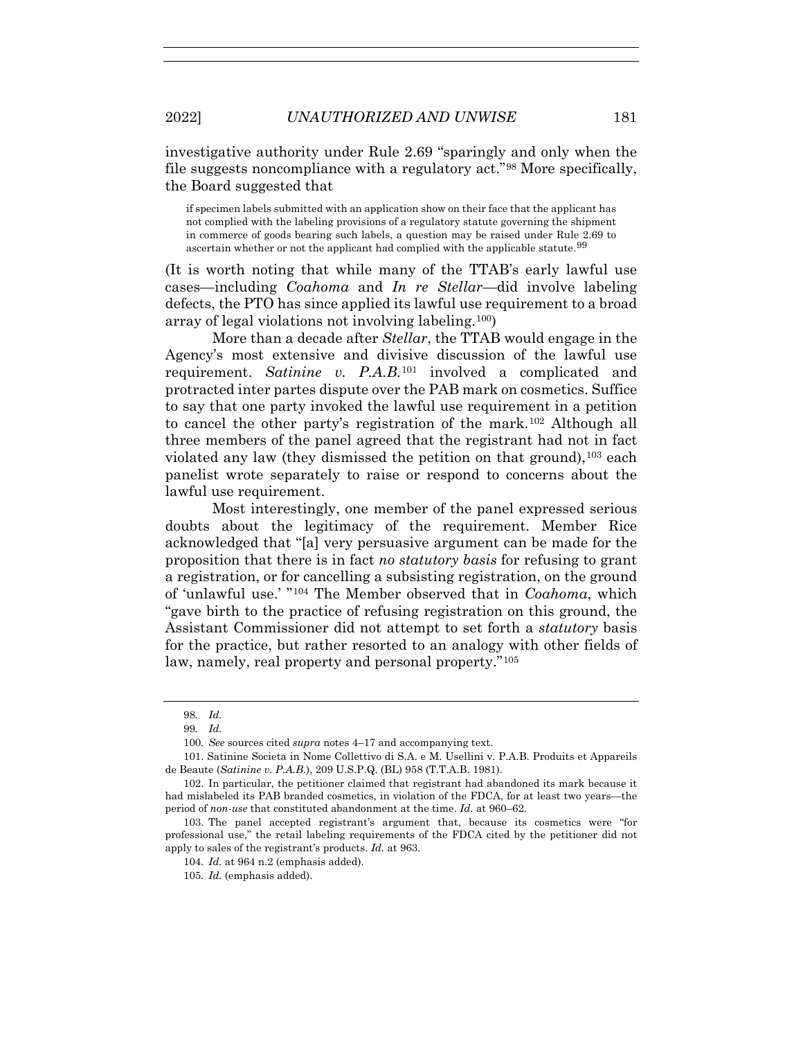investigative authority under Rule 2.69 "sparingly and only when the file suggests noncompliance with a regulatory act."[98] More specifically, the Board suggested that

> if specimen labels submitted with an application show on their face that the applicant has not complied with the labeling provisions of a regulatory statute governing the shipment in commerce of goods bearing such labels, a question may be raised under Rule 2.69 to ascertain whether or not the applicant had complied with the applicable statute.[99]

(It is worth noting that while many of the TTAB's early lawful use cases—including *Coahoma* and *In re Stellar*—did involve labeling defects, the PTO has since applied its lawful use requirement to a broad array of legal violations not involving labeling.[100])

More than a decade after *Stellar*, the TTAB would engage in the Agency's most extensive and divisive discussion of the lawful use requirement. *Satinine v. P.A.B.*[101] involved a complicated and protracted inter partes dispute over the PAB mark on cosmetics. Suffice to say that one party invoked the lawful use requirement in a petition to cancel the other party's registration of the mark.[102] Although all three members of the panel agreed that the registrant had not in fact violated any law (they dismissed the petition on that ground),[103] each panelist wrote separately to raise or respond to concerns about the lawful use requirement.

Most interestingly, one member of the panel expressed serious doubts about the legitimacy of the requirement. Member Rice acknowledged that "[a] very persuasive argument can be made for the proposition that there is in fact *no statutory basis* for refusing to grant a registration, or for cancelling a subsisting registration, on the ground of 'unlawful use.' "[104] The Member observed that in *Coahoma*, which "gave birth to the practice of refusing registration on this ground, the Assistant Commissioner did not attempt to set forth a *statutory* basis for the practice, but rather resorted to an analogy with other fields of law, namely, real property and personal property."[105]

---

98. *Id.*

99. *Id.*

100. *See* sources cited *supra* notes 4–17 and accompanying text.

101. Satinine Societa in Nome Collettivo di S.A. e M. Usellini v. P.A.B. Produits et Appareils de Beaute (*Satinine v. P.A.B.*), 209 U.S.P.Q. (BL) 958 (T.T.A.B. 1981).

102. In particular, the petitioner claimed that registrant had abandoned its mark because it had mislabeled its PAB branded cosmetics, in violation of the FDCA, for at least two years—the period of *non-use* that constituted abandonment at the time. *Id.* at 960–62.

103. The panel accepted registrant's argument that, because its cosmetics were "for professional use," the retail labeling requirements of the FDCA cited by the petitioner did not apply to sales of the registrant's products. *Id.* at 963.

104. *Id.* at 964 n.2 (emphasis added).

105. *Id.* (emphasis added).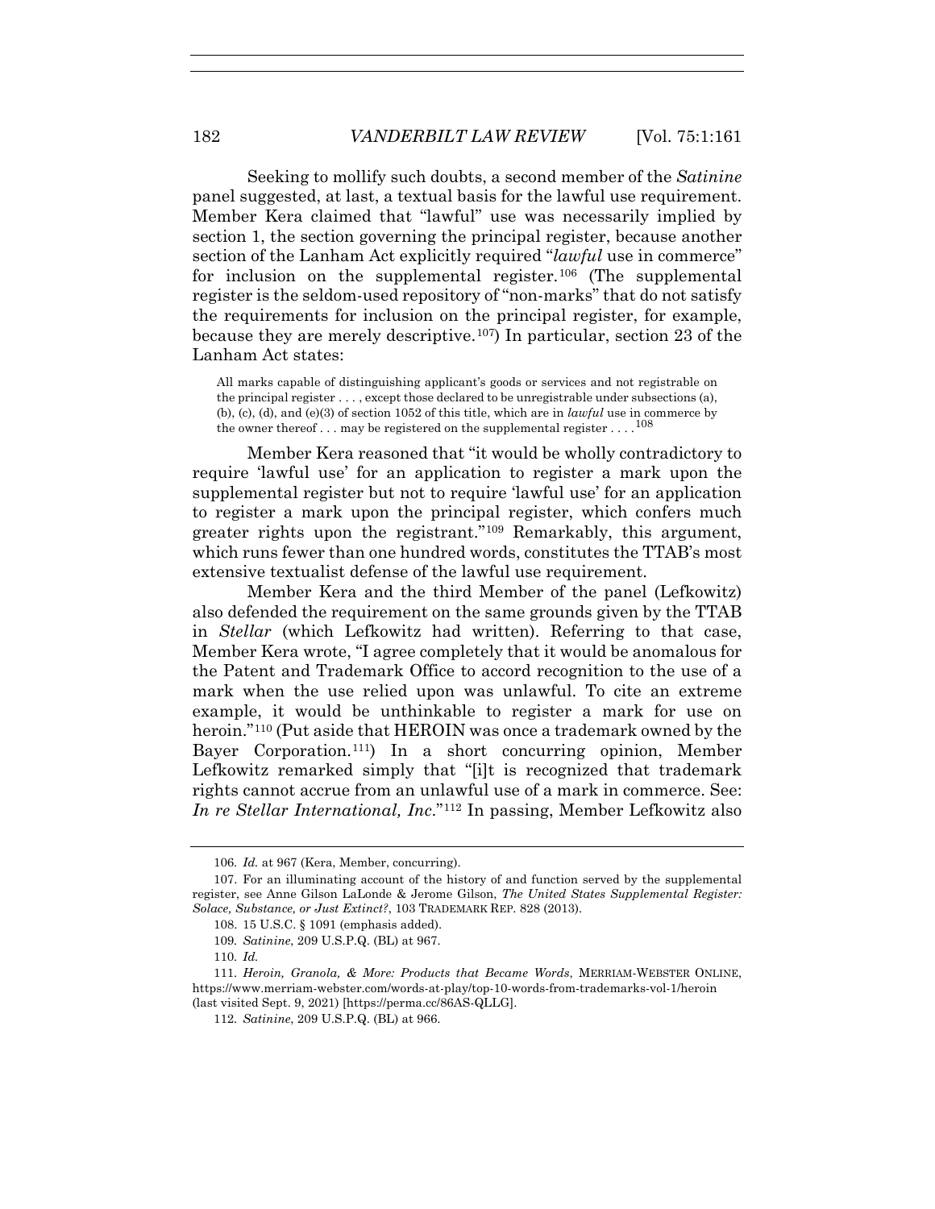Seeking to mollify such doubts, a second member of the *Satinine* panel suggested, at last, a textual basis for the lawful use requirement. Member Kera claimed that "lawful" use was necessarily implied by section 1, the section governing the principal register, because another section of the Lanham Act explicitly required "*lawful* use in commerce" for inclusion on the supplemental register.[106] (The supplemental register is the seldom-used repository of "non-marks" that do not satisfy the requirements for inclusion on the principal register, for example, because they are merely descriptive.[107]) In particular, section 23 of the Lanham Act states:

> All marks capable of distinguishing applicant's goods or services and not registrable on the principal register . . . , except those declared to be unregistrable under subsections (a), (b), (c), (d), and (e)(3) of section 1052 of this title, which are in *lawful* use in commerce by the owner thereof . . . may be registered on the supplemental register . . . .[108]

Member Kera reasoned that "it would be wholly contradictory to require 'lawful use' for an application to register a mark upon the supplemental register but not to require 'lawful use' for an application to register a mark upon the principal register, which confers much greater rights upon the registrant."[109] Remarkably, this argument, which runs fewer than one hundred words, constitutes the TTAB's most extensive textualist defense of the lawful use requirement.

Member Kera and the third Member of the panel (Lefkowitz) also defended the requirement on the same grounds given by the TTAB in *Stellar* (which Lefkowitz had written). Referring to that case, Member Kera wrote, "I agree completely that it would be anomalous for the Patent and Trademark Office to accord recognition to the use of a mark when the use relied upon was unlawful. To cite an extreme example, it would be unthinkable to register a mark for use on heroin."[110] (Put aside that HEROIN was once a trademark owned by the Bayer Corporation.[111]) In a short concurring opinion, Member Lefkowitz remarked simply that "[i]t is recognized that trademark rights cannot accrue from an unlawful use of a mark in commerce. See: *In re Stellar International, Inc.*"[112] In passing, Member Lefkowitz also

---

106. *Id.* at 967 (Kera, Member, concurring).

107. For an illuminating account of the history of and function served by the supplemental register, see Anne Gilson LaLonde & Jerome Gilson, *The United States Supplemental Register: Solace, Substance, or Just Extinct?*, 103 TRADEMARK REP. 828 (2013).

108. 15 U.S.C. § 1091 (emphasis added).

109. *Satinine*, 209 U.S.P.Q. (BL) at 967.

110. *Id.*

111. *Heroin, Granola, & More: Products that Became Words*, MERRIAM-WEBSTER ONLINE, https://www.merriam-webster.com/words-at-play/top-10-words-from-trademarks-vol-1/heroin (last visited Sept. 9, 2021) [https://perma.cc/86AS-QLLG].

112. *Satinine*, 209 U.S.P.Q. (BL) at 966.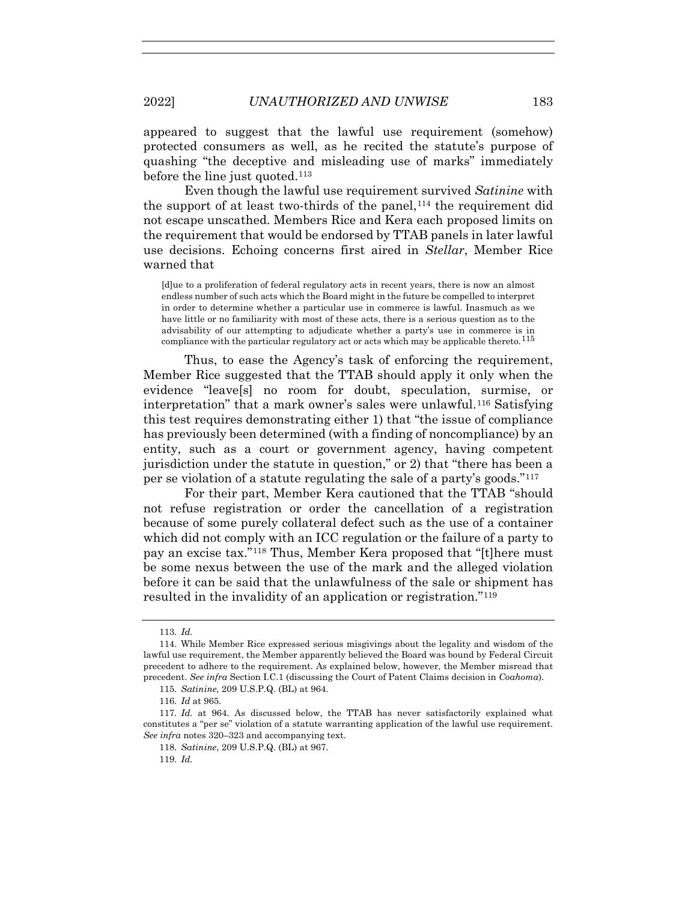appeared to suggest that the lawful use requirement (somehow) protected consumers as well, as he recited the statute's purpose of quashing "the deceptive and misleading use of marks" immediately before the line just quoted.[113]

Even though the lawful use requirement survived *Satinine* with the support of at least two-thirds of the panel,[114] the requirement did not escape unscathed. Members Rice and Kera each proposed limits on the requirement that would be endorsed by TTAB panels in later lawful use decisions. Echoing concerns first aired in *Stellar*, Member Rice warned that

> [d]ue to a proliferation of federal regulatory acts in recent years, there is now an almost endless number of such acts which the Board might in the future be compelled to interpret in order to determine whether a particular use in commerce is lawful. Inasmuch as we have little or no familiarity with most of these acts, there is a serious question as to the advisability of our attempting to adjudicate whether a party's use in commerce is in compliance with the particular regulatory act or acts which may be applicable thereto.[115]

Thus, to ease the Agency's task of enforcing the requirement, Member Rice suggested that the TTAB should apply it only when the evidence "leave[s] no room for doubt, speculation, surmise, or interpretation" that a mark owner's sales were unlawful.[116] Satisfying this test requires demonstrating either 1) that "the issue of compliance has previously been determined (with a finding of noncompliance) by an entity, such as a court or government agency, having competent jurisdiction under the statute in question," or 2) that "there has been a per se violation of a statute regulating the sale of a party's goods."[117]

For their part, Member Kera cautioned that the TTAB "should not refuse registration or order the cancellation of a registration because of some purely collateral defect such as the use of a container which did not comply with an ICC regulation or the failure of a party to pay an excise tax."[118] Thus, Member Kera proposed that "[t]here must be some nexus between the use of the mark and the alleged violation before it can be said that the unlawfulness of the sale or shipment has resulted in the invalidity of an application or registration."[119]

---

113. *Id.*

114. While Member Rice expressed serious misgivings about the legality and wisdom of the lawful use requirement, the Member apparently believed the Board was bound by Federal Circuit precedent to adhere to the requirement. As explained below, however, the Member misread that precedent. *See infra* Section I.C.1 (discussing the Court of Patent Claims decision in *Coahoma*).

115. *Satinine*, 209 U.S.P.Q. (BL) at 964.

116. *Id* at 965.

117. *Id.* at 964. As discussed below, the TTAB has never satisfactorily explained what constitutes a "per se" violation of a statute warranting application of the lawful use requirement. *See infra* notes 320–323 and accompanying text.

118. *Satinine*, 209 U.S.P.Q. (BL) at 967.

119. *Id.*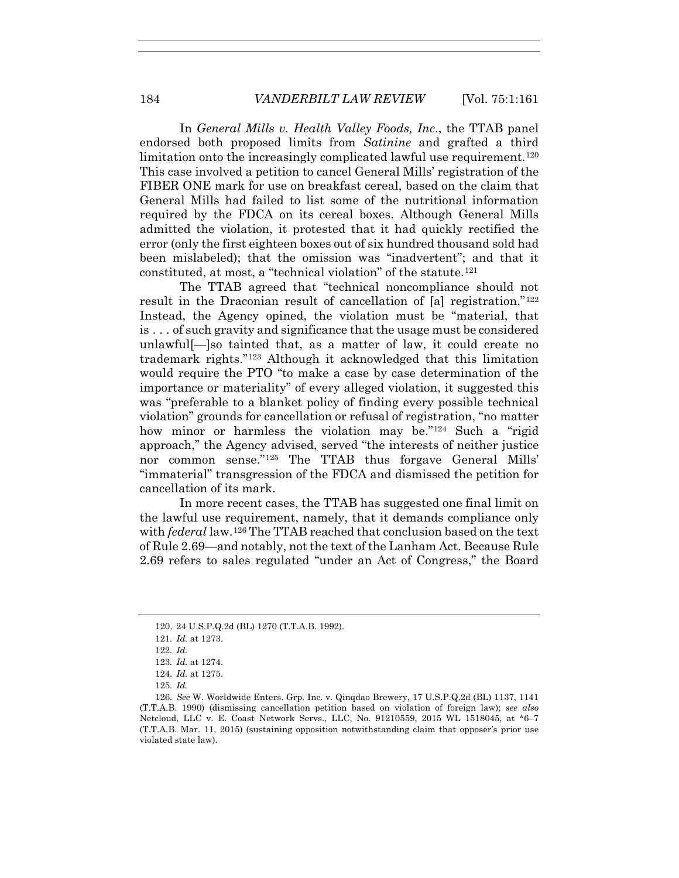In *General Mills v. Health Valley Foods, Inc.*, the TTAB panel endorsed both proposed limits from *Satinine* and grafted a third limitation onto the increasingly complicated lawful use requirement.[120] This case involved a petition to cancel General Mills' registration of the FIBER ONE mark for use on breakfast cereal, based on the claim that General Mills had failed to list some of the nutritional information required by the FDCA on its cereal boxes. Although General Mills admitted the violation, it protested that it had quickly rectified the error (only the first eighteen boxes out of six hundred thousand sold had been mislabeled); that the omission was "inadvertent"; and that it constituted, at most, a "technical violation" of the statute.[121]

The TTAB agreed that "technical noncompliance should not result in the Draconian result of cancellation of [a] registration."[122] Instead, the Agency opined, the violation must be "material, that is . . . of such gravity and significance that the usage must be considered unlawful[—]so tainted that, as a matter of law, it could create no trademark rights."[123] Although it acknowledged that this limitation would require the PTO "to make a case by case determination of the importance or materiality" of every alleged violation, it suggested this was "preferable to a blanket policy of finding every possible technical violation" grounds for cancellation or refusal of registration, "no matter how minor or harmless the violation may be."[124] Such a "rigid approach," the Agency advised, served "the interests of neither justice nor common sense."[125] The TTAB thus forgave General Mills' "immaterial" transgression of the FDCA and dismissed the petition for cancellation of its mark.

In more recent cases, the TTAB has suggested one final limit on the lawful use requirement, namely, that it demands compliance only with *federal* law.[126] The TTAB reached that conclusion based on the text of Rule 2.69—and notably, not the text of the Lanham Act. Because Rule 2.69 refers to sales regulated "under an Act of Congress," the Board

---

120. 24 U.S.P.Q.2d (BL) 1270 (T.T.A.B. 1992).

121. *Id.* at 1273.

122. *Id.*

123. *Id.* at 1274.

124. *Id.* at 1275.

125. *Id.*

126. *See* W. Worldwide Enters. Grp. Inc. v. Qinqdao Brewery, 17 U.S.P.Q.2d (BL) 1137, 1141 (T.T.A.B. 1990) (dismissing cancellation petition based on violation of foreign law); *see also* Netcloud, LLC v. E. Coast Network Servs., LLC, No. 91210559, 2015 WL 1518045, at *6–7 (T.T.A.B. Mar. 11, 2015) (sustaining opposition notwithstanding claim that opposer's prior use violated state law).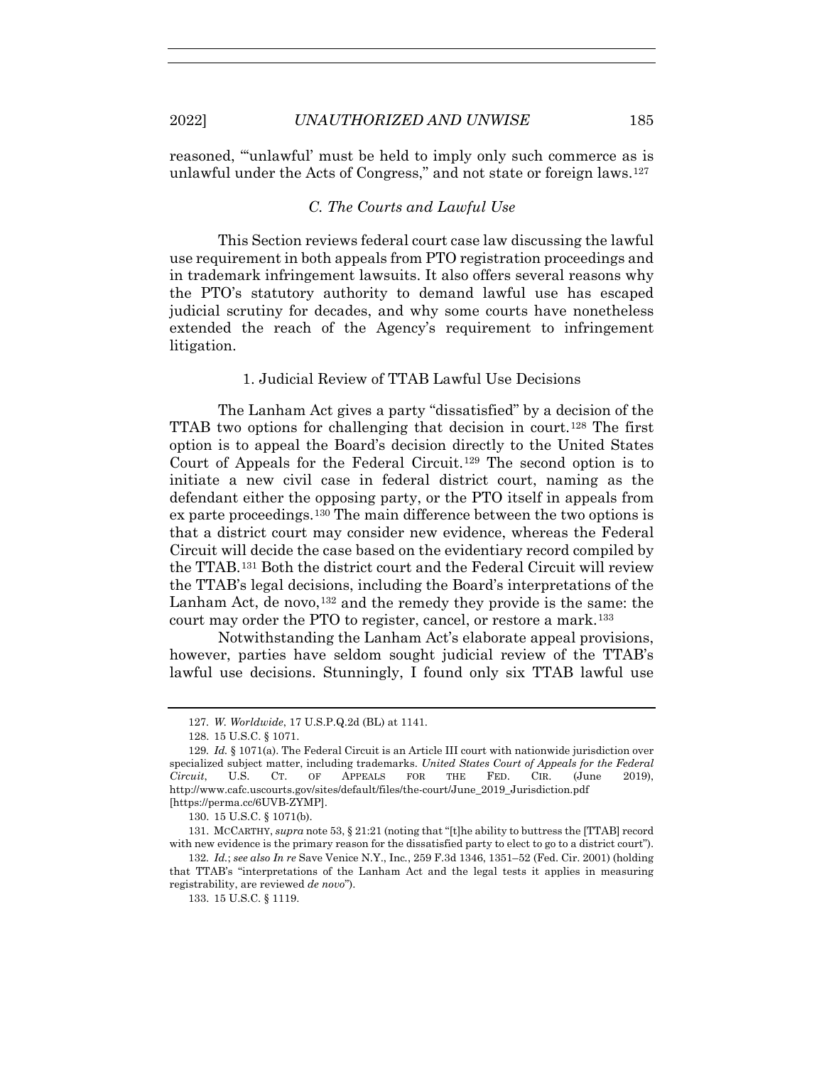reasoned, "'unlawful' must be held to imply only such commerce as is unlawful under the Acts of Congress," and not state or foreign laws.[127]

### C. The Courts and Lawful Use

This Section reviews federal court case law discussing the lawful use requirement in both appeals from PTO registration proceedings and in trademark infringement lawsuits. It also offers several reasons why the PTO's statutory authority to demand lawful use has escaped judicial scrutiny for decades, and why some courts have nonetheless extended the reach of the Agency's requirement to infringement litigation.

#### 1. Judicial Review of TTAB Lawful Use Decisions

The Lanham Act gives a party "dissatisfied" by a decision of the TTAB two options for challenging that decision in court.[128] The first option is to appeal the Board's decision directly to the United States Court of Appeals for the Federal Circuit.[129] The second option is to initiate a new civil case in federal district court, naming as the defendant either the opposing party, or the PTO itself in appeals from ex parte proceedings.[130] The main difference between the two options is that a district court may consider new evidence, whereas the Federal Circuit will decide the case based on the evidentiary record compiled by the TTAB.[131] Both the district court and the Federal Circuit will review the TTAB's legal decisions, including the Board's interpretations of the Lanham Act, de novo,[132] and the remedy they provide is the same: the court may order the PTO to register, cancel, or restore a mark.[133]

Notwithstanding the Lanham Act's elaborate appeal provisions, however, parties have seldom sought judicial review of the TTAB's lawful use decisions. Stunningly, I found only six TTAB lawful use

---

127. *W. Worldwide*, 17 U.S.P.Q.2d (BL) at 1141.

128. 15 U.S.C. § 1071.

129. *Id.* § 1071(a). The Federal Circuit is an Article III court with nationwide jurisdiction over specialized subject matter, including trademarks. *United States Court of Appeals for the Federal Circuit*, U.S. CT. OF APPEALS FOR THE FED. CIR. (June 2019), http://www.cafc.uscourts.gov/sites/default/files/the-court/June_2019_Jurisdiction.pdf [https://perma.cc/6UVB-ZYMP].

130. 15 U.S.C. § 1071(b).

131. MCCARTHY, *supra* note 53, § 21:21 (noting that "[t]he ability to buttress the [TTAB] record with new evidence is the primary reason for the dissatisfied party to elect to go to a district court").

132. *Id.*; *see also In re* Save Venice N.Y., Inc., 259 F.3d 1346, 1351–52 (Fed. Cir. 2001) (holding that TTAB's "interpretations of the Lanham Act and the legal tests it applies in measuring registrability, are reviewed *de novo*").

133. 15 U.S.C. § 1119.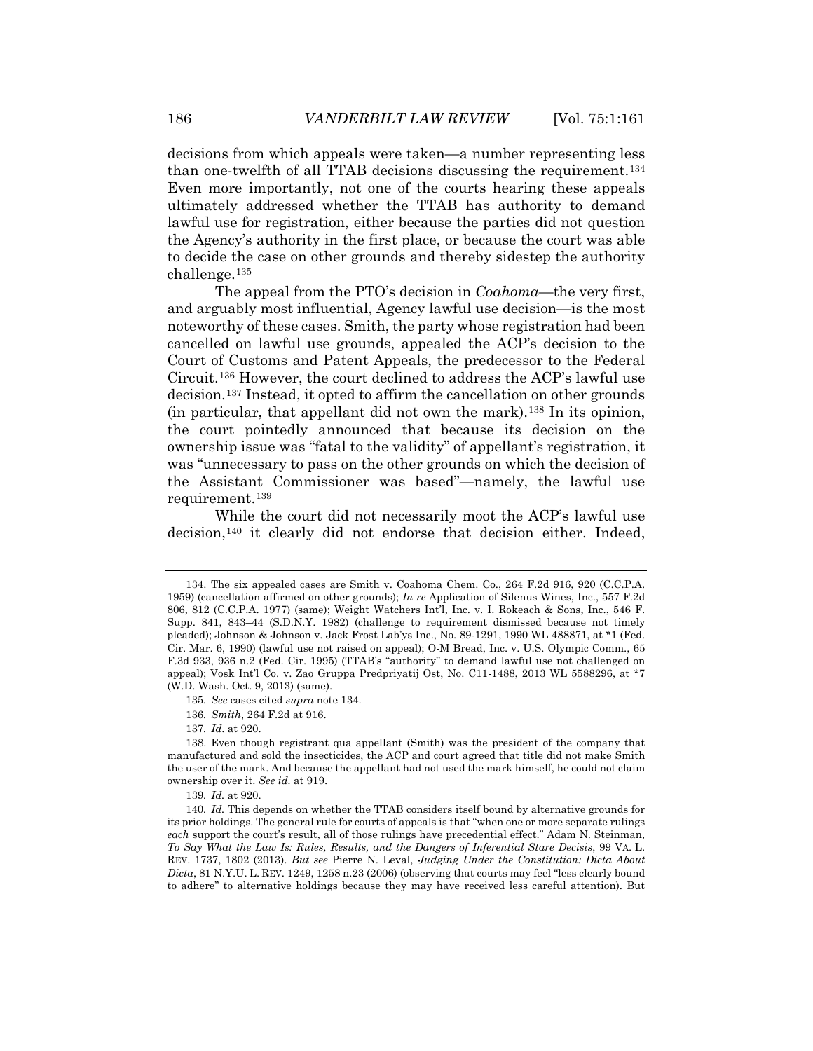decisions from which appeals were taken—a number representing less than one-twelfth of all TTAB decisions discussing the requirement.[134] Even more importantly, not one of the courts hearing these appeals ultimately addressed whether the TTAB has authority to demand lawful use for registration, either because the parties did not question the Agency's authority in the first place, or because the court was able to decide the case on other grounds and thereby sidestep the authority challenge.[135]

The appeal from the PTO's decision in *Coahoma*—the very first, and arguably most influential, Agency lawful use decision—is the most noteworthy of these cases. Smith, the party whose registration had been cancelled on lawful use grounds, appealed the ACP's decision to the Court of Customs and Patent Appeals, the predecessor to the Federal Circuit.[136] However, the court declined to address the ACP's lawful use decision.[137] Instead, it opted to affirm the cancellation on other grounds (in particular, that appellant did not own the mark).[138] In its opinion, the court pointedly announced that because its decision on the ownership issue was "fatal to the validity" of appellant's registration, it was "unnecessary to pass on the other grounds on which the decision of the Assistant Commissioner was based"—namely, the lawful use requirement.[139]

While the court did not necessarily moot the ACP's lawful use decision,[140] it clearly did not endorse that decision either. Indeed,

---

134. The six appealed cases are Smith v. Coahoma Chem. Co., 264 F.2d 916, 920 (C.C.P.A. 1959) (cancellation affirmed on other grounds); *In re* Application of Silenus Wines, Inc., 557 F.2d 806, 812 (C.C.P.A. 1977) (same); Weight Watchers Int'l, Inc. v. I. Rokeach & Sons, Inc., 546 F. Supp. 841, 843–44 (S.D.N.Y. 1982) (challenge to requirement dismissed because not timely pleaded); Johnson & Johnson v. Jack Frost Lab'ys Inc., No. 89-1291, 1990 WL 488871, at *1 (Fed. Cir. Mar. 6, 1990) (lawful use not raised on appeal); O-M Bread, Inc. v. U.S. Olympic Comm., 65 F.3d 933, 936 n.2 (Fed. Cir. 1995) (TTAB's "authority" to demand lawful use not challenged on appeal); Vosk Int'l Co. v. Zao Gruppa Predpriyatij Ost, No. C11-1488, 2013 WL 5588296, at *7 (W.D. Wash. Oct. 9, 2013) (same).

135. *See* cases cited *supra* note 134.

136. *Smith*, 264 F.2d at 916.

137. *Id.* at 920.

138. Even though registrant qua appellant (Smith) was the president of the company that manufactured and sold the insecticides, the ACP and court agreed that title did not make Smith the user of the mark. And because the appellant had not used the mark himself, he could not claim ownership over it. *See id.* at 919.

139. *Id.* at 920.

140. *Id.* This depends on whether the TTAB considers itself bound by alternative grounds for its prior holdings. The general rule for courts of appeals is that "when one or more separate rulings *each* support the court's result, all of those rulings have precedential effect." Adam N. Steinman, *To Say What the Law Is: Rules, Results, and the Dangers of Inferential Stare Decisis*, 99 VA. L. REV. 1737, 1802 (2013). *But see* Pierre N. Leval, *Judging Under the Constitution: Dicta About Dicta*, 81 N.Y.U. L. REV. 1249, 1258 n.23 (2006) (observing that courts may feel "less clearly bound to adhere" to alternative holdings because they may have received less careful attention). But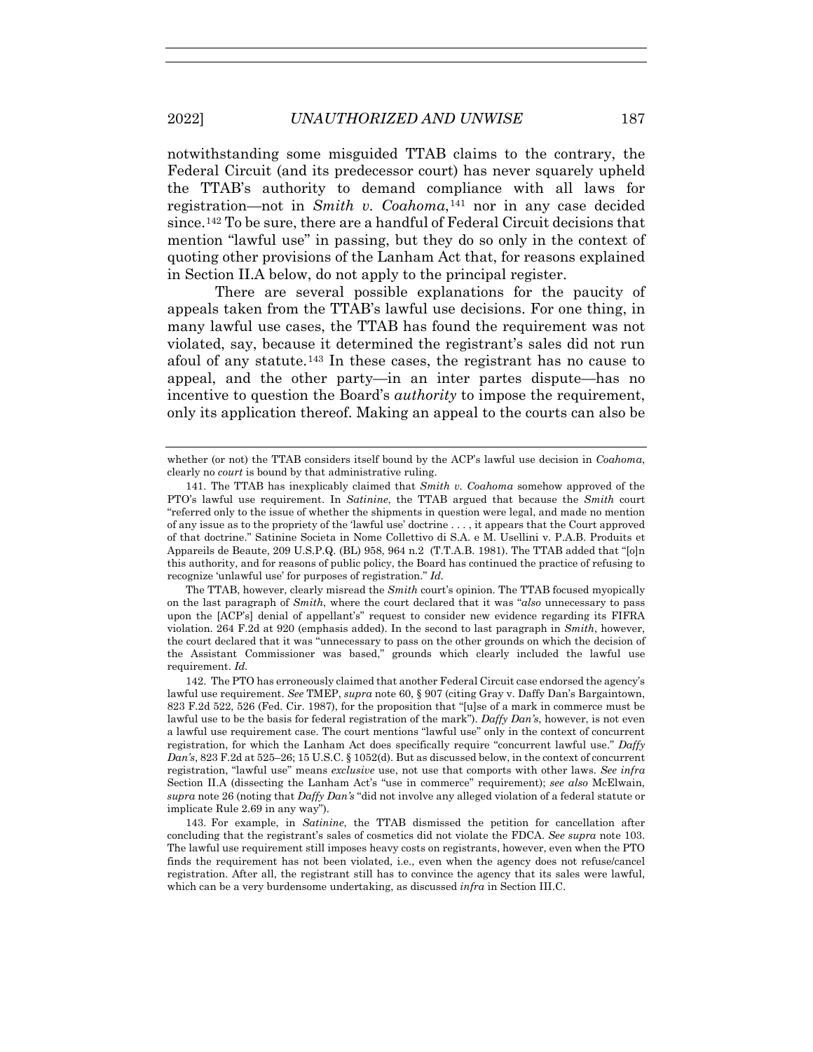notwithstanding some misguided TTAB claims to the contrary, the Federal Circuit (and its predecessor court) has never squarely upheld the TTAB's authority to demand compliance with all laws for registration—not in *Smith v. Coahoma*,[141] nor in any case decided since.[142] To be sure, there are a handful of Federal Circuit decisions that mention "lawful use" in passing, but they do so only in the context of quoting other provisions of the Lanham Act that, for reasons explained in Section II.A below, do not apply to the principal register.

There are several possible explanations for the paucity of appeals taken from the TTAB's lawful use decisions. For one thing, in many lawful use cases, the TTAB has found the requirement was not violated, say, because it determined the registrant's sales did not run afoul of any statute.[143] In these cases, the registrant has no cause to appeal, and the other party—in an inter partes dispute—has no incentive to question the Board's *authority* to impose the requirement, only its application thereof. Making an appeal to the courts can also be

---

whether (or not) the TTAB considers itself bound by the ACP's lawful use decision in *Coahoma*, clearly no *court* is bound by that administrative ruling.

141. The TTAB has inexplicably claimed that *Smith v. Coahoma* somehow approved of the PTO's lawful use requirement. In *Satinine*, the TTAB argued that because the *Smith* court "referred only to the issue of whether the shipments in question were legal, and made no mention of any issue as to the propriety of the 'lawful use' doctrine . . . , it appears that the Court approved of that doctrine." Satinine Societa in Nome Collettivo di S.A. e M. Usellini v. P.A.B. Produits et Appareils de Beaute, 209 U.S.P.Q. (BL) 958, 964 n.2 (T.T.A.B. 1981). The TTAB added that "[o]n this authority, and for reasons of public policy, the Board has continued the practice of refusing to recognize 'unlawful use' for purposes of registration." *Id.*

The TTAB, however, clearly misread the *Smith* court's opinion. The TTAB focused myopically on the last paragraph of *Smith*, where the court declared that it was "*also* unnecessary to pass upon the [ACP's] denial of appellant's" request to consider new evidence regarding its FIFRA violation. 264 F.2d at 920 (emphasis added). In the second to last paragraph in *Smith*, however, the court declared that it was "unnecessary to pass on the other grounds on which the decision of the Assistant Commissioner was based," grounds which clearly included the lawful use requirement. *Id.*

142. The PTO has erroneously claimed that another Federal Circuit case endorsed the agency's lawful use requirement. *See* TMEP, *supra* note 60, § 907 (citing Gray v. Daffy Dan's Bargaintown, 823 F.2d 522, 526 (Fed. Cir. 1987), for the proposition that "[u]se of a mark in commerce must be lawful use to be the basis for federal registration of the mark"). *Daffy Dan's*, however, is not even a lawful use requirement case. The court mentions "lawful use" only in the context of concurrent registration, for which the Lanham Act does specifically require "concurrent lawful use." *Daffy Dan's*, 823 F.2d at 525–26; 15 U.S.C. § 1052(d). But as discussed below, in the context of concurrent registration, "lawful use" means *exclusive* use, not use that comports with other laws. *See infra* Section II.A (dissecting the Lanham Act's "use in commerce" requirement); *see also* McElwain, *supra* note 26 (noting that *Daffy Dan's* "did not involve any alleged violation of a federal statute or implicate Rule 2.69 in any way").

143. For example, in *Satinine*, the TTAB dismissed the petition for cancellation after concluding that the registrant's sales of cosmetics did not violate the FDCA. *See supra* note 103. The lawful use requirement still imposes heavy costs on registrants, however, even when the PTO finds the requirement has not been violated, i.e., even when the agency does not refuse/cancel registration. After all, the registrant still has to convince the agency that its sales were lawful, which can be a very burdensome undertaking, as discussed *infra* in Section III.C.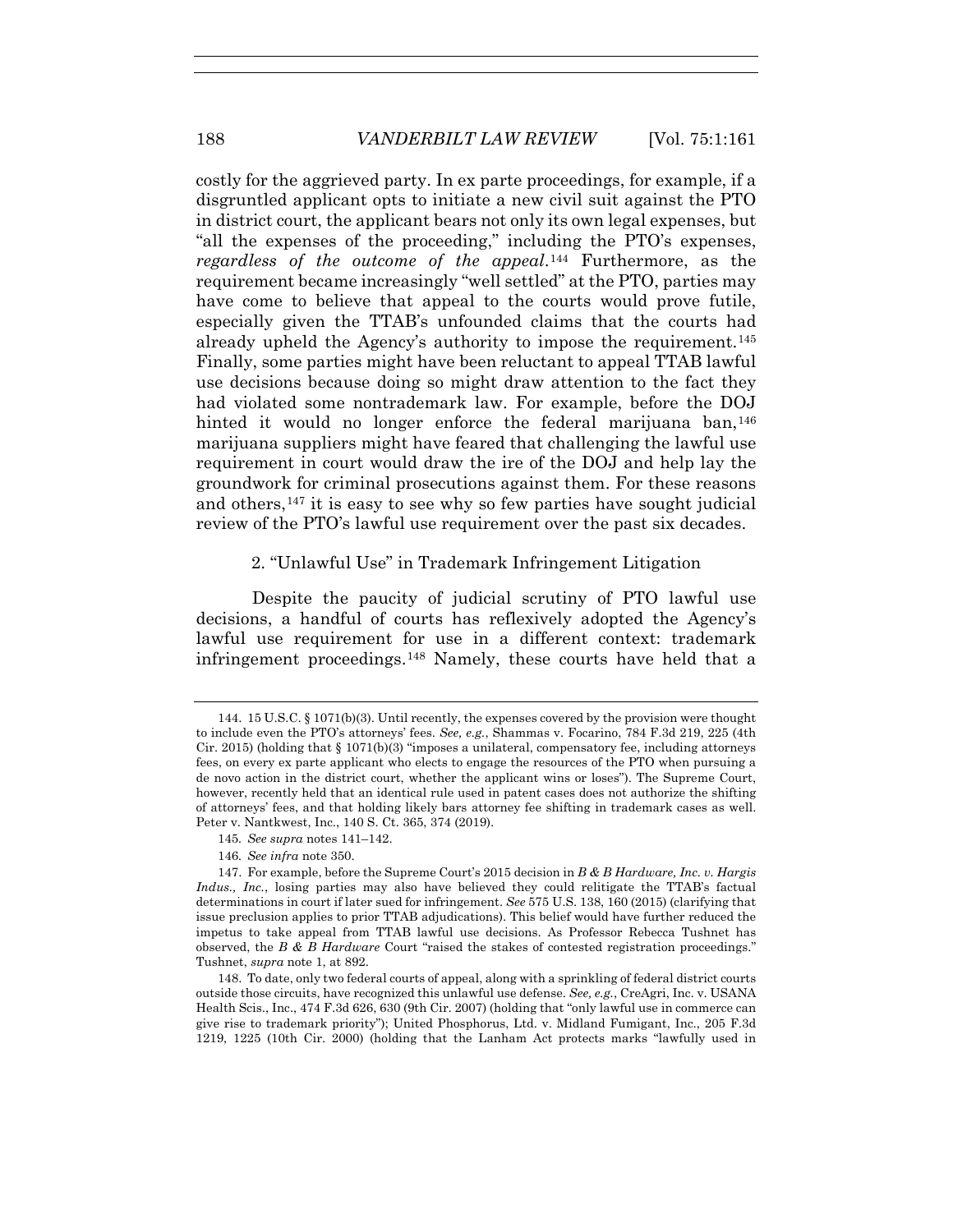costly for the aggrieved party. In ex parte proceedings, for example, if a disgruntled applicant opts to initiate a new civil suit against the PTO in district court, the applicant bears not only its own legal expenses, but "all the expenses of the proceeding," including the PTO's expenses, *regardless of the outcome of the appeal*.[144] Furthermore, as the requirement became increasingly "well settled" at the PTO, parties may have come to believe that appeal to the courts would prove futile, especially given the TTAB's unfounded claims that the courts had already upheld the Agency's authority to impose the requirement.[145] Finally, some parties might have been reluctant to appeal TTAB lawful use decisions because doing so might draw attention to the fact they had violated some nontrademark law. For example, before the DOJ hinted it would no longer enforce the federal marijuana ban,[146] marijuana suppliers might have feared that challenging the lawful use requirement in court would draw the ire of the DOJ and help lay the groundwork for criminal prosecutions against them. For these reasons and others,[147] it is easy to see why so few parties have sought judicial review of the PTO's lawful use requirement over the past six decades.

### 2. "Unlawful Use" in Trademark Infringement Litigation

Despite the paucity of judicial scrutiny of PTO lawful use decisions, a handful of courts has reflexively adopted the Agency's lawful use requirement for use in a different context: trademark infringement proceedings.[148] Namely, these courts have held that a

---

144. 15 U.S.C. § 1071(b)(3). Until recently, the expenses covered by the provision were thought to include even the PTO's attorneys' fees. *See, e.g.*, Shammas v. Focarino, 784 F.3d 219, 225 (4th Cir. 2015) (holding that § 1071(b)(3) "imposes a unilateral, compensatory fee, including attorneys fees, on every ex parte applicant who elects to engage the resources of the PTO when pursuing a de novo action in the district court, whether the applicant wins or loses"). The Supreme Court, however, recently held that an identical rule used in patent cases does not authorize the shifting of attorneys' fees, and that holding likely bars attorney fee shifting in trademark cases as well. Peter v. Nantkwest, Inc., 140 S. Ct. 365, 374 (2019).

145. *See supra* notes 141–142.

146. *See infra* note 350.

147. For example, before the Supreme Court's 2015 decision in *B & B Hardware, Inc. v. Hargis Indus., Inc.*, losing parties may also have believed they could relitigate the TTAB's factual determinations in court if later sued for infringement. *See* 575 U.S. 138, 160 (2015) (clarifying that issue preclusion applies to prior TTAB adjudications). This belief would have further reduced the impetus to take appeal from TTAB lawful use decisions. As Professor Rebecca Tushnet has observed, the *B & B Hardware* Court "raised the stakes of contested registration proceedings." Tushnet, *supra* note 1, at 892.

148. To date, only two federal courts of appeal, along with a sprinkling of federal district courts outside those circuits, have recognized this unlawful use defense. *See, e.g.*, CreAgri, Inc. v. USANA Health Scis., Inc., 474 F.3d 626, 630 (9th Cir. 2007) (holding that "only lawful use in commerce can give rise to trademark priority"); United Phosphorus, Ltd. v. Midland Fumigant, Inc., 205 F.3d 1219, 1225 (10th Cir. 2000) (holding that the Lanham Act protects marks "lawfully used in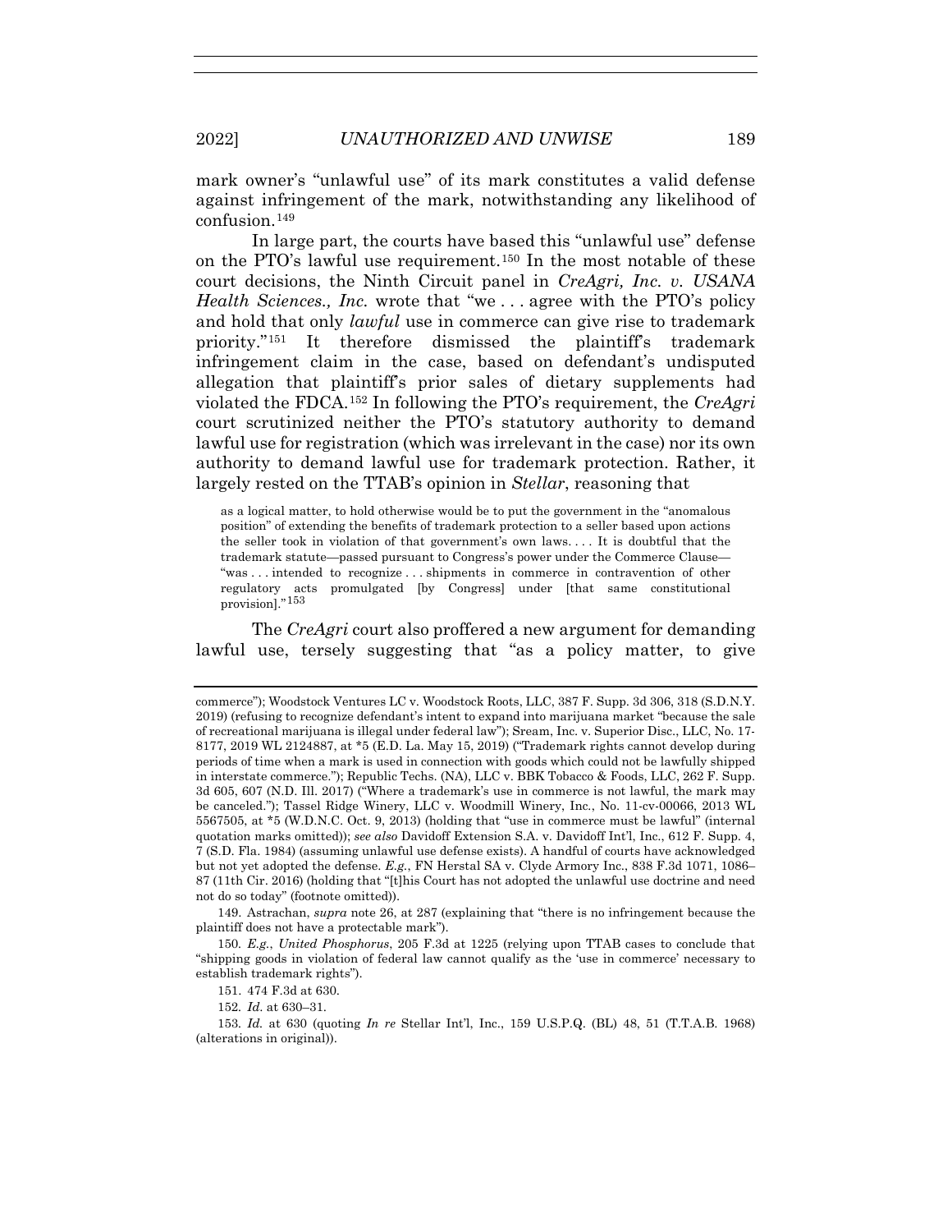mark owner's "unlawful use" of its mark constitutes a valid defense against infringement of the mark, notwithstanding any likelihood of confusion.[149]

In large part, the courts have based this "unlawful use" defense on the PTO's lawful use requirement.[150] In the most notable of these court decisions, the Ninth Circuit panel in *CreAgri, Inc. v. USANA Health Sciences., Inc.* wrote that "we . . . agree with the PTO's policy and hold that only *lawful* use in commerce can give rise to trademark priority."[151] It therefore dismissed the plaintiff's trademark infringement claim in the case, based on defendant's undisputed allegation that plaintiff's prior sales of dietary supplements had violated the FDCA.[152] In following the PTO's requirement, the *CreAgri* court scrutinized neither the PTO's statutory authority to demand lawful use for registration (which was irrelevant in the case) nor its own authority to demand lawful use for trademark protection. Rather, it largely rested on the TTAB's opinion in *Stellar*, reasoning that

> as a logical matter, to hold otherwise would be to put the government in the "anomalous position" of extending the benefits of trademark protection to a seller based upon actions the seller took in violation of that government's own laws. . . . It is doubtful that the trademark statute—passed pursuant to Congress's power under the Commerce Clause—"was . . . intended to recognize . . . shipments in commerce in contravention of other regulatory acts promulgated [by Congress] under [that same constitutional provision]."[153]

The *CreAgri* court also proffered a new argument for demanding lawful use, tersely suggesting that "as a policy matter, to give

---

commerce"); Woodstock Ventures LC v. Woodstock Roots, LLC, 387 F. Supp. 3d 306, 318 (S.D.N.Y. 2019) (refusing to recognize defendant's intent to expand into marijuana market "because the sale of recreational marijuana is illegal under federal law"); Sream, Inc. v. Superior Disc., LLC, No. 17-8177, 2019 WL 2124887, at *5 (E.D. La. May 15, 2019) ("Trademark rights cannot develop during periods of time when a mark is used in connection with goods which could not be lawfully shipped in interstate commerce."); Republic Techs. (NA), LLC v. BBK Tobacco & Foods, LLC, 262 F. Supp. 3d 605, 607 (N.D. Ill. 2017) ("Where a trademark's use in commerce is not lawful, the mark may be canceled."); Tassel Ridge Winery, LLC v. Woodmill Winery, Inc., No. 11-cv-00066, 2013 WL 5567505, at *5 (W.D.N.C. Oct. 9, 2013) (holding that "use in commerce must be lawful" (internal quotation marks omitted)); *see also* Davidoff Extension S.A. v. Davidoff Int'l, Inc., 612 F. Supp. 4, 7 (S.D. Fla. 1984) (assuming unlawful use defense exists). A handful of courts have acknowledged but not yet adopted the defense. *E.g.*, FN Herstal SA v. Clyde Armory Inc., 838 F.3d 1071, 1086–87 (11th Cir. 2016) (holding that "[t]his Court has not adopted the unlawful use doctrine and need not do so today" (footnote omitted)).

149. Astrachan, *supra* note 26, at 287 (explaining that "there is no infringement because the plaintiff does not have a protectable mark").

150. *E.g.*, *United Phosphorus*, 205 F.3d at 1225 (relying upon TTAB cases to conclude that "shipping goods in violation of federal law cannot qualify as the 'use in commerce' necessary to establish trademark rights").

151. 474 F.3d at 630.

152. *Id.* at 630–31.

153. *Id.* at 630 (quoting *In re* Stellar Int'l, Inc., 159 U.S.P.Q. (BL) 48, 51 (T.T.A.B. 1968) (alterations in original)).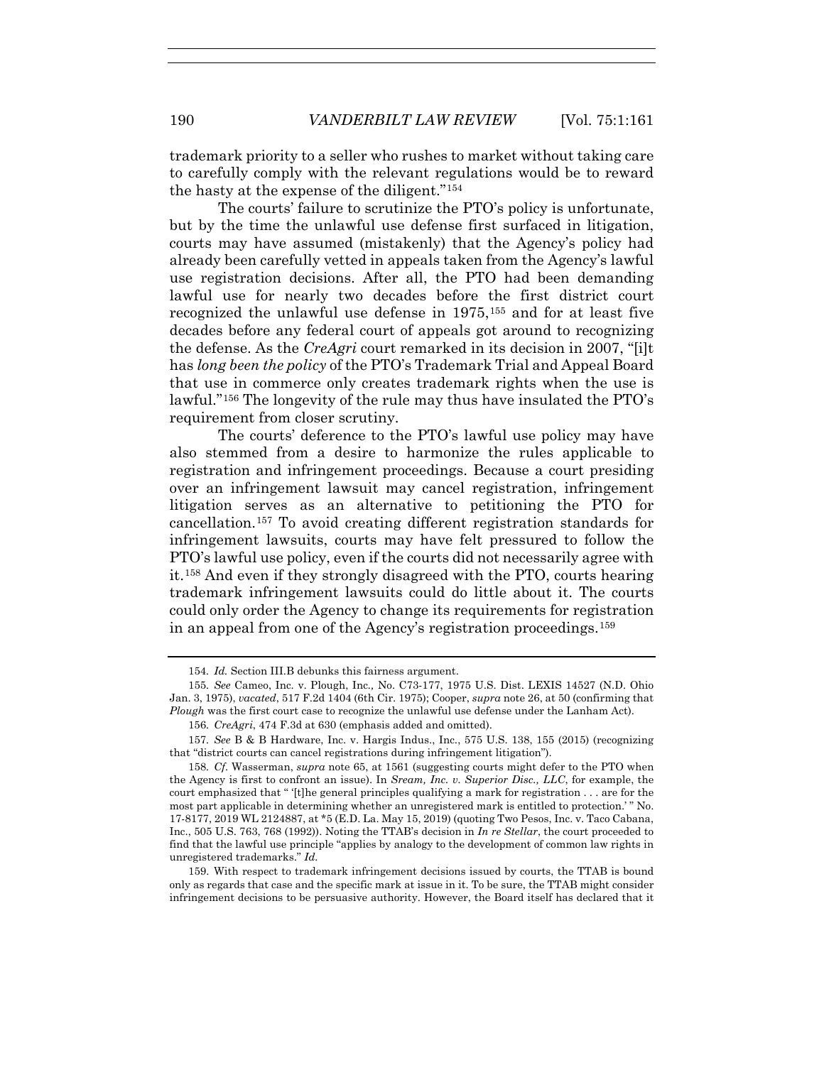trademark priority to a seller who rushes to market without taking care to carefully comply with the relevant regulations would be to reward the hasty at the expense of the diligent."[154]

The courts' failure to scrutinize the PTO's policy is unfortunate, but by the time the unlawful use defense first surfaced in litigation, courts may have assumed (mistakenly) that the Agency's policy had already been carefully vetted in appeals taken from the Agency's lawful use registration decisions. After all, the PTO had been demanding lawful use for nearly two decades before the first district court recognized the unlawful use defense in 1975,[155] and for at least five decades before any federal court of appeals got around to recognizing the defense. As the *CreAgri* court remarked in its decision in 2007, "[i]t has *long been the policy* of the PTO's Trademark Trial and Appeal Board that use in commerce only creates trademark rights when the use is lawful."[156] The longevity of the rule may thus have insulated the PTO's requirement from closer scrutiny.

The courts' deference to the PTO's lawful use policy may have also stemmed from a desire to harmonize the rules applicable to registration and infringement proceedings. Because a court presiding over an infringement lawsuit may cancel registration, infringement litigation serves as an alternative to petitioning the PTO for cancellation.[157] To avoid creating different registration standards for infringement lawsuits, courts may have felt pressured to follow the PTO's lawful use policy, even if the courts did not necessarily agree with it.[158] And even if they strongly disagreed with the PTO, courts hearing trademark infringement lawsuits could do little about it. The courts could only order the Agency to change its requirements for registration in an appeal from one of the Agency's registration proceedings.[159]

---

154. *Id.* Section III.B debunks this fairness argument.

155. *See* Cameo, Inc. v. Plough, Inc., No. C73-177, 1975 U.S. Dist. LEXIS 14527 (N.D. Ohio Jan. 3, 1975), *vacated*, 517 F.2d 1404 (6th Cir. 1975); Cooper, *supra* note 26, at 50 (confirming that *Plough* was the first court case to recognize the unlawful use defense under the Lanham Act).

156. *CreAgri*, 474 F.3d at 630 (emphasis added and omitted).

157. *See* B & B Hardware, Inc. v. Hargis Indus., Inc., 575 U.S. 138, 155 (2015) (recognizing that "district courts can cancel registrations during infringement litigation").

158. *Cf.* Wasserman, *supra* note 65, at 1561 (suggesting courts might defer to the PTO when the Agency is first to confront an issue). In *Sream, Inc. v. Superior Disc., LLC*, for example, the court emphasized that " '[t]he general principles qualifying a mark for registration . . . are for the most part applicable in determining whether an unregistered mark is entitled to protection.' " No. 17-8177, 2019 WL 2124887, at *5 (E.D. La. May 15, 2019) (quoting Two Pesos, Inc. v. Taco Cabana, Inc., 505 U.S. 763, 768 (1992)). Noting the TTAB's decision in *In re Stellar*, the court proceeded to find that the lawful use principle "applies by analogy to the development of common law rights in unregistered trademarks." *Id.*

159. With respect to trademark infringement decisions issued by courts, the TTAB is bound only as regards that case and the specific mark at issue in it. To be sure, the TTAB might consider infringement decisions to be persuasive authority. However, the Board itself has declared that it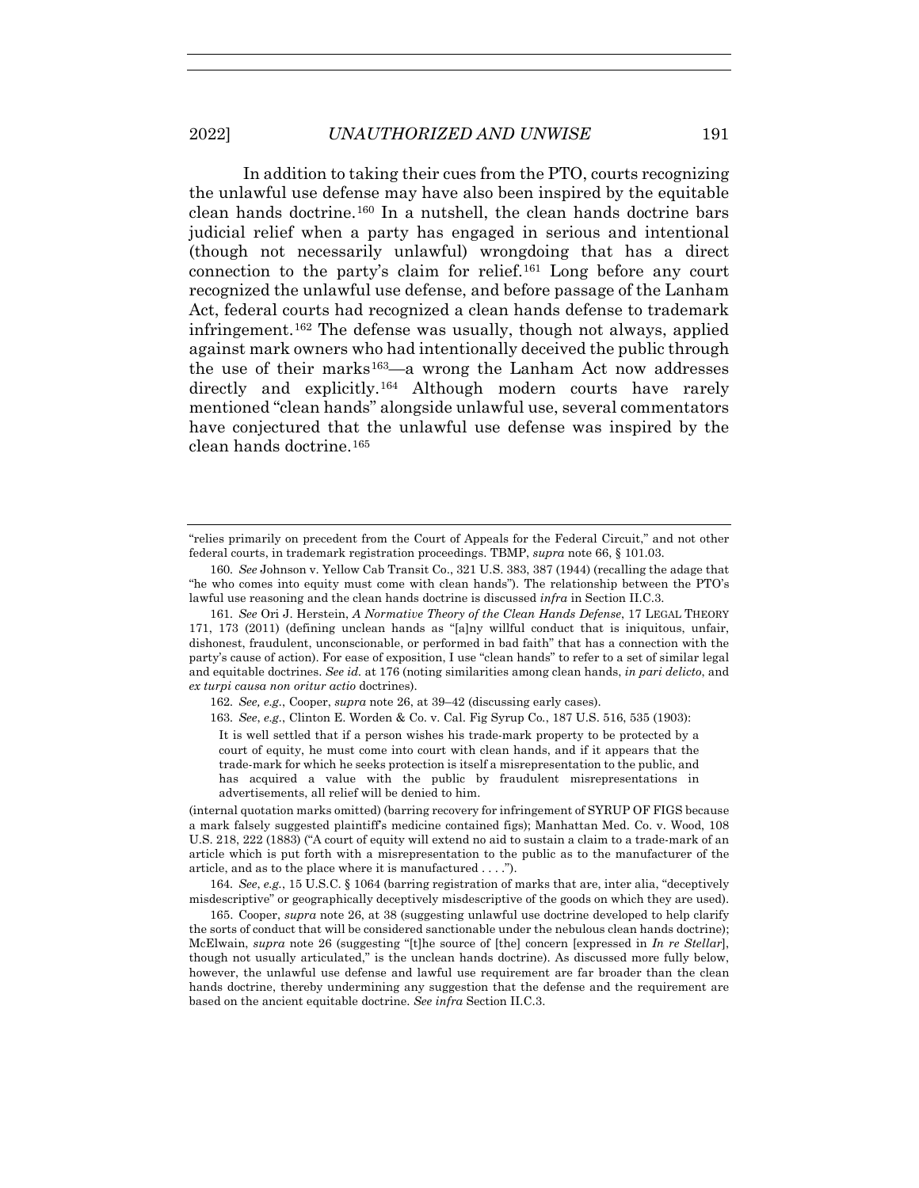In addition to taking their cues from the PTO, courts recognizing the unlawful use defense may have also been inspired by the equitable clean hands doctrine.[160] In a nutshell, the clean hands doctrine bars judicial relief when a party has engaged in serious and intentional (though not necessarily unlawful) wrongdoing that has a direct connection to the party's claim for relief.[161] Long before any court recognized the unlawful use defense, and before passage of the Lanham Act, federal courts had recognized a clean hands defense to trademark infringement.[162] The defense was usually, though not always, applied against mark owners who had intentionally deceived the public through the use of their marks[163]—a wrong the Lanham Act now addresses directly and explicitly.[164] Although modern courts have rarely mentioned "clean hands" alongside unlawful use, several commentators have conjectured that the unlawful use defense was inspired by the clean hands doctrine.[165]

---

"relies primarily on precedent from the Court of Appeals for the Federal Circuit," and not other federal courts, in trademark registration proceedings. TBMP, *supra* note 66, § 101.03.

160. *See* Johnson v. Yellow Cab Transit Co., 321 U.S. 383, 387 (1944) (recalling the adage that "he who comes into equity must come with clean hands"). The relationship between the PTO's lawful use reasoning and the clean hands doctrine is discussed *infra* in Section II.C.3.

161. *See* Ori J. Herstein, *A Normative Theory of the Clean Hands Defense*, 17 LEGAL THEORY 171, 173 (2011) (defining unclean hands as "[a]ny willful conduct that is iniquitous, unfair, dishonest, fraudulent, unconscionable, or performed in bad faith" that has a connection with the party's cause of action). For ease of exposition, I use "clean hands" to refer to a set of similar legal and equitable doctrines. *See id.* at 176 (noting similarities among clean hands, *in pari delicto*, and *ex turpi causa non oritur actio* doctrines).

162. *See, e.g.*, Cooper, *supra* note 26, at 39–42 (discussing early cases).

163. *See*, *e.g.*, Clinton E. Worden & Co. v. Cal. Fig Syrup Co., 187 U.S. 516, 535 (1903):

> It is well settled that if a person wishes his trade-mark property to be protected by a court of equity, he must come into court with clean hands, and if it appears that the trade-mark for which he seeks protection is itself a misrepresentation to the public, and has acquired a value with the public by fraudulent misrepresentations in advertisements, all relief will be denied to him.

(internal quotation marks omitted) (barring recovery for infringement of SYRUP OF FIGS because a mark falsely suggested plaintiff's medicine contained figs); Manhattan Med. Co. v. Wood, 108 U.S. 218, 222 (1883) ("A court of equity will extend no aid to sustain a claim to a trade-mark of an article which is put forth with a misrepresentation to the public as to the manufacturer of the article, and as to the place where it is manufactured . . . .").

164. *See*, *e.g.*, 15 U.S.C. § 1064 (barring registration of marks that are, inter alia, "deceptively misdescriptive" or geographically deceptively misdescriptive of the goods on which they are used).

165. Cooper, *supra* note 26, at 38 (suggesting unlawful use doctrine developed to help clarify the sorts of conduct that will be considered sanctionable under the nebulous clean hands doctrine); McElwain, *supra* note 26 (suggesting "[t]he source of [the] concern [expressed in *In re Stellar*], though not usually articulated," is the unclean hands doctrine). As discussed more fully below, however, the unlawful use defense and lawful use requirement are far broader than the clean hands doctrine, thereby undermining any suggestion that the defense and the requirement are based on the ancient equitable doctrine. *See infra* Section II.C.3.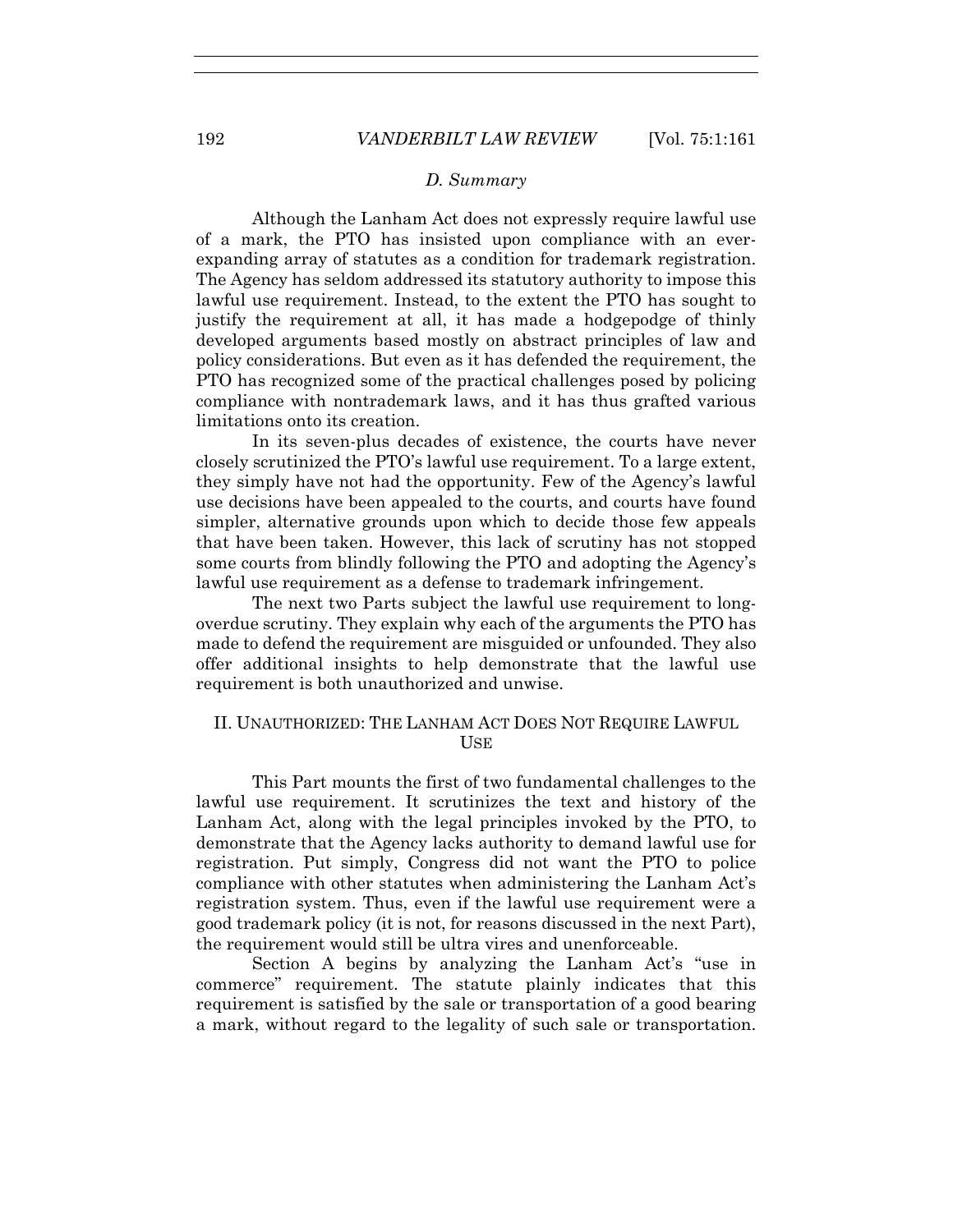### *D. Summary*

Although the Lanham Act does not expressly require lawful use of a mark, the PTO has insisted upon compliance with an ever-expanding array of statutes as a condition for trademark registration. The Agency has seldom addressed its statutory authority to impose this lawful use requirement. Instead, to the extent the PTO has sought to justify the requirement at all, it has made a hodgepodge of thinly developed arguments based mostly on abstract principles of law and policy considerations. But even as it has defended the requirement, the PTO has recognized some of the practical challenges posed by policing compliance with nontrademark laws, and it has thus grafted various limitations onto its creation.

In its seven-plus decades of existence, the courts have never closely scrutinized the PTO's lawful use requirement. To a large extent, they simply have not had the opportunity. Few of the Agency's lawful use decisions have been appealed to the courts, and courts have found simpler, alternative grounds upon which to decide those few appeals that have been taken. However, this lack of scrutiny has not stopped some courts from blindly following the PTO and adopting the Agency's lawful use requirement as a defense to trademark infringement.

The next two Parts subject the lawful use requirement to long-overdue scrutiny. They explain why each of the arguments the PTO has made to defend the requirement are misguided or unfounded. They also offer additional insights to help demonstrate that the lawful use requirement is both unauthorized and unwise.

## II. UNAUTHORIZED: THE LANHAM ACT DOES NOT REQUIRE LAWFUL USE

This Part mounts the first of two fundamental challenges to the lawful use requirement. It scrutinizes the text and history of the Lanham Act, along with the legal principles invoked by the PTO, to demonstrate that the Agency lacks authority to demand lawful use for registration. Put simply, Congress did not want the PTO to police compliance with other statutes when administering the Lanham Act's registration system. Thus, even if the lawful use requirement were a good trademark policy (it is not, for reasons discussed in the next Part), the requirement would still be ultra vires and unenforceable.

Section A begins by analyzing the Lanham Act's "use in commerce" requirement. The statute plainly indicates that this requirement is satisfied by the sale or transportation of a good bearing a mark, without regard to the legality of such sale or transportation.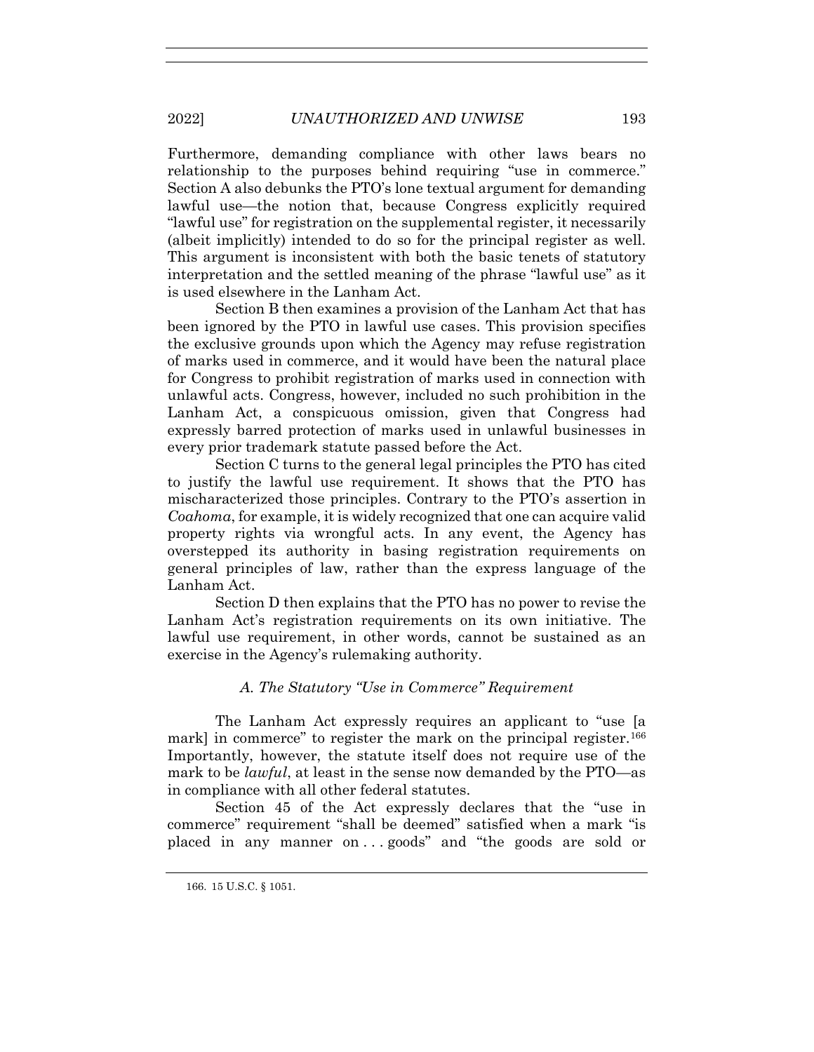Furthermore, demanding compliance with other laws bears no relationship to the purposes behind requiring "use in commerce." Section A also debunks the PTO's lone textual argument for demanding lawful use—the notion that, because Congress explicitly required "lawful use" for registration on the supplemental register, it necessarily (albeit implicitly) intended to do so for the principal register as well. This argument is inconsistent with both the basic tenets of statutory interpretation and the settled meaning of the phrase "lawful use" as it is used elsewhere in the Lanham Act.

Section B then examines a provision of the Lanham Act that has been ignored by the PTO in lawful use cases. This provision specifies the exclusive grounds upon which the Agency may refuse registration of marks used in commerce, and it would have been the natural place for Congress to prohibit registration of marks used in connection with unlawful acts. Congress, however, included no such prohibition in the Lanham Act, a conspicuous omission, given that Congress had expressly barred protection of marks used in unlawful businesses in every prior trademark statute passed before the Act.

Section C turns to the general legal principles the PTO has cited to justify the lawful use requirement. It shows that the PTO has mischaracterized those principles. Contrary to the PTO's assertion in *Coahoma*, for example, it is widely recognized that one can acquire valid property rights via wrongful acts. In any event, the Agency has overstepped its authority in basing registration requirements on general principles of law, rather than the express language of the Lanham Act.

Section D then explains that the PTO has no power to revise the Lanham Act's registration requirements on its own initiative. The lawful use requirement, in other words, cannot be sustained as an exercise in the Agency's rulemaking authority.

### *A. The Statutory "Use in Commerce" Requirement*

The Lanham Act expressly requires an applicant to "use [a mark] in commerce" to register the mark on the principal register.[166] Importantly, however, the statute itself does not require use of the mark to be *lawful*, at least in the sense now demanded by the PTO—as in compliance with all other federal statutes.

Section 45 of the Act expressly declares that the "use in commerce" requirement "shall be deemed" satisfied when a mark "is placed in any manner on . . . goods" and "the goods are sold or

166. 15 U.S.C. § 1051.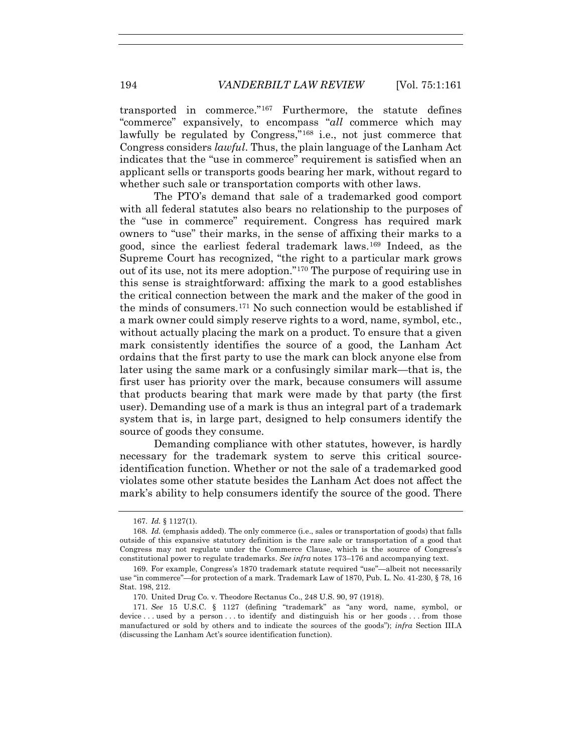transported in commerce."[167] Furthermore, the statute defines "commerce" expansively, to encompass "*all* commerce which may lawfully be regulated by Congress,"[168] i.e., not just commerce that Congress considers *lawful*. Thus, the plain language of the Lanham Act indicates that the "use in commerce" requirement is satisfied when an applicant sells or transports goods bearing her mark, without regard to whether such sale or transportation comports with other laws.

The PTO's demand that sale of a trademarked good comport with all federal statutes also bears no relationship to the purposes of the "use in commerce" requirement. Congress has required mark owners to "use" their marks, in the sense of affixing their marks to a good, since the earliest federal trademark laws.[169] Indeed, as the Supreme Court has recognized, "the right to a particular mark grows out of its use, not its mere adoption."[170] The purpose of requiring use in this sense is straightforward: affixing the mark to a good establishes the critical connection between the mark and the maker of the good in the minds of consumers.[171] No such connection would be established if a mark owner could simply reserve rights to a word, name, symbol, etc., without actually placing the mark on a product. To ensure that a given mark consistently identifies the source of a good, the Lanham Act ordains that the first party to use the mark can block anyone else from later using the same mark or a confusingly similar mark—that is, the first user has priority over the mark, because consumers will assume that products bearing that mark were made by that party (the first user). Demanding use of a mark is thus an integral part of a trademark system that is, in large part, designed to help consumers identify the source of goods they consume.

Demanding compliance with other statutes, however, is hardly necessary for the trademark system to serve this critical source-identification function. Whether or not the sale of a trademarked good violates some other statute besides the Lanham Act does not affect the mark's ability to help consumers identify the source of the good. There

---

167. *Id.* § 1127(1).

168. *Id.* (emphasis added). The only commerce (i.e., sales or transportation of goods) that falls outside of this expansive statutory definition is the rare sale or transportation of a good that Congress may not regulate under the Commerce Clause, which is the source of Congress's constitutional power to regulate trademarks. *See infra* notes 173–176 and accompanying text.

169. For example, Congress's 1870 trademark statute required "use"—albeit not necessarily use "in commerce"—for protection of a mark. Trademark Law of 1870, Pub. L. No. 41-230, § 78, 16 Stat. 198, 212.

170. United Drug Co. v. Theodore Rectanus Co., 248 U.S. 90, 97 (1918).

171. *See* 15 U.S.C. § 1127 (defining "trademark" as "any word, name, symbol, or device . . . used by a person . . . to identify and distinguish his or her goods . . . from those manufactured or sold by others and to indicate the sources of the goods"); *infra* Section III.A (discussing the Lanham Act's source identification function).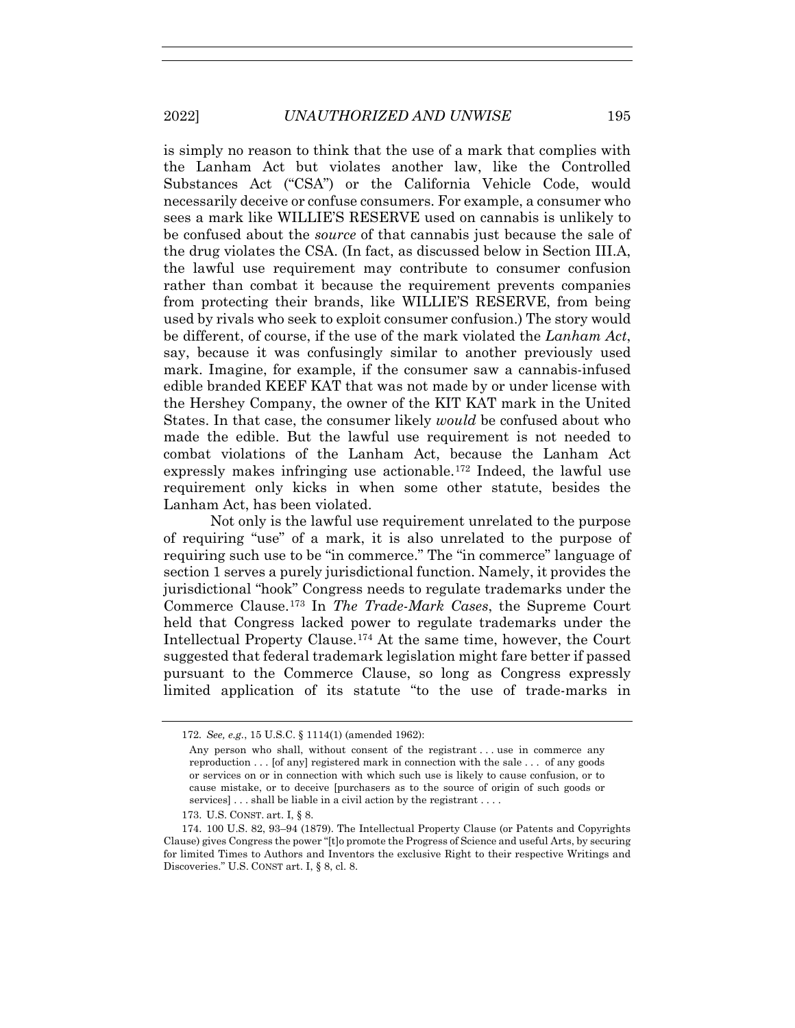is simply no reason to think that the use of a mark that complies with the Lanham Act but violates another law, like the Controlled Substances Act ("CSA") or the California Vehicle Code, would necessarily deceive or confuse consumers. For example, a consumer who sees a mark like WILLIE'S RESERVE used on cannabis is unlikely to be confused about the *source* of that cannabis just because the sale of the drug violates the CSA. (In fact, as discussed below in Section III.A, the lawful use requirement may contribute to consumer confusion rather than combat it because the requirement prevents companies from protecting their brands, like WILLIE'S RESERVE, from being used by rivals who seek to exploit consumer confusion.) The story would be different, of course, if the use of the mark violated the *Lanham Act*, say, because it was confusingly similar to another previously used mark. Imagine, for example, if the consumer saw a cannabis-infused edible branded KEEF KAT that was not made by or under license with the Hershey Company, the owner of the KIT KAT mark in the United States. In that case, the consumer likely *would* be confused about who made the edible. But the lawful use requirement is not needed to combat violations of the Lanham Act, because the Lanham Act expressly makes infringing use actionable.[172] Indeed, the lawful use requirement only kicks in when some other statute, besides the Lanham Act, has been violated.

Not only is the lawful use requirement unrelated to the purpose of requiring "use" of a mark, it is also unrelated to the purpose of requiring such use to be "in commerce." The "in commerce" language of section 1 serves a purely jurisdictional function. Namely, it provides the jurisdictional "hook" Congress needs to regulate trademarks under the Commerce Clause.[173] In *The Trade-Mark Cases*, the Supreme Court held that Congress lacked power to regulate trademarks under the Intellectual Property Clause.[174] At the same time, however, the Court suggested that federal trademark legislation might fare better if passed pursuant to the Commerce Clause, so long as Congress expressly limited application of its statute "to the use of trade-marks in

---

172. *See, e.g.*, 15 U.S.C. § 1114(1) (amended 1962):

> Any person who shall, without consent of the registrant . . . use in commerce any reproduction . . . [of any] registered mark in connection with the sale . . . of any goods or services on or in connection with which such use is likely to cause confusion, or to cause mistake, or to deceive [purchasers as to the source of origin of such goods or services] . . . shall be liable in a civil action by the registrant . . . .

173. U.S. CONST. art. I, § 8.

174. 100 U.S. 82, 93–94 (1879). The Intellectual Property Clause (or Patents and Copyrights Clause) gives Congress the power "[t]o promote the Progress of Science and useful Arts, by securing for limited Times to Authors and Inventors the exclusive Right to their respective Writings and Discoveries." U.S. CONST art. I, § 8, cl. 8.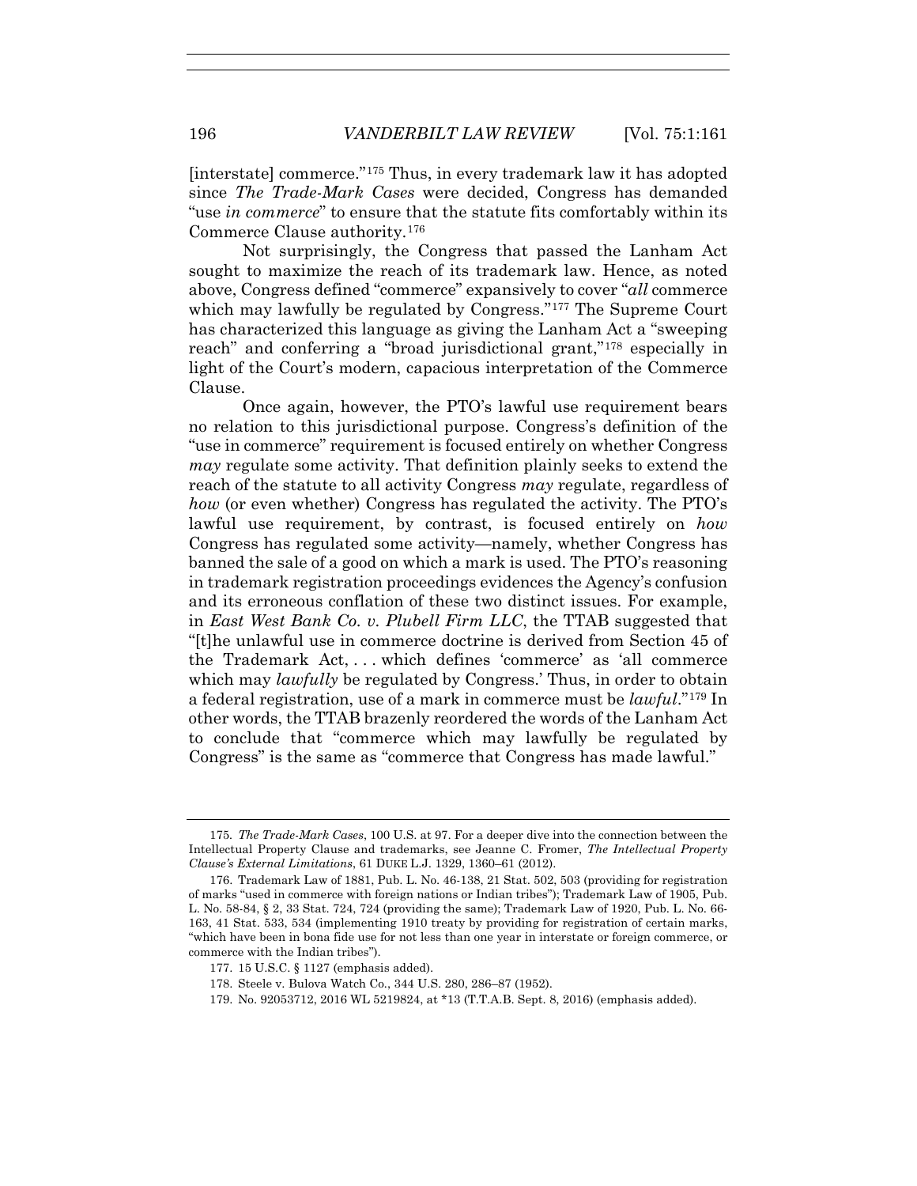[interstate] commerce."[175] Thus, in every trademark law it has adopted since *The Trade-Mark Cases* were decided, Congress has demanded "use *in commerce*" to ensure that the statute fits comfortably within its Commerce Clause authority.[176]

Not surprisingly, the Congress that passed the Lanham Act sought to maximize the reach of its trademark law. Hence, as noted above, Congress defined "commerce" expansively to cover "*all* commerce which may lawfully be regulated by Congress."[177] The Supreme Court has characterized this language as giving the Lanham Act a "sweeping reach" and conferring a "broad jurisdictional grant,"[178] especially in light of the Court's modern, capacious interpretation of the Commerce Clause.

Once again, however, the PTO's lawful use requirement bears no relation to this jurisdictional purpose. Congress's definition of the "use in commerce" requirement is focused entirely on whether Congress *may* regulate some activity. That definition plainly seeks to extend the reach of the statute to all activity Congress *may* regulate, regardless of *how* (or even whether) Congress has regulated the activity. The PTO's lawful use requirement, by contrast, is focused entirely on *how* Congress has regulated some activity—namely, whether Congress has banned the sale of a good on which a mark is used. The PTO's reasoning in trademark registration proceedings evidences the Agency's confusion and its erroneous conflation of these two distinct issues. For example, in *East West Bank Co. v. Plubell Firm LLC*, the TTAB suggested that "[t]he unlawful use in commerce doctrine is derived from Section 45 of the Trademark Act, . . . which defines 'commerce' as 'all commerce which may *lawfully* be regulated by Congress.' Thus, in order to obtain a federal registration, use of a mark in commerce must be *lawful*."[179] In other words, the TTAB brazenly reordered the words of the Lanham Act to conclude that "commerce which may lawfully be regulated by Congress" is the same as "commerce that Congress has made lawful."

---

175. *The Trade-Mark Cases*, 100 U.S. at 97. For a deeper dive into the connection between the Intellectual Property Clause and trademarks, see Jeanne C. Fromer, *The Intellectual Property Clause's External Limitations*, 61 DUKE L.J. 1329, 1360–61 (2012).

176. Trademark Law of 1881, Pub. L. No. 46-138, 21 Stat. 502, 503 (providing for registration of marks "used in commerce with foreign nations or Indian tribes"); Trademark Law of 1905, Pub. L. No. 58-84, § 2, 33 Stat. 724, 724 (providing the same); Trademark Law of 1920, Pub. L. No. 66-163, 41 Stat. 533, 534 (implementing 1910 treaty by providing for registration of certain marks, "which have been in bona fide use for not less than one year in interstate or foreign commerce, or commerce with the Indian tribes").

177. 15 U.S.C. § 1127 (emphasis added).

178. Steele v. Bulova Watch Co., 344 U.S. 280, 286–87 (1952).

179. No. 92053712, 2016 WL 5219824, at *13 (T.T.A.B. Sept. 8, 2016) (emphasis added).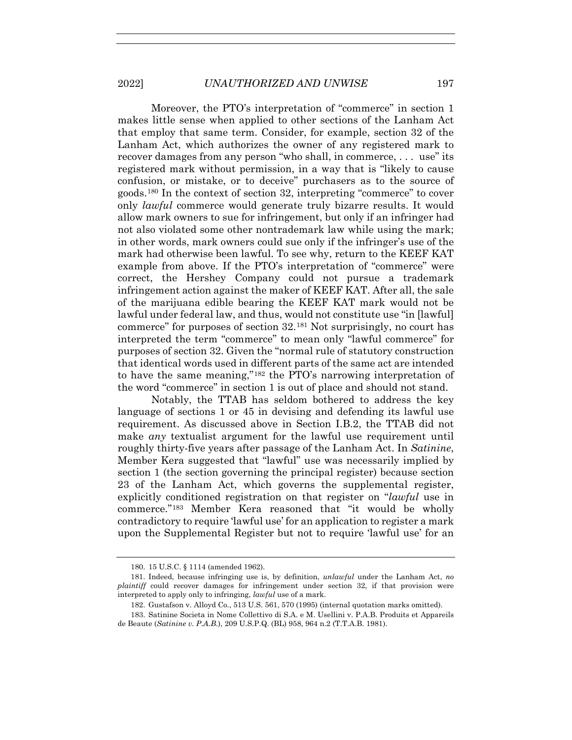Moreover, the PTO's interpretation of "commerce" in section 1 makes little sense when applied to other sections of the Lanham Act that employ that same term. Consider, for example, section 32 of the Lanham Act, which authorizes the owner of any registered mark to recover damages from any person "who shall, in commerce, . . . use" its registered mark without permission, in a way that is "likely to cause confusion, or mistake, or to deceive" purchasers as to the source of goods.[180] In the context of section 32, interpreting "commerce" to cover only *lawful* commerce would generate truly bizarre results. It would allow mark owners to sue for infringement, but only if an infringer had not also violated some other nontrademark law while using the mark; in other words, mark owners could sue only if the infringer's use of the mark had otherwise been lawful. To see why, return to the KEEF KAT example from above. If the PTO's interpretation of "commerce" were correct, the Hershey Company could not pursue a trademark infringement action against the maker of KEEF KAT. After all, the sale of the marijuana edible bearing the KEEF KAT mark would not be lawful under federal law, and thus, would not constitute use "in [lawful] commerce" for purposes of section 32.[181] Not surprisingly, no court has interpreted the term "commerce" to mean only "lawful commerce" for purposes of section 32. Given the "normal rule of statutory construction that identical words used in different parts of the same act are intended to have the same meaning,"[182] the PTO's narrowing interpretation of the word "commerce" in section 1 is out of place and should not stand.

Notably, the TTAB has seldom bothered to address the key language of sections 1 or 45 in devising and defending its lawful use requirement. As discussed above in Section I.B.2, the TTAB did not make *any* textualist argument for the lawful use requirement until roughly thirty-five years after passage of the Lanham Act. In *Satinine*, Member Kera suggested that "lawful" use was necessarily implied by section 1 (the section governing the principal register) because section 23 of the Lanham Act, which governs the supplemental register, explicitly conditioned registration on that register on "*lawful* use in commerce."[183] Member Kera reasoned that "it would be wholly contradictory to require 'lawful use' for an application to register a mark upon the Supplemental Register but not to require 'lawful use' for an

---

180. 15 U.S.C. § 1114 (amended 1962).

181. Indeed, because infringing use is, by definition, *unlawful* under the Lanham Act, *no plaintiff* could recover damages for infringement under section 32, if that provision were interpreted to apply only to infringing, *lawful* use of a mark.

182. Gustafson v. Alloyd Co., 513 U.S. 561, 570 (1995) (internal quotation marks omitted).

183. Satinine Societa in Nome Collettivo di S.A. e M. Usellini v. P.A.B. Produits et Appareils de Beaute (*Satinine v. P.A.B.*), 209 U.S.P.Q. (BL) 958, 964 n.2 (T.T.A.B. 1981).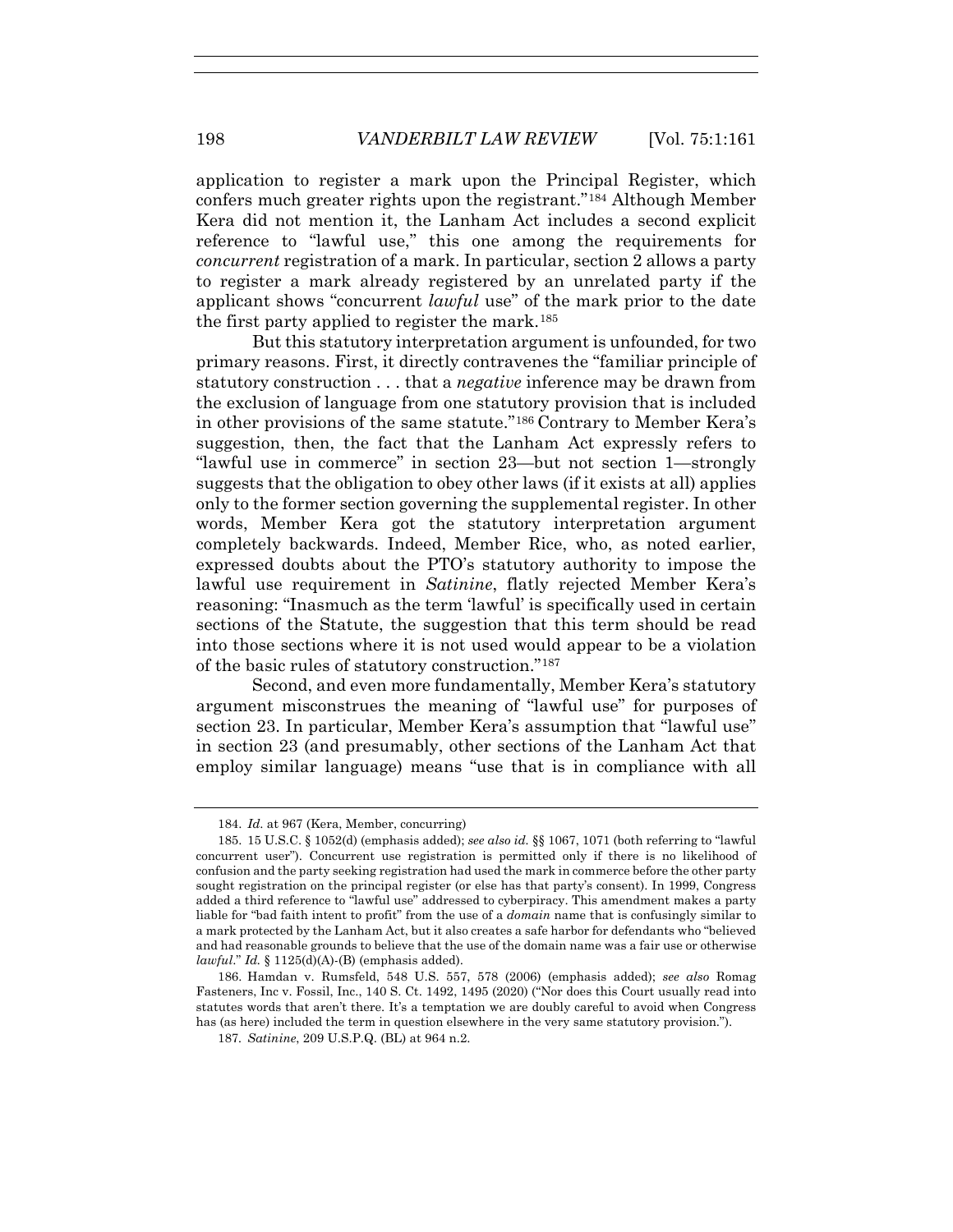application to register a mark upon the Principal Register, which confers much greater rights upon the registrant."[184] Although Member Kera did not mention it, the Lanham Act includes a second explicit reference to "lawful use," this one among the requirements for *concurrent* registration of a mark. In particular, section 2 allows a party to register a mark already registered by an unrelated party if the applicant shows "concurrent *lawful* use" of the mark prior to the date the first party applied to register the mark.[185]

But this statutory interpretation argument is unfounded, for two primary reasons. First, it directly contravenes the "familiar principle of statutory construction . . . that a *negative* inference may be drawn from the exclusion of language from one statutory provision that is included in other provisions of the same statute."[186] Contrary to Member Kera's suggestion, then, the fact that the Lanham Act expressly refers to "lawful use in commerce" in section 23—but not section 1—strongly suggests that the obligation to obey other laws (if it exists at all) applies only to the former section governing the supplemental register. In other words, Member Kera got the statutory interpretation argument completely backwards. Indeed, Member Rice, who, as noted earlier, expressed doubts about the PTO's statutory authority to impose the lawful use requirement in *Satinine*, flatly rejected Member Kera's reasoning: "Inasmuch as the term 'lawful' is specifically used in certain sections of the Statute, the suggestion that this term should be read into those sections where it is not used would appear to be a violation of the basic rules of statutory construction."[187]

Second, and even more fundamentally, Member Kera's statutory argument misconstrues the meaning of "lawful use" for purposes of section 23. In particular, Member Kera's assumption that "lawful use" in section 23 (and presumably, other sections of the Lanham Act that employ similar language) means "use that is in compliance with all

---

184. *Id.* at 967 (Kera, Member, concurring)

185. 15 U.S.C. § 1052(d) (emphasis added); *see also id.* §§ 1067, 1071 (both referring to "lawful concurrent user"). Concurrent use registration is permitted only if there is no likelihood of confusion and the party seeking registration had used the mark in commerce before the other party sought registration on the principal register (or else has that party's consent). In 1999, Congress added a third reference to "lawful use" addressed to cyberpiracy. This amendment makes a party liable for "bad faith intent to profit" from the use of a *domain* name that is confusingly similar to a mark protected by the Lanham Act, but it also creates a safe harbor for defendants who "believed and had reasonable grounds to believe that the use of the domain name was a fair use or otherwise *lawful*." *Id.* § 1125(d)(A)-(B) (emphasis added).

186. Hamdan v. Rumsfeld, 548 U.S. 557, 578 (2006) (emphasis added); *see also* Romag Fasteners, Inc v. Fossil, Inc., 140 S. Ct. 1492, 1495 (2020) ("Nor does this Court usually read into statutes words that aren't there. It's a temptation we are doubly careful to avoid when Congress has (as here) included the term in question elsewhere in the very same statutory provision.").

187. *Satinine*, 209 U.S.P.Q. (BL) at 964 n.2.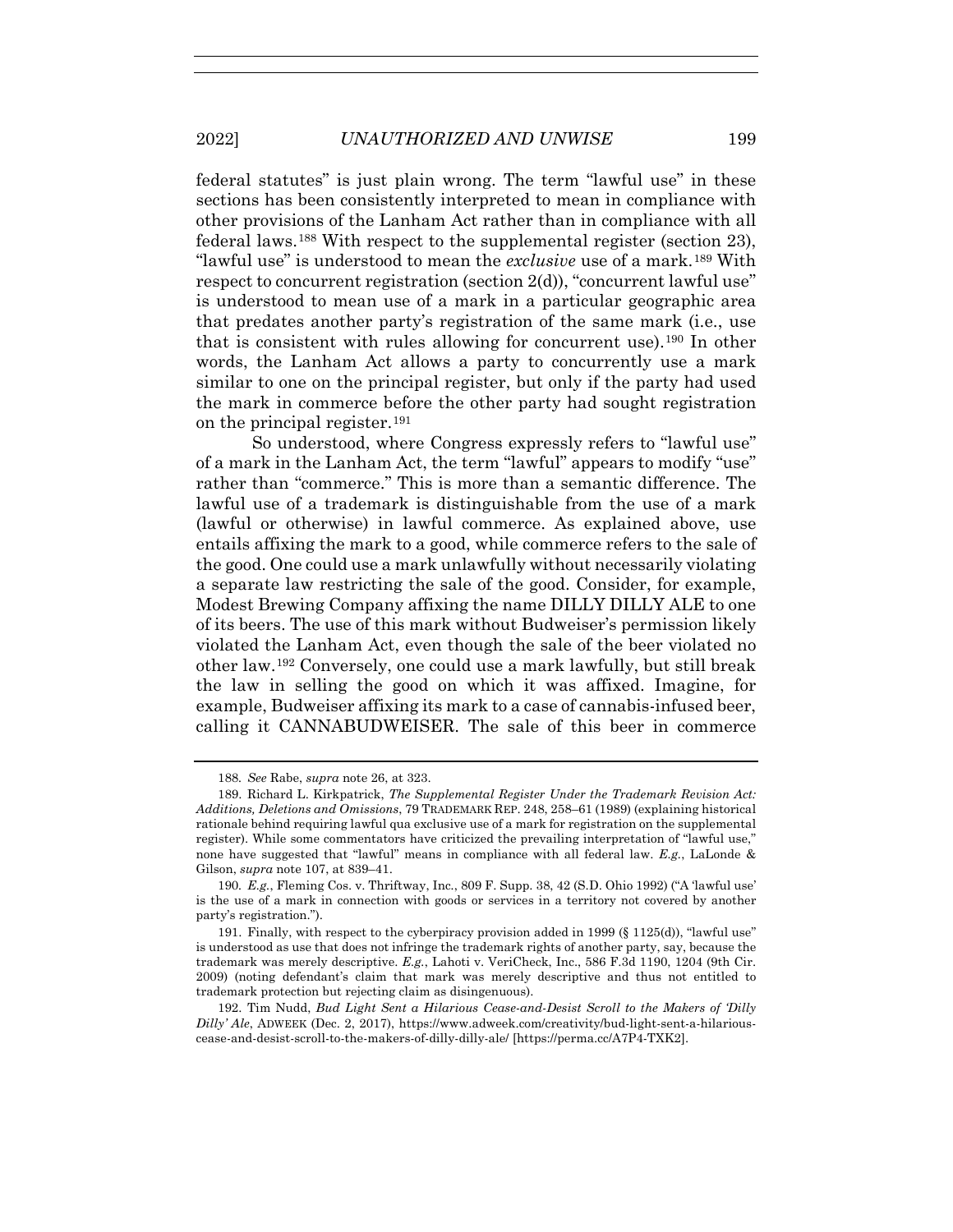federal statutes" is just plain wrong. The term "lawful use" in these sections has been consistently interpreted to mean in compliance with other provisions of the Lanham Act rather than in compliance with all federal laws.[188] With respect to the supplemental register (section 23), "lawful use" is understood to mean the *exclusive* use of a mark.[189] With respect to concurrent registration (section 2(d)), "concurrent lawful use" is understood to mean use of a mark in a particular geographic area that predates another party's registration of the same mark (i.e., use that is consistent with rules allowing for concurrent use).[190] In other words, the Lanham Act allows a party to concurrently use a mark similar to one on the principal register, but only if the party had used the mark in commerce before the other party had sought registration on the principal register.[191]

So understood, where Congress expressly refers to "lawful use" of a mark in the Lanham Act, the term "lawful" appears to modify "use" rather than "commerce." This is more than a semantic difference. The lawful use of a trademark is distinguishable from the use of a mark (lawful or otherwise) in lawful commerce. As explained above, use entails affixing the mark to a good, while commerce refers to the sale of the good. One could use a mark unlawfully without necessarily violating a separate law restricting the sale of the good. Consider, for example, Modest Brewing Company affixing the name DILLY DILLY ALE to one of its beers. The use of this mark without Budweiser's permission likely violated the Lanham Act, even though the sale of the beer violated no other law.[192] Conversely, one could use a mark lawfully, but still break the law in selling the good on which it was affixed. Imagine, for example, Budweiser affixing its mark to a case of cannabis-infused beer, calling it CANNABUDWEISER. The sale of this beer in commerce

---

188. *See* Rabe, *supra* note 26, at 323.

189. Richard L. Kirkpatrick, *The Supplemental Register Under the Trademark Revision Act: Additions, Deletions and Omissions*, 79 TRADEMARK REP. 248, 258–61 (1989) (explaining historical rationale behind requiring lawful qua exclusive use of a mark for registration on the supplemental register). While some commentators have criticized the prevailing interpretation of "lawful use," none have suggested that "lawful" means in compliance with all federal law. *E.g.*, LaLonde & Gilson, *supra* note 107, at 839–41.

190. *E.g.*, Fleming Cos. v. Thriftway, Inc., 809 F. Supp. 38, 42 (S.D. Ohio 1992) ("A 'lawful use' is the use of a mark in connection with goods or services in a territory not covered by another party's registration.").

191. Finally, with respect to the cyberpiracy provision added in 1999 (§ 1125(d)), "lawful use" is understood as use that does not infringe the trademark rights of another party, say, because the trademark was merely descriptive. *E.g.*, Lahoti v. VeriCheck, Inc., 586 F.3d 1190, 1204 (9th Cir. 2009) (noting defendant's claim that mark was merely descriptive and thus not entitled to trademark protection but rejecting claim as disingenuous).

192. Tim Nudd, *Bud Light Sent a Hilarious Cease-and-Desist Scroll to the Makers of 'Dilly Dilly' Ale*, ADWEEK (Dec. 2, 2017), https://www.adweek.com/creativity/bud-light-sent-a-hilarious-cease-and-desist-scroll-to-the-makers-of-dilly-dilly-ale/ [https://perma.cc/A7P4-TXK2].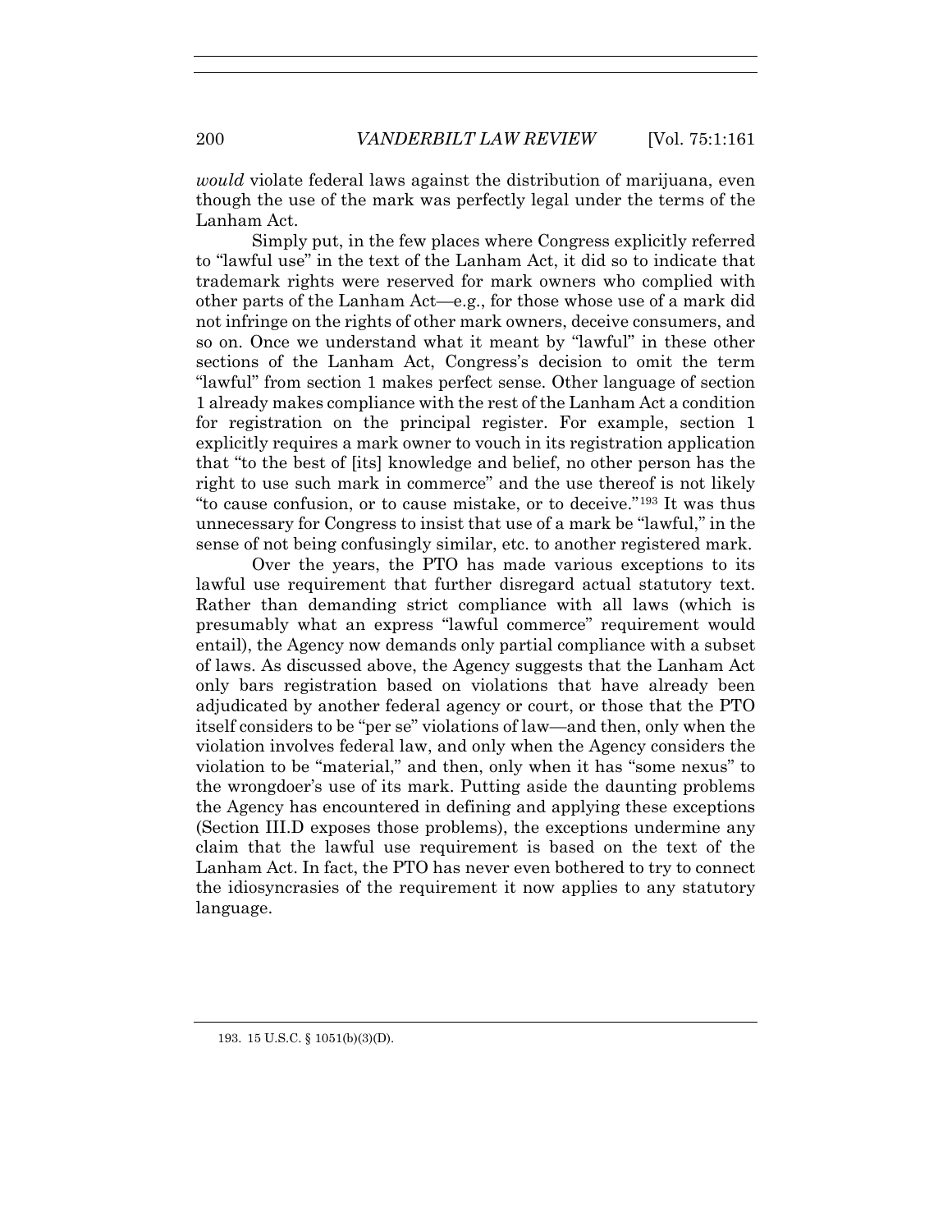*would* violate federal laws against the distribution of marijuana, even though the use of the mark was perfectly legal under the terms of the Lanham Act.

Simply put, in the few places where Congress explicitly referred to "lawful use" in the text of the Lanham Act, it did so to indicate that trademark rights were reserved for mark owners who complied with other parts of the Lanham Act—e.g., for those whose use of a mark did not infringe on the rights of other mark owners, deceive consumers, and so on. Once we understand what it meant by "lawful" in these other sections of the Lanham Act, Congress's decision to omit the term "lawful" from section 1 makes perfect sense. Other language of section 1 already makes compliance with the rest of the Lanham Act a condition for registration on the principal register. For example, section 1 explicitly requires a mark owner to vouch in its registration application that "to the best of [its] knowledge and belief, no other person has the right to use such mark in commerce" and the use thereof is not likely "to cause confusion, or to cause mistake, or to deceive."[193] It was thus unnecessary for Congress to insist that use of a mark be "lawful," in the sense of not being confusingly similar, etc. to another registered mark.

Over the years, the PTO has made various exceptions to its lawful use requirement that further disregard actual statutory text. Rather than demanding strict compliance with all laws (which is presumably what an express "lawful commerce" requirement would entail), the Agency now demands only partial compliance with a subset of laws. As discussed above, the Agency suggests that the Lanham Act only bars registration based on violations that have already been adjudicated by another federal agency or court, or those that the PTO itself considers to be "per se" violations of law—and then, only when the violation involves federal law, and only when the Agency considers the violation to be "material," and then, only when it has "some nexus" to the wrongdoer's use of its mark. Putting aside the daunting problems the Agency has encountered in defining and applying these exceptions (Section III.D exposes those problems), the exceptions undermine any claim that the lawful use requirement is based on the text of the Lanham Act. In fact, the PTO has never even bothered to try to connect the idiosyncrasies of the requirement it now applies to any statutory language.

193. 15 U.S.C. § 1051(b)(3)(D).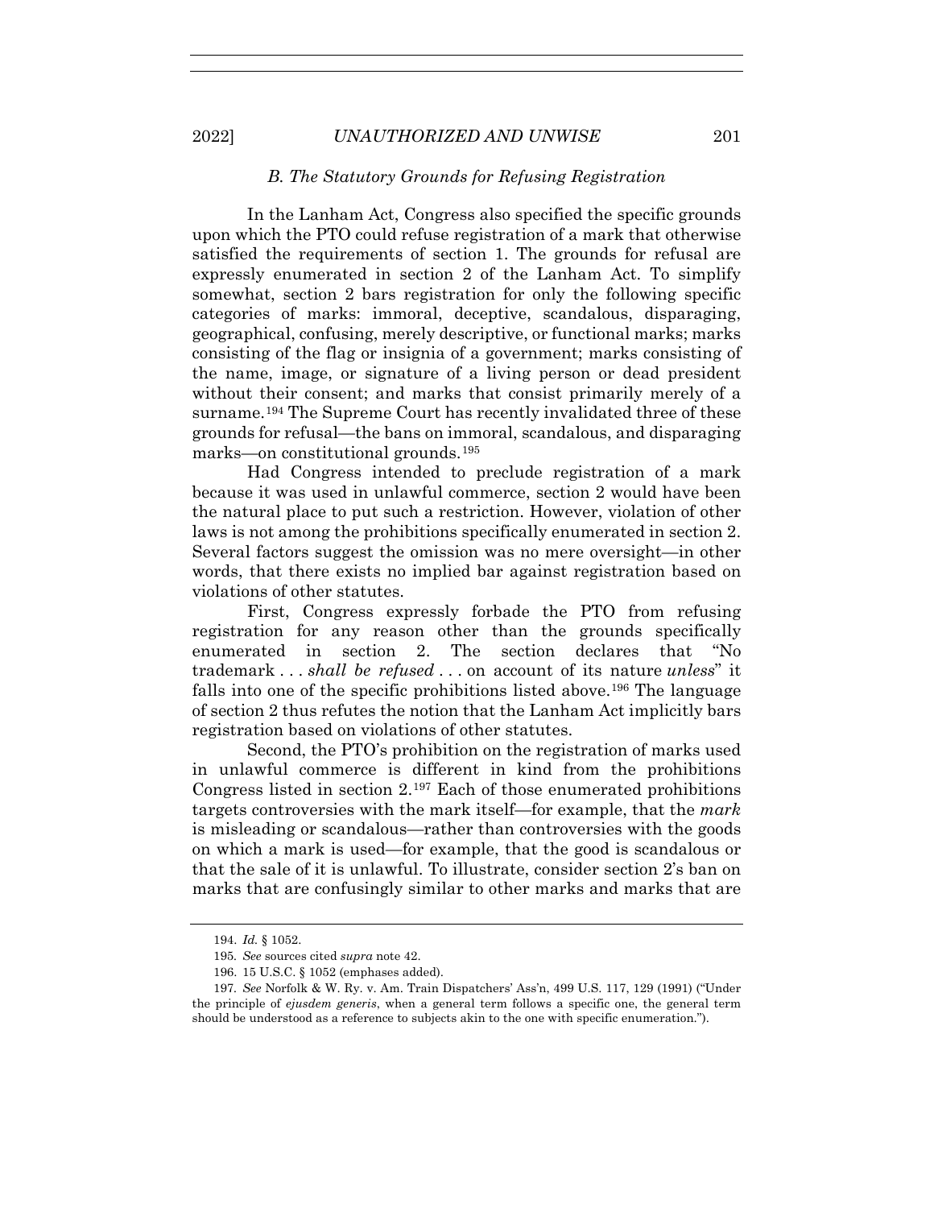### *B. The Statutory Grounds for Refusing Registration*

In the Lanham Act, Congress also specified the specific grounds upon which the PTO could refuse registration of a mark that otherwise satisfied the requirements of section 1. The grounds for refusal are expressly enumerated in section 2 of the Lanham Act. To simplify somewhat, section 2 bars registration for only the following specific categories of marks: immoral, deceptive, scandalous, disparaging, geographical, confusing, merely descriptive, or functional marks; marks consisting of the flag or insignia of a government; marks consisting of the name, image, or signature of a living person or dead president without their consent; and marks that consist primarily merely of a surname.[194] The Supreme Court has recently invalidated three of these grounds for refusal—the bans on immoral, scandalous, and disparaging marks—on constitutional grounds.[195]

Had Congress intended to preclude registration of a mark because it was used in unlawful commerce, section 2 would have been the natural place to put such a restriction. However, violation of other laws is not among the prohibitions specifically enumerated in section 2. Several factors suggest the omission was no mere oversight—in other words, that there exists no implied bar against registration based on violations of other statutes.

First, Congress expressly forbade the PTO from refusing registration for any reason other than the grounds specifically enumerated in section 2. The section declares that "No trademark . . . *shall be refused* . . . on account of its nature *unless*" it falls into one of the specific prohibitions listed above.[196] The language of section 2 thus refutes the notion that the Lanham Act implicitly bars registration based on violations of other statutes.

Second, the PTO's prohibition on the registration of marks used in unlawful commerce is different in kind from the prohibitions Congress listed in section 2.[197] Each of those enumerated prohibitions targets controversies with the mark itself—for example, that the *mark* is misleading or scandalous—rather than controversies with the goods on which a mark is used—for example, that the good is scandalous or that the sale of it is unlawful. To illustrate, consider section 2's ban on marks that are confusingly similar to other marks and marks that are

---

194. *Id.* § 1052.

195. *See* sources cited *supra* note 42.

196. 15 U.S.C. § 1052 (emphases added).

197. *See* Norfolk & W. Ry. v. Am. Train Dispatchers' Ass'n, 499 U.S. 117, 129 (1991) ("Under the principle of *ejusdem generis*, when a general term follows a specific one, the general term should be understood as a reference to subjects akin to the one with specific enumeration.").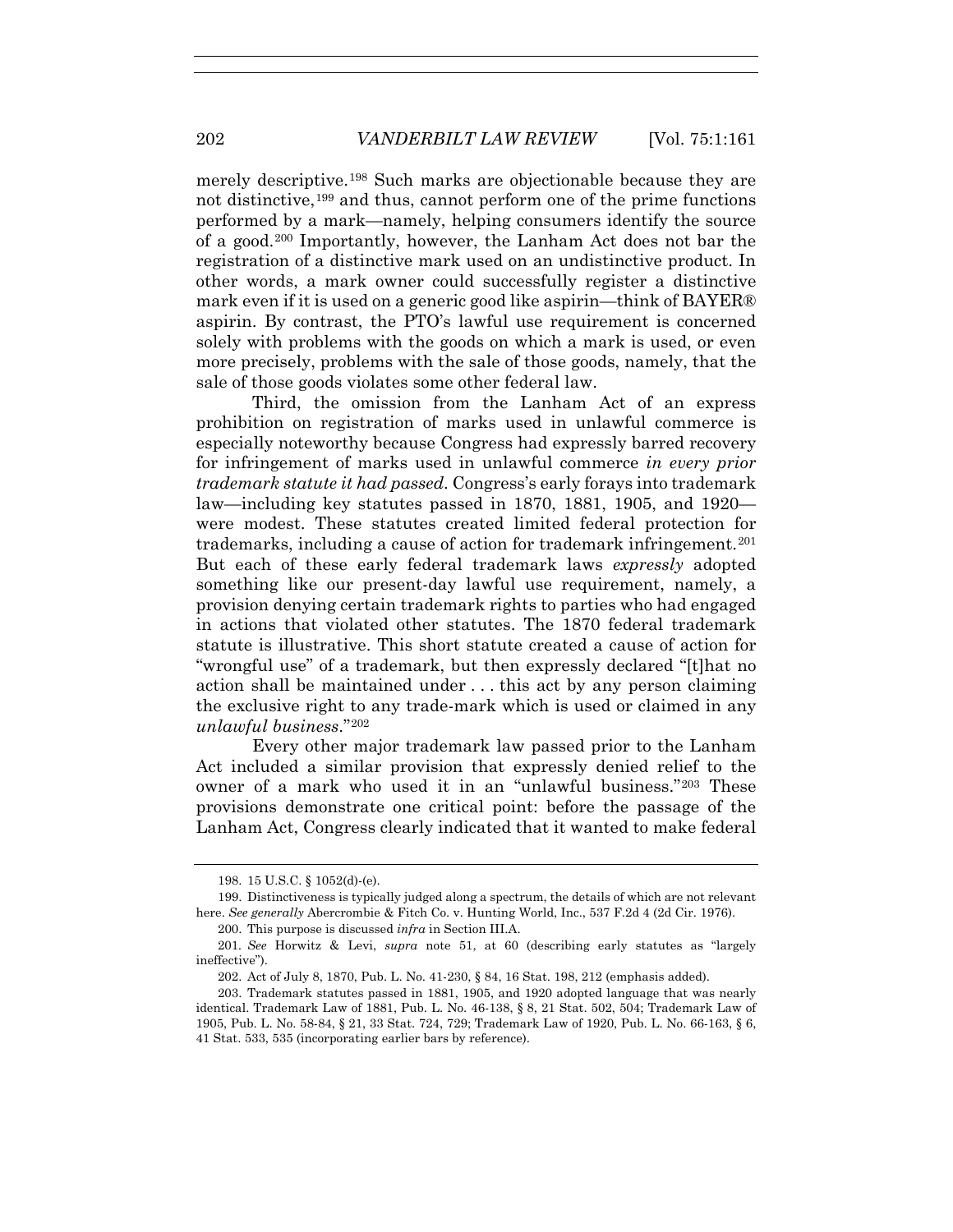merely descriptive.[198] Such marks are objectionable because they are not distinctive,[199] and thus, cannot perform one of the prime functions performed by a mark—namely, helping consumers identify the source of a good.[200] Importantly, however, the Lanham Act does not bar the registration of a distinctive mark used on an undistinctive product. In other words, a mark owner could successfully register a distinctive mark even if it is used on a generic good like aspirin—think of BAYER® aspirin. By contrast, the PTO's lawful use requirement is concerned solely with problems with the goods on which a mark is used, or even more precisely, problems with the sale of those goods, namely, that the sale of those goods violates some other federal law.

Third, the omission from the Lanham Act of an express prohibition on registration of marks used in unlawful commerce is especially noteworthy because Congress had expressly barred recovery for infringement of marks used in unlawful commerce *in every prior trademark statute it had passed*. Congress's early forays into trademark law—including key statutes passed in 1870, 1881, 1905, and 1920—were modest. These statutes created limited federal protection for trademarks, including a cause of action for trademark infringement.[201] But each of these early federal trademark laws *expressly* adopted something like our present-day lawful use requirement, namely, a provision denying certain trademark rights to parties who had engaged in actions that violated other statutes. The 1870 federal trademark statute is illustrative. This short statute created a cause of action for "wrongful use" of a trademark, but then expressly declared "[t]hat no action shall be maintained under . . . this act by any person claiming the exclusive right to any trade-mark which is used or claimed in any *unlawful business*."[202]

Every other major trademark law passed prior to the Lanham Act included a similar provision that expressly denied relief to the owner of a mark who used it in an "unlawful business."[203] These provisions demonstrate one critical point: before the passage of the Lanham Act, Congress clearly indicated that it wanted to make federal

---

198. 15 U.S.C. § 1052(d)-(e).

199. Distinctiveness is typically judged along a spectrum, the details of which are not relevant here. *See generally* Abercrombie & Fitch Co. v. Hunting World, Inc., 537 F.2d 4 (2d Cir. 1976).

200. This purpose is discussed *infra* in Section III.A.

201. *See* Horwitz & Levi, *supra* note 51, at 60 (describing early statutes as "largely ineffective").

202. Act of July 8, 1870, Pub. L. No. 41-230, § 84, 16 Stat. 198, 212 (emphasis added).

203. Trademark statutes passed in 1881, 1905, and 1920 adopted language that was nearly identical. Trademark Law of 1881, Pub. L. No. 46-138, § 8, 21 Stat. 502, 504; Trademark Law of 1905, Pub. L. No. 58-84, § 21, 33 Stat. 724, 729; Trademark Law of 1920, Pub. L. No. 66-163, § 6, 41 Stat. 533, 535 (incorporating earlier bars by reference).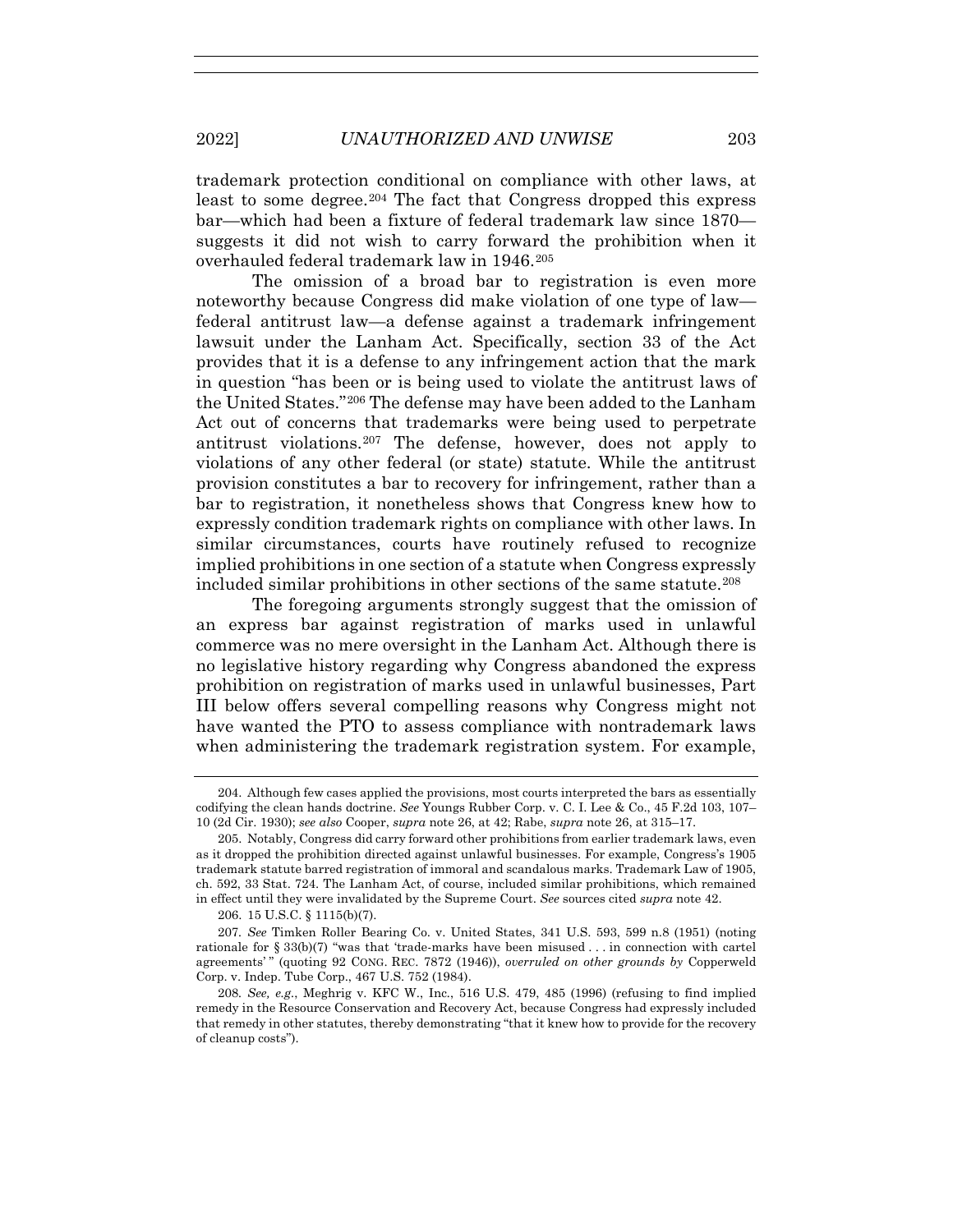trademark protection conditional on compliance with other laws, at least to some degree.[204] The fact that Congress dropped this express bar—which had been a fixture of federal trademark law since 1870—suggests it did not wish to carry forward the prohibition when it overhauled federal trademark law in 1946.[205]

The omission of a broad bar to registration is even more noteworthy because Congress did make violation of one type of law—federal antitrust law—a defense against a trademark infringement lawsuit under the Lanham Act. Specifically, section 33 of the Act provides that it is a defense to any infringement action that the mark in question "has been or is being used to violate the antitrust laws of the United States."[206] The defense may have been added to the Lanham Act out of concerns that trademarks were being used to perpetrate antitrust violations.[207] The defense, however, does not apply to violations of any other federal (or state) statute. While the antitrust provision constitutes a bar to recovery for infringement, rather than a bar to registration, it nonetheless shows that Congress knew how to expressly condition trademark rights on compliance with other laws. In similar circumstances, courts have routinely refused to recognize implied prohibitions in one section of a statute when Congress expressly included similar prohibitions in other sections of the same statute.[208]

The foregoing arguments strongly suggest that the omission of an express bar against registration of marks used in unlawful commerce was no mere oversight in the Lanham Act. Although there is no legislative history regarding why Congress abandoned the express prohibition on registration of marks used in unlawful businesses, Part III below offers several compelling reasons why Congress might not have wanted the PTO to assess compliance with nontrademark laws when administering the trademark registration system. For example,

---

204. Although few cases applied the provisions, most courts interpreted the bars as essentially codifying the clean hands doctrine. *See* Youngs Rubber Corp. v. C. I. Lee & Co., 45 F.2d 103, 107–10 (2d Cir. 1930); *see also* Cooper, *supra* note 26, at 42; Rabe, *supra* note 26, at 315–17.

205. Notably, Congress did carry forward other prohibitions from earlier trademark laws, even as it dropped the prohibition directed against unlawful businesses. For example, Congress's 1905 trademark statute barred registration of immoral and scandalous marks. Trademark Law of 1905, ch. 592, 33 Stat. 724. The Lanham Act, of course, included similar prohibitions, which remained in effect until they were invalidated by the Supreme Court. *See* sources cited *supra* note 42.

206. 15 U.S.C. § 1115(b)(7).

207. *See* Timken Roller Bearing Co. v. United States, 341 U.S. 593, 599 n.8 (1951) (noting rationale for § 33(b)(7) "was that 'trade-marks have been misused . . . in connection with cartel agreements' " (quoting 92 CONG. REC. 7872 (1946)), *overruled on other grounds by* Copperweld Corp. v. Indep. Tube Corp., 467 U.S. 752 (1984).

208. *See, e.g.*, Meghrig v. KFC W., Inc., 516 U.S. 479, 485 (1996) (refusing to find implied remedy in the Resource Conservation and Recovery Act, because Congress had expressly included that remedy in other statutes, thereby demonstrating "that it knew how to provide for the recovery of cleanup costs").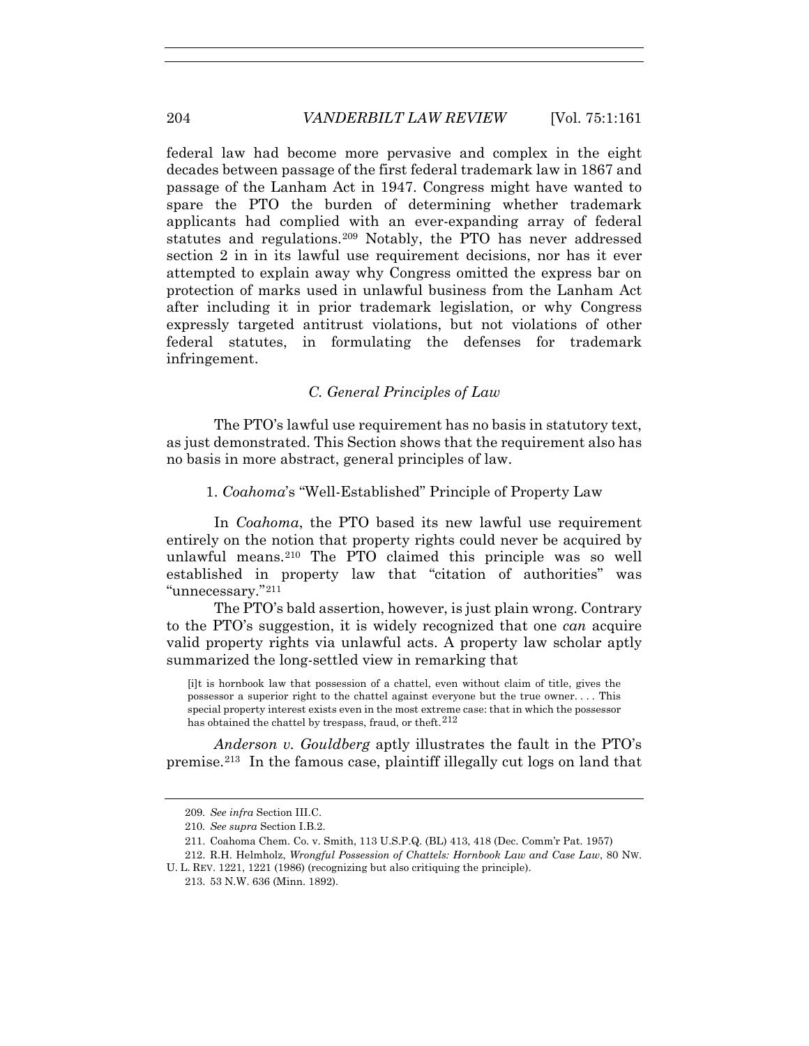federal law had become more pervasive and complex in the eight decades between passage of the first federal trademark law in 1867 and passage of the Lanham Act in 1947. Congress might have wanted to spare the PTO the burden of determining whether trademark applicants had complied with an ever-expanding array of federal statutes and regulations.[209] Notably, the PTO has never addressed section 2 in in its lawful use requirement decisions, nor has it ever attempted to explain away why Congress omitted the express bar on protection of marks used in unlawful business from the Lanham Act after including it in prior trademark legislation, or why Congress expressly targeted antitrust violations, but not violations of other federal statutes, in formulating the defenses for trademark infringement.

### *C. General Principles of Law*

The PTO's lawful use requirement has no basis in statutory text, as just demonstrated. This Section shows that the requirement also has no basis in more abstract, general principles of law.

#### 1. *Coahoma*'s "Well-Established" Principle of Property Law

In *Coahoma*, the PTO based its new lawful use requirement entirely on the notion that property rights could never be acquired by unlawful means.[210] The PTO claimed this principle was so well established in property law that "citation of authorities" was "unnecessary."[211]

The PTO's bald assertion, however, is just plain wrong. Contrary to the PTO's suggestion, it is widely recognized that one *can* acquire valid property rights via unlawful acts. A property law scholar aptly summarized the long-settled view in remarking that

> [i]t is hornbook law that possession of a chattel, even without claim of title, gives the possessor a superior right to the chattel against everyone but the true owner. . . . This special property interest exists even in the most extreme case: that in which the possessor has obtained the chattel by trespass, fraud, or theft.[212]

*Anderson v. Gouldberg* aptly illustrates the fault in the PTO's premise.[213] In the famous case, plaintiff illegally cut logs on land that

---

209. *See infra* Section III.C.

210. *See supra* Section I.B.2.

211. Coahoma Chem. Co. v. Smith, 113 U.S.P.Q. (BL) 413, 418 (Dec. Comm'r Pat. 1957)

212. R.H. Helmholz, *Wrongful Possession of Chattels: Hornbook Law and Case Law*, 80 NW. U. L. REV. 1221, 1221 (1986) (recognizing but also critiquing the principle).

213. 53 N.W. 636 (Minn. 1892).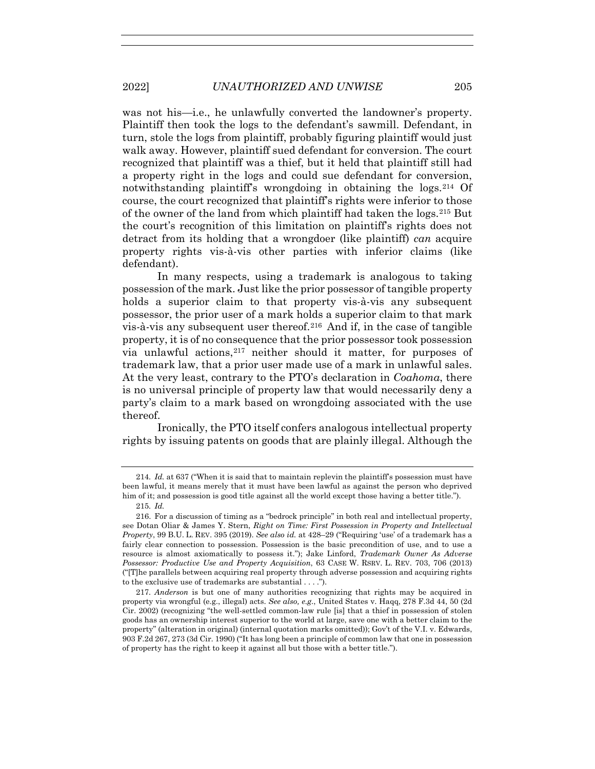was not his—i.e., he unlawfully converted the landowner's property. Plaintiff then took the logs to the defendant's sawmill. Defendant, in turn, stole the logs from plaintiff, probably figuring plaintiff would just walk away. However, plaintiff sued defendant for conversion. The court recognized that plaintiff was a thief, but it held that plaintiff still had a property right in the logs and could sue defendant for conversion, notwithstanding plaintiff's wrongdoing in obtaining the logs.[214] Of course, the court recognized that plaintiff's rights were inferior to those of the owner of the land from which plaintiff had taken the logs.[215] But the court's recognition of this limitation on plaintiff's rights does not detract from its holding that a wrongdoer (like plaintiff) *can* acquire property rights vis-à-vis other parties with inferior claims (like defendant).

In many respects, using a trademark is analogous to taking possession of the mark. Just like the prior possessor of tangible property holds a superior claim to that property vis-à-vis any subsequent possessor, the prior user of a mark holds a superior claim to that mark vis-à-vis any subsequent user thereof.[216] And if, in the case of tangible property, it is of no consequence that the prior possessor took possession via unlawful actions,[217] neither should it matter, for purposes of trademark law, that a prior user made use of a mark in unlawful sales. At the very least, contrary to the PTO's declaration in *Coahoma*, there is no universal principle of property law that would necessarily deny a party's claim to a mark based on wrongdoing associated with the use thereof.

Ironically, the PTO itself confers analogous intellectual property rights by issuing patents on goods that are plainly illegal. Although the

---

214. *Id.* at 637 ("When it is said that to maintain replevin the plaintiff's possession must have been lawful, it means merely that it must have been lawful as against the person who deprived him of it; and possession is good title against all the world except those having a better title.").

215. *Id.*

216. For a discussion of timing as a "bedrock principle" in both real and intellectual property, see Dotan Oliar & James Y. Stern, *Right on Time: First Possession in Property and Intellectual Property*, 99 B.U. L. REV. 395 (2019). *See also id.* at 428–29 ("Requiring 'use' of a trademark has a fairly clear connection to possession. Possession is the basic precondition of use, and to use a resource is almost axiomatically to possess it."); Jake Linford, *Trademark Owner As Adverse Possessor: Productive Use and Property Acquisition*, 63 CASE W. RSRV. L. REV. 703, 706 (2013) ("[T]he parallels between acquiring real property through adverse possession and acquiring rights to the exclusive use of trademarks are substantial . . . .").

217. *Anderson* is but one of many authorities recognizing that rights may be acquired in property via wrongful (e.g., illegal) acts. *See also, e.g.*, United States v. Haqq, 278 F.3d 44, 50 (2d Cir. 2002) (recognizing "the well-settled common-law rule [is] that a thief in possession of stolen goods has an ownership interest superior to the world at large, save one with a better claim to the property" (alteration in original) (internal quotation marks omitted)); Gov't of the V.I. v. Edwards, 903 F.2d 267, 273 (3d Cir. 1990) ("It has long been a principle of common law that one in possession of property has the right to keep it against all but those with a better title.").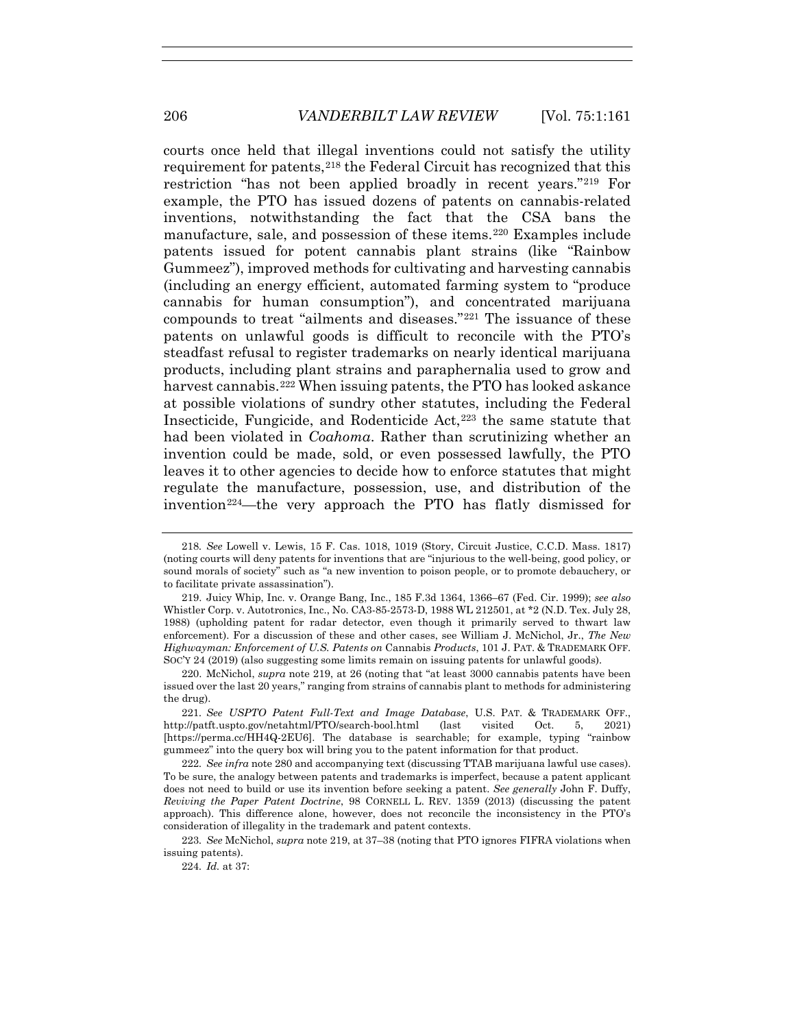courts once held that illegal inventions could not satisfy the utility requirement for patents,[218] the Federal Circuit has recognized that this restriction "has not been applied broadly in recent years."[219] For example, the PTO has issued dozens of patents on cannabis-related inventions, notwithstanding the fact that the CSA bans the manufacture, sale, and possession of these items.[220] Examples include patents issued for potent cannabis plant strains (like "Rainbow Gummeez"), improved methods for cultivating and harvesting cannabis (including an energy efficient, automated farming system to "produce cannabis for human consumption"), and concentrated marijuana compounds to treat "ailments and diseases."[221] The issuance of these patents on unlawful goods is difficult to reconcile with the PTO's steadfast refusal to register trademarks on nearly identical marijuana products, including plant strains and paraphernalia used to grow and harvest cannabis.[222] When issuing patents, the PTO has looked askance at possible violations of sundry other statutes, including the Federal Insecticide, Fungicide, and Rodenticide Act,[223] the same statute that had been violated in *Coahoma*. Rather than scrutinizing whether an invention could be made, sold, or even possessed lawfully, the PTO leaves it to other agencies to decide how to enforce statutes that might regulate the manufacture, possession, use, and distribution of the invention[224]—the very approach the PTO has flatly dismissed for

---

218. *See* Lowell v. Lewis, 15 F. Cas. 1018, 1019 (Story, Circuit Justice, C.C.D. Mass. 1817) (noting courts will deny patents for inventions that are "injurious to the well-being, good policy, or sound morals of society" such as "a new invention to poison people, or to promote debauchery, or to facilitate private assassination").

219. Juicy Whip, Inc. v. Orange Bang, Inc., 185 F.3d 1364, 1366–67 (Fed. Cir. 1999); *see also* Whistler Corp. v. Autotronics, Inc., No. CA3-85-2573-D, 1988 WL 212501, at *2 (N.D. Tex. July 28, 1988) (upholding patent for radar detector, even though it primarily served to thwart law enforcement). For a discussion of these and other cases, see William J. McNichol, Jr., *The New Highwayman: Enforcement of U.S. Patents on* Cannabis *Products*, 101 J. PAT. & TRADEMARK OFF. SOC'Y 24 (2019) (also suggesting some limits remain on issuing patents for unlawful goods).

220. McNichol, *supra* note 219, at 26 (noting that "at least 3000 cannabis patents have been issued over the last 20 years," ranging from strains of cannabis plant to methods for administering the drug).

221. *See USPTO Patent Full-Text and Image Database*, U.S. PAT. & TRADEMARK OFF., http://patft.uspto.gov/netahtml/PTO/search-bool.html (last visited Oct. 5, 2021) [https://perma.cc/HH4Q-2EU6]. The database is searchable; for example, typing "rainbow gummeez" into the query box will bring you to the patent information for that product.

222. *See infra* note 280 and accompanying text (discussing TTAB marijuana lawful use cases). To be sure, the analogy between patents and trademarks is imperfect, because a patent applicant does not need to build or use its invention before seeking a patent. *See generally* John F. Duffy, *Reviving the Paper Patent Doctrine*, 98 CORNELL L. REV. 1359 (2013) (discussing the patent approach). This difference alone, however, does not reconcile the inconsistency in the PTO's consideration of illegality in the trademark and patent contexts.

223. *See* McNichol, *supra* note 219, at 37–38 (noting that PTO ignores FIFRA violations when issuing patents).

224. *Id.* at 37: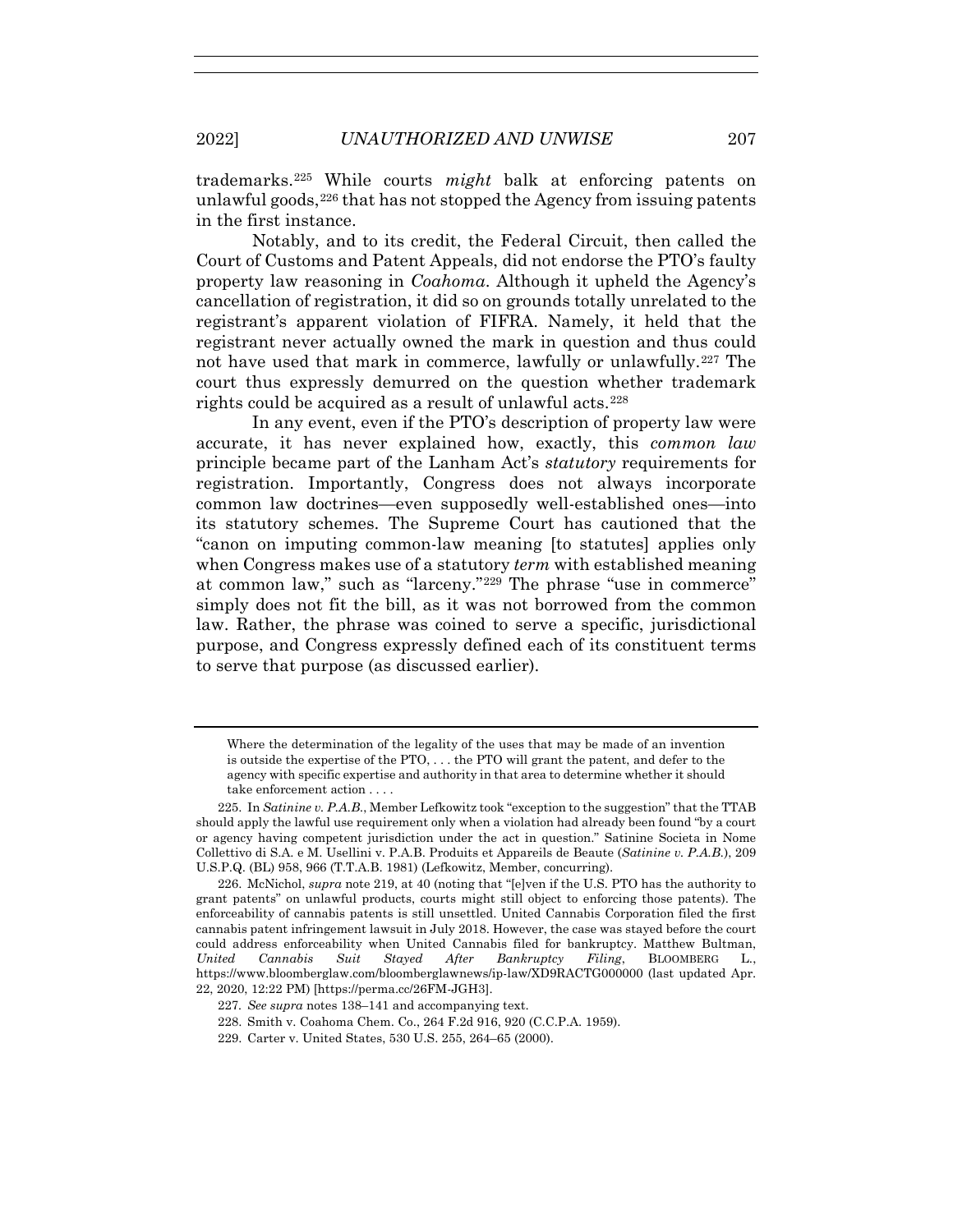trademarks.[225] While courts *might* balk at enforcing patents on unlawful goods,[226] that has not stopped the Agency from issuing patents in the first instance.

Notably, and to its credit, the Federal Circuit, then called the Court of Customs and Patent Appeals, did not endorse the PTO's faulty property law reasoning in *Coahoma*. Although it upheld the Agency's cancellation of registration, it did so on grounds totally unrelated to the registrant's apparent violation of FIFRA. Namely, it held that the registrant never actually owned the mark in question and thus could not have used that mark in commerce, lawfully or unlawfully.[227] The court thus expressly demurred on the question whether trademark rights could be acquired as a result of unlawful acts.[228]

In any event, even if the PTO's description of property law were accurate, it has never explained how, exactly, this *common law* principle became part of the Lanham Act's *statutory* requirements for registration. Importantly, Congress does not always incorporate common law doctrines—even supposedly well-established ones—into its statutory schemes. The Supreme Court has cautioned that the "canon on imputing common-law meaning [to statutes] applies only when Congress makes use of a statutory *term* with established meaning at common law," such as "larceny."[229] The phrase "use in commerce" simply does not fit the bill, as it was not borrowed from the common law. Rather, the phrase was coined to serve a specific, jurisdictional purpose, and Congress expressly defined each of its constituent terms to serve that purpose (as discussed earlier).

---

> Where the determination of the legality of the uses that may be made of an invention is outside the expertise of the PTO, . . . the PTO will grant the patent, and defer to the agency with specific expertise and authority in that area to determine whether it should take enforcement action . . . .

225. In *Satinine v. P.A.B.*, Member Lefkowitz took "exception to the suggestion" that the TTAB should apply the lawful use requirement only when a violation had already been found "by a court or agency having competent jurisdiction under the act in question." Satinine Societa in Nome Collettivo di S.A. e M. Usellini v. P.A.B. Produits et Appareils de Beaute (*Satinine v. P.A.B.*), 209 U.S.P.Q. (BL) 958, 966 (T.T.A.B. 1981) (Lefkowitz, Member, concurring).

226. McNichol, *supra* note 219, at 40 (noting that "[e]ven if the U.S. PTO has the authority to grant patents" on unlawful products, courts might still object to enforcing those patents). The enforceability of cannabis patents is still unsettled. United Cannabis Corporation filed the first cannabis patent infringement lawsuit in July 2018. However, the case was stayed before the court could address enforceability when United Cannabis filed for bankruptcy. Matthew Bultman, *United Cannabis Suit Stayed After Bankruptcy Filing*, BLOOMBERG L., https://www.bloomberglaw.com/bloomberglawnews/ip-law/XD9RACTG000000 (last updated Apr. 22, 2020, 12:22 PM) [https://perma.cc/26FM-JGH3].

227. *See supra* notes 138–141 and accompanying text.

228. Smith v. Coahoma Chem. Co., 264 F.2d 916, 920 (C.C.P.A. 1959).

229. Carter v. United States, 530 U.S. 255, 264–65 (2000).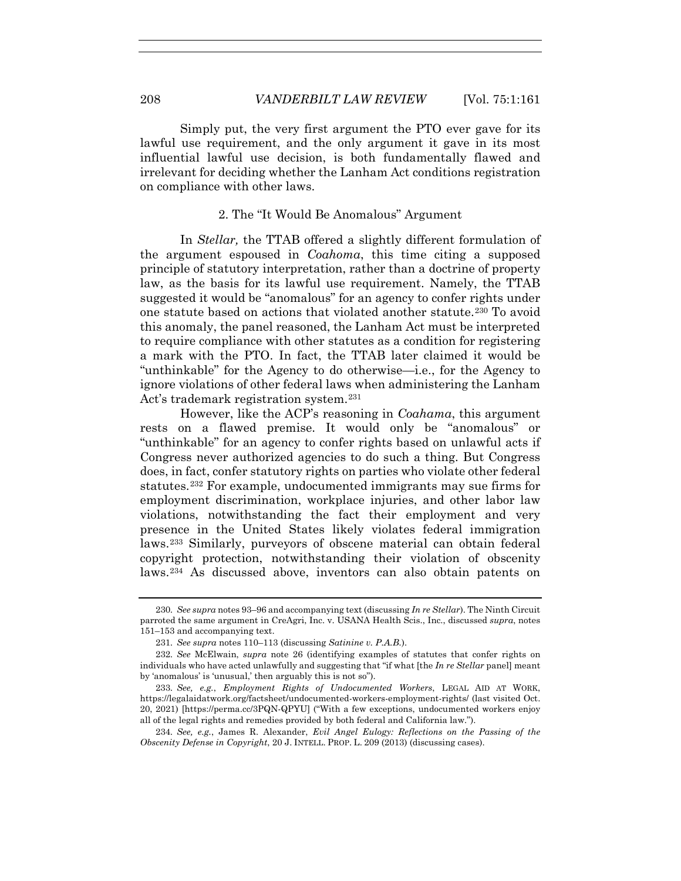Simply put, the very first argument the PTO ever gave for its lawful use requirement, and the only argument it gave in its most influential lawful use decision, is both fundamentally flawed and irrelevant for deciding whether the Lanham Act conditions registration on compliance with other laws.

### 2. The "It Would Be Anomalous" Argument

In *Stellar,* the TTAB offered a slightly different formulation of the argument espoused in *Coahoma*, this time citing a supposed principle of statutory interpretation, rather than a doctrine of property law, as the basis for its lawful use requirement. Namely, the TTAB suggested it would be "anomalous" for an agency to confer rights under one statute based on actions that violated another statute.[230] To avoid this anomaly, the panel reasoned, the Lanham Act must be interpreted to require compliance with other statutes as a condition for registering a mark with the PTO. In fact, the TTAB later claimed it would be "unthinkable" for the Agency to do otherwise—i.e., for the Agency to ignore violations of other federal laws when administering the Lanham Act's trademark registration system.[231]

However, like the ACP's reasoning in *Coahama*, this argument rests on a flawed premise. It would only be "anomalous" or "unthinkable" for an agency to confer rights based on unlawful acts if Congress never authorized agencies to do such a thing. But Congress does, in fact, confer statutory rights on parties who violate other federal statutes.[232] For example, undocumented immigrants may sue firms for employment discrimination, workplace injuries, and other labor law violations, notwithstanding the fact their employment and very presence in the United States likely violates federal immigration laws.[233] Similarly, purveyors of obscene material can obtain federal copyright protection, notwithstanding their violation of obscenity laws.[234] As discussed above, inventors can also obtain patents on

---

230. *See supra* notes 93–96 and accompanying text (discussing *In re Stellar*). The Ninth Circuit parroted the same argument in CreAgri, Inc. v. USANA Health Scis., Inc., discussed *supra*, notes 151–153 and accompanying text.

231. *See supra* notes 110–113 (discussing *Satinine v. P.A.B.*).

232. *See* McElwain, *supra* note 26 (identifying examples of statutes that confer rights on individuals who have acted unlawfully and suggesting that "if what [the *In re Stellar* panel] meant by 'anomalous' is 'unusual,' then arguably this is not so").

233. *See, e.g.*, *Employment Rights of Undocumented Workers*, LEGAL AID AT WORK, https://legalaidatwork.org/factsheet/undocumented-workers-employment-rights/ (last visited Oct. 20, 2021) [https://perma.cc/3PQN-QPYU] ("With a few exceptions, undocumented workers enjoy all of the legal rights and remedies provided by both federal and California law.").

234. *See, e.g.*, James R. Alexander, *Evil Angel Eulogy: Reflections on the Passing of the Obscenity Defense in Copyright*, 20 J. INTELL. PROP. L. 209 (2013) (discussing cases).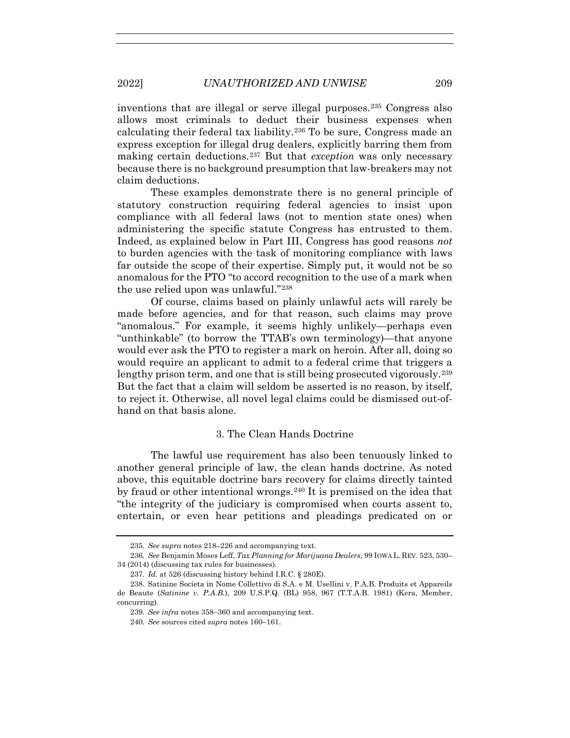inventions that are illegal or serve illegal purposes.[235] Congress also allows most criminals to deduct their business expenses when calculating their federal tax liability.[236] To be sure, Congress made an express exception for illegal drug dealers, explicitly barring them from making certain deductions.[237] But that *exception* was only necessary because there is no background presumption that law-breakers may not claim deductions.

These examples demonstrate there is no general principle of statutory construction requiring federal agencies to insist upon compliance with all federal laws (not to mention state ones) when administering the specific statute Congress has entrusted to them. Indeed, as explained below in Part III, Congress has good reasons *not* to burden agencies with the task of monitoring compliance with laws far outside the scope of their expertise. Simply put, it would not be so anomalous for the PTO "to accord recognition to the use of a mark when the use relied upon was unlawful."[238]

Of course, claims based on plainly unlawful acts will rarely be made before agencies, and for that reason, such claims may prove "anomalous." For example, it seems highly unlikely—perhaps even "unthinkable" (to borrow the TTAB's own terminology)—that anyone would ever ask the PTO to register a mark on heroin. After all, doing so would require an applicant to admit to a federal crime that triggers a lengthy prison term, and one that is still being prosecuted vigorously.[239] But the fact that a claim will seldom be asserted is no reason, by itself, to reject it. Otherwise, all novel legal claims could be dismissed out-of-hand on that basis alone.

### 3. The Clean Hands Doctrine

The lawful use requirement has also been tenuously linked to another general principle of law, the clean hands doctrine. As noted above, this equitable doctrine bars recovery for claims directly tainted by fraud or other intentional wrongs.[240] It is premised on the idea that "the integrity of the judiciary is compromised when courts assent to, entertain, or even hear petitions and pleadings predicated on or

---

235. *See supra* notes 218–226 and accompanying text.

236. *See* Benjamin Moses Leff, *Tax Planning for Marijuana Dealers*, 99 IOWA L. REV. 523, 530–34 (2014) (discussing tax rules for businesses).

237. *Id.* at 526 (discussing history behind I.R.C. § 280E).

238. Satinine Societa in Nome Collettivo di S.A. e M. Usellini v. P.A.B. Produits et Appareils de Beaute (*Satinine v. P.A.B.*), 209 U.S.P.Q. (BL) 958, 967 (T.T.A.B. 1981) (Kera, Member, concurring).

239. *See infra* notes 358–360 and accompanying text.

240. *See* sources cited *supra* notes 160–161.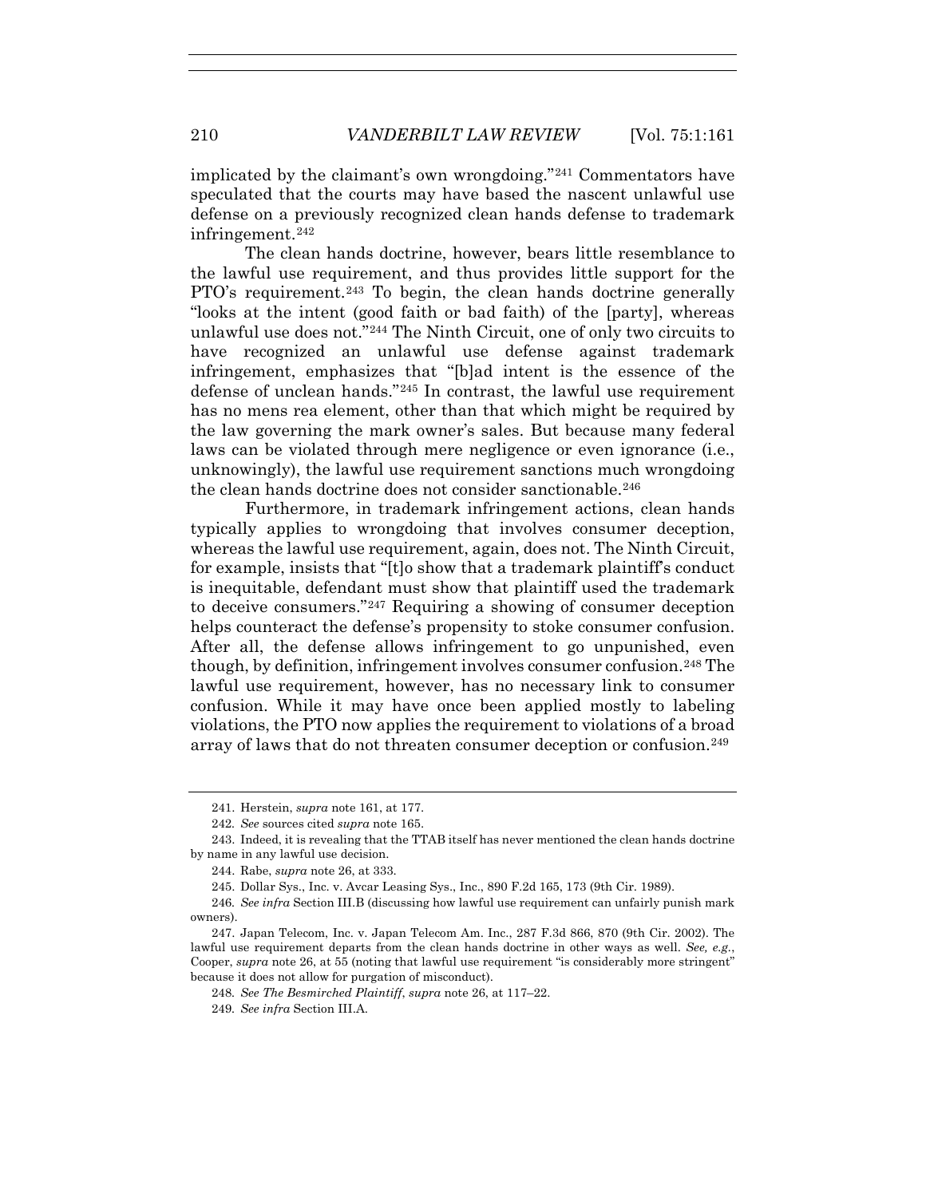implicated by the claimant's own wrongdoing."[241] Commentators have speculated that the courts may have based the nascent unlawful use defense on a previously recognized clean hands defense to trademark infringement.[242]

The clean hands doctrine, however, bears little resemblance to the lawful use requirement, and thus provides little support for the PTO's requirement.[243] To begin, the clean hands doctrine generally "looks at the intent (good faith or bad faith) of the [party], whereas unlawful use does not."[244] The Ninth Circuit, one of only two circuits to have recognized an unlawful use defense against trademark infringement, emphasizes that "[b]ad intent is the essence of the defense of unclean hands."[245] In contrast, the lawful use requirement has no mens rea element, other than that which might be required by the law governing the mark owner's sales. But because many federal laws can be violated through mere negligence or even ignorance (i.e., unknowingly), the lawful use requirement sanctions much wrongdoing the clean hands doctrine does not consider sanctionable.[246]

Furthermore, in trademark infringement actions, clean hands typically applies to wrongdoing that involves consumer deception, whereas the lawful use requirement, again, does not. The Ninth Circuit, for example, insists that "[t]o show that a trademark plaintiff's conduct is inequitable, defendant must show that plaintiff used the trademark to deceive consumers."[247] Requiring a showing of consumer deception helps counteract the defense's propensity to stoke consumer confusion. After all, the defense allows infringement to go unpunished, even though, by definition, infringement involves consumer confusion.[248] The lawful use requirement, however, has no necessary link to consumer confusion. While it may have once been applied mostly to labeling violations, the PTO now applies the requirement to violations of a broad array of laws that do not threaten consumer deception or confusion.[249]

---

241. Herstein, *supra* note 161, at 177.

242. *See* sources cited *supra* note 165.

243. Indeed, it is revealing that the TTAB itself has never mentioned the clean hands doctrine by name in any lawful use decision.

244. Rabe, *supra* note 26, at 333.

245. Dollar Sys., Inc. v. Avcar Leasing Sys., Inc., 890 F.2d 165, 173 (9th Cir. 1989).

246. *See infra* Section III.B (discussing how lawful use requirement can unfairly punish mark owners).

247. Japan Telecom, Inc. v. Japan Telecom Am. Inc., 287 F.3d 866, 870 (9th Cir. 2002). The lawful use requirement departs from the clean hands doctrine in other ways as well. *See, e.g.*, Cooper, *supra* note 26, at 55 (noting that lawful use requirement "is considerably more stringent" because it does not allow for purgation of misconduct).

248. *See The Besmirched Plaintiff*, *supra* note 26, at 117–22.

249. *See infra* Section III.A.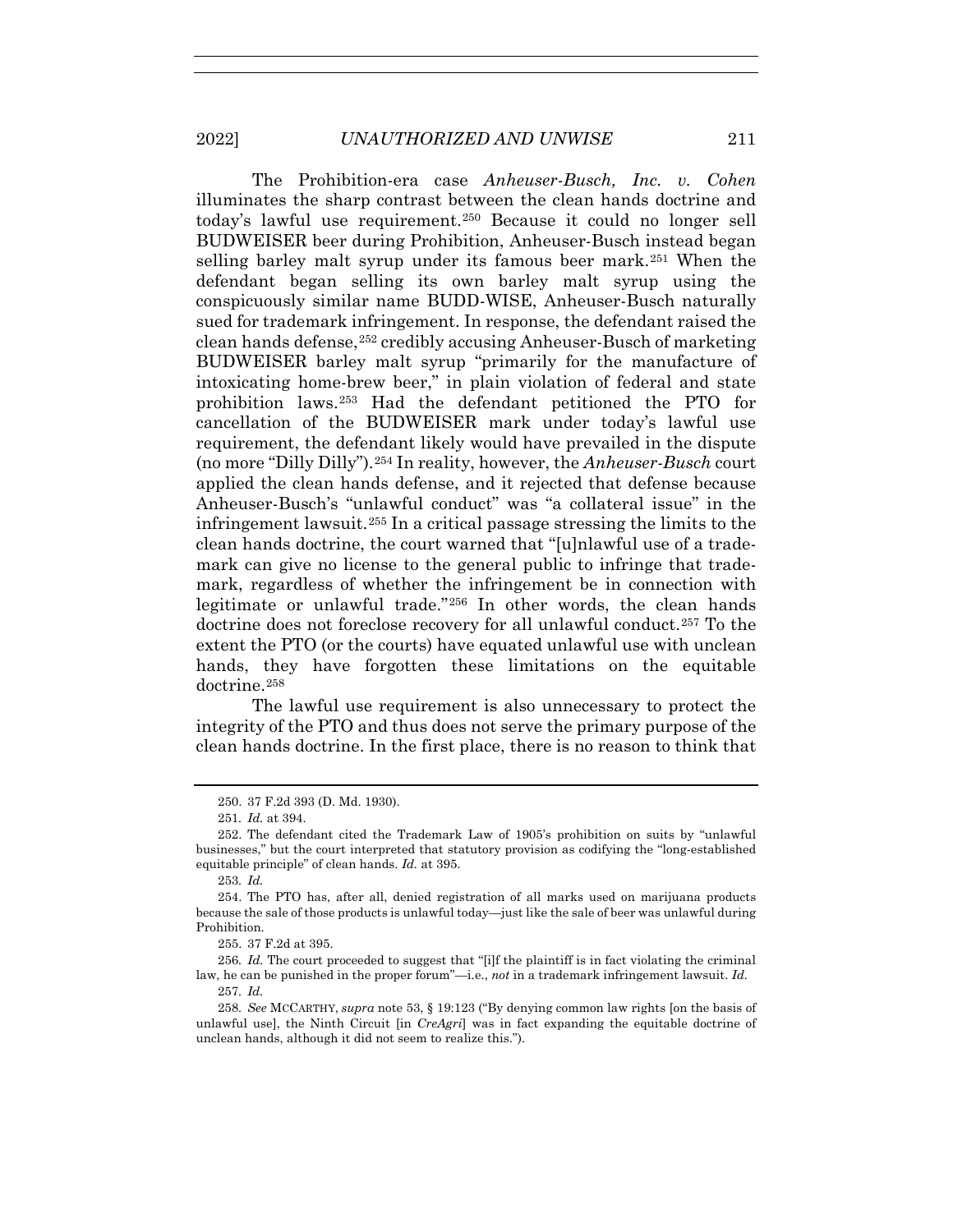The Prohibition-era case *Anheuser-Busch, Inc. v. Cohen* illuminates the sharp contrast between the clean hands doctrine and today's lawful use requirement.[250] Because it could no longer sell BUDWEISER beer during Prohibition, Anheuser-Busch instead began selling barley malt syrup under its famous beer mark.[251] When the defendant began selling its own barley malt syrup using the conspicuously similar name BUDD-WISE, Anheuser-Busch naturally sued for trademark infringement. In response, the defendant raised the clean hands defense,[252] credibly accusing Anheuser-Busch of marketing BUDWEISER barley malt syrup "primarily for the manufacture of intoxicating home-brew beer," in plain violation of federal and state prohibition laws.[253] Had the defendant petitioned the PTO for cancellation of the BUDWEISER mark under today's lawful use requirement, the defendant likely would have prevailed in the dispute (no more "Dilly Dilly").[254] In reality, however, the *Anheuser-Busch* court applied the clean hands defense, and it rejected that defense because Anheuser-Busch's "unlawful conduct" was "a collateral issue" in the infringement lawsuit.[255] In a critical passage stressing the limits to the clean hands doctrine, the court warned that "[u]nlawful use of a trade-mark can give no license to the general public to infringe that trade-mark, regardless of whether the infringement be in connection with legitimate or unlawful trade."[256] In other words, the clean hands doctrine does not foreclose recovery for all unlawful conduct.[257] To the extent the PTO (or the courts) have equated unlawful use with unclean hands, they have forgotten these limitations on the equitable doctrine.[258]

The lawful use requirement is also unnecessary to protect the integrity of the PTO and thus does not serve the primary purpose of the clean hands doctrine. In the first place, there is no reason to think that

---

250. 37 F.2d 393 (D. Md. 1930).

251. *Id.* at 394.

252. The defendant cited the Trademark Law of 1905's prohibition on suits by "unlawful businesses," but the court interpreted that statutory provision as codifying the "long-established equitable principle" of clean hands. *Id.* at 395.

253. *Id.*

254. The PTO has, after all, denied registration of all marks used on marijuana products because the sale of those products is unlawful today—just like the sale of beer was unlawful during Prohibition.

255. 37 F.2d at 395.

256. *Id.* The court proceeded to suggest that "[i]f the plaintiff is in fact violating the criminal law, he can be punished in the proper forum"—i.e., *not* in a trademark infringement lawsuit. *Id.*

257. *Id.*

258. *See* MCCARTHY, *supra* note 53, § 19:123 ("By denying common law rights [on the basis of unlawful use], the Ninth Circuit [in *CreAgri*] was in fact expanding the equitable doctrine of unclean hands, although it did not seem to realize this.").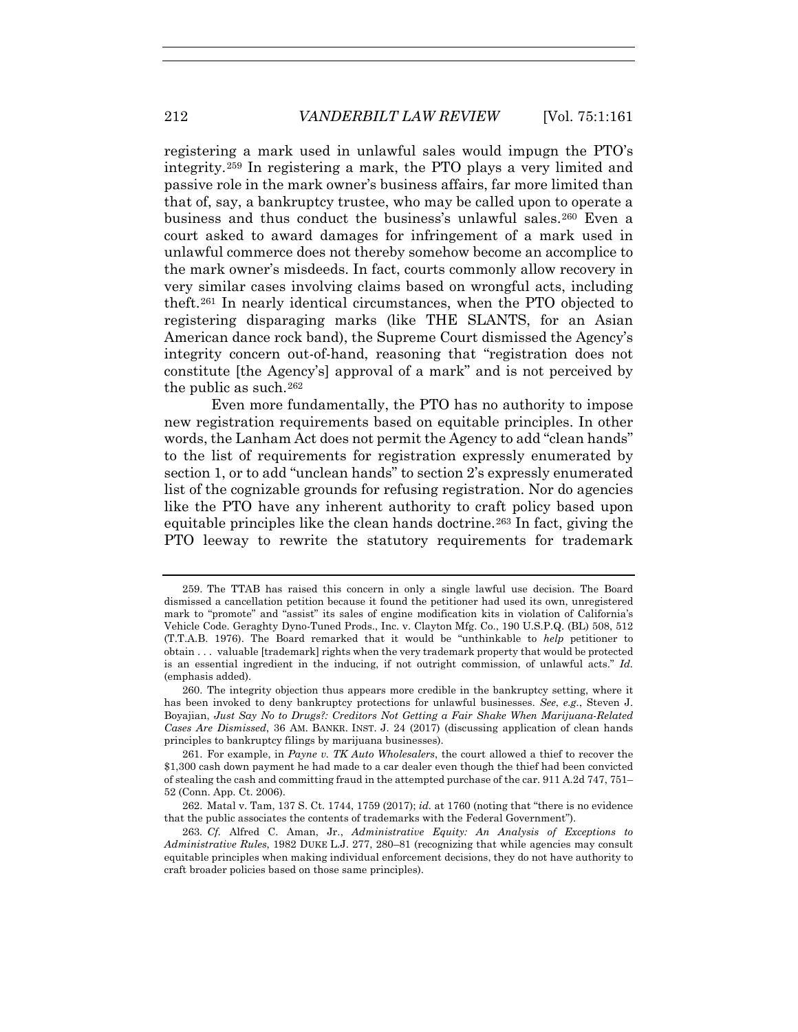registering a mark used in unlawful sales would impugn the PTO's integrity.[259] In registering a mark, the PTO plays a very limited and passive role in the mark owner's business affairs, far more limited than that of, say, a bankruptcy trustee, who may be called upon to operate a business and thus conduct the business's unlawful sales.[260] Even a court asked to award damages for infringement of a mark used in unlawful commerce does not thereby somehow become an accomplice to the mark owner's misdeeds. In fact, courts commonly allow recovery in very similar cases involving claims based on wrongful acts, including theft.[261] In nearly identical circumstances, when the PTO objected to registering disparaging marks (like THE SLANTS, for an Asian American dance rock band), the Supreme Court dismissed the Agency's integrity concern out-of-hand, reasoning that "registration does not constitute [the Agency's] approval of a mark" and is not perceived by the public as such.[262]

Even more fundamentally, the PTO has no authority to impose new registration requirements based on equitable principles. In other words, the Lanham Act does not permit the Agency to add "clean hands" to the list of requirements for registration expressly enumerated by section 1, or to add "unclean hands" to section 2's expressly enumerated list of the cognizable grounds for refusing registration. Nor do agencies like the PTO have any inherent authority to craft policy based upon equitable principles like the clean hands doctrine.[263] In fact, giving the PTO leeway to rewrite the statutory requirements for trademark

---

259. The TTAB has raised this concern in only a single lawful use decision. The Board dismissed a cancellation petition because it found the petitioner had used its own, unregistered mark to "promote" and "assist" its sales of engine modification kits in violation of California's Vehicle Code. Geraghty Dyno-Tuned Prods., Inc. v. Clayton Mfg. Co., 190 U.S.P.Q. (BL) 508, 512 (T.T.A.B. 1976). The Board remarked that it would be "unthinkable to *help* petitioner to obtain . . . valuable [trademark] rights when the very trademark property that would be protected is an essential ingredient in the inducing, if not outright commission, of unlawful acts." *Id.* (emphasis added).

260. The integrity objection thus appears more credible in the bankruptcy setting, where it has been invoked to deny bankruptcy protections for unlawful businesses. *See*, *e.g.*, Steven J. Boyajian, *Just Say No to Drugs?: Creditors Not Getting a Fair Shake When Marijuana-Related Cases Are Dismissed*, 36 AM. BANKR. INST. J. 24 (2017) (discussing application of clean hands principles to bankruptcy filings by marijuana businesses).

261. For example, in *Payne v. TK Auto Wholesalers*, the court allowed a thief to recover the $1,300 cash down payment he had made to a car dealer even though the thief had been convicted of stealing the cash and committing fraud in the attempted purchase of the car. 911 A.2d 747, 751–52 (Conn. App. Ct. 2006).

262. Matal v. Tam, 137 S. Ct. 1744, 1759 (2017); *id.* at 1760 (noting that "there is no evidence that the public associates the contents of trademarks with the Federal Government").

263. *Cf.* Alfred C. Aman, Jr., *Administrative Equity: An Analysis of Exceptions to Administrative Rules*, 1982 DUKE L.J. 277, 280–81 (recognizing that while agencies may consult equitable principles when making individual enforcement decisions, they do not have authority to craft broader policies based on those same principles).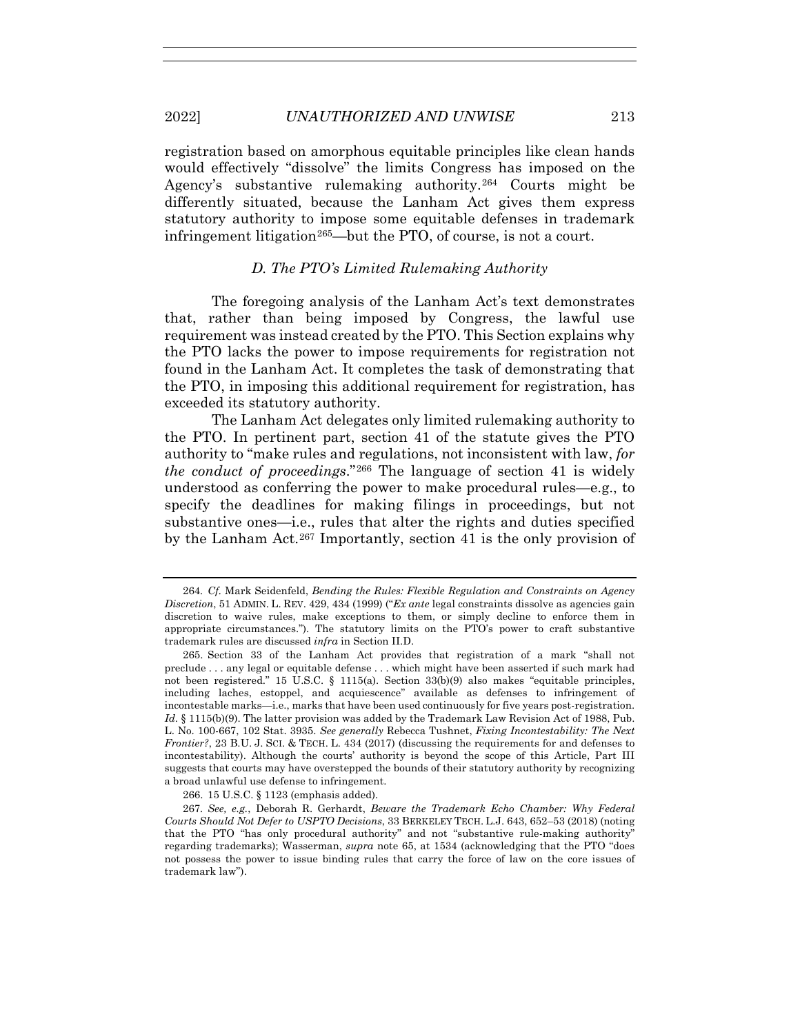registration based on amorphous equitable principles like clean hands would effectively "dissolve" the limits Congress has imposed on the Agency's substantive rulemaking authority.[264] Courts might be differently situated, because the Lanham Act gives them express statutory authority to impose some equitable defenses in trademark infringement litigation[265]—but the PTO, of course, is not a court.

### *D. The PTO's Limited Rulemaking Authority*

The foregoing analysis of the Lanham Act's text demonstrates that, rather than being imposed by Congress, the lawful use requirement was instead created by the PTO. This Section explains why the PTO lacks the power to impose requirements for registration not found in the Lanham Act. It completes the task of demonstrating that the PTO, in imposing this additional requirement for registration, has exceeded its statutory authority.

The Lanham Act delegates only limited rulemaking authority to the PTO. In pertinent part, section 41 of the statute gives the PTO authority to "make rules and regulations, not inconsistent with law, *for the conduct of proceedings*."[266] The language of section 41 is widely understood as conferring the power to make procedural rules—e.g., to specify the deadlines for making filings in proceedings, but not substantive ones—i.e., rules that alter the rights and duties specified by the Lanham Act.[267] Importantly, section 41 is the only provision of

---

264. *Cf.* Mark Seidenfeld, *Bending the Rules: Flexible Regulation and Constraints on Agency Discretion*, 51 ADMIN. L. REV. 429, 434 (1999) ("*Ex ante* legal constraints dissolve as agencies gain discretion to waive rules, make exceptions to them, or simply decline to enforce them in appropriate circumstances."). The statutory limits on the PTO's power to craft substantive trademark rules are discussed *infra* in Section II.D.

265. Section 33 of the Lanham Act provides that registration of a mark "shall not preclude . . . any legal or equitable defense . . . which might have been asserted if such mark had not been registered." 15 U.S.C. § 1115(a). Section 33(b)(9) also makes "equitable principles, including laches, estoppel, and acquiescence" available as defenses to infringement of incontestable marks—i.e., marks that have been used continuously for five years post-registration. *Id.* § 1115(b)(9). The latter provision was added by the Trademark Law Revision Act of 1988, Pub. L. No. 100-667, 102 Stat. 3935. *See generally* Rebecca Tushnet, *Fixing Incontestability: The Next Frontier?*, 23 B.U. J. SCI. & TECH. L. 434 (2017) (discussing the requirements for and defenses to incontestability). Although the courts' authority is beyond the scope of this Article, Part III suggests that courts may have overstepped the bounds of their statutory authority by recognizing a broad unlawful use defense to infringement.

266. 15 U.S.C. § 1123 (emphasis added).

267. *See, e.g.*, Deborah R. Gerhardt, *Beware the Trademark Echo Chamber: Why Federal Courts Should Not Defer to USPTO Decisions*, 33 BERKELEY TECH. L.J. 643, 652–53 (2018) (noting that the PTO "has only procedural authority" and not "substantive rule-making authority" regarding trademarks); Wasserman, *supra* note 65, at 1534 (acknowledging that the PTO "does not possess the power to issue binding rules that carry the force of law on the core issues of trademark law").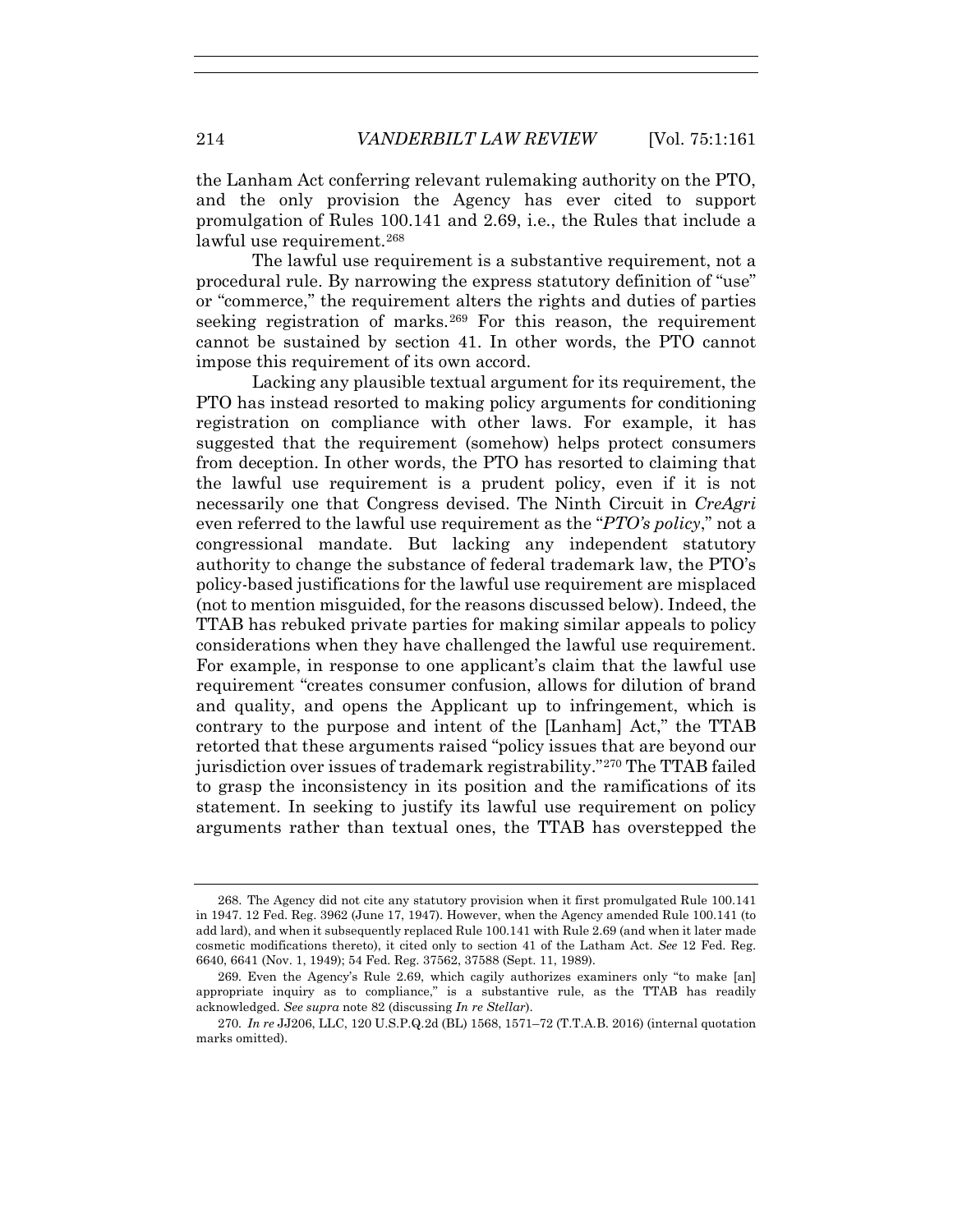the Lanham Act conferring relevant rulemaking authority on the PTO, and the only provision the Agency has ever cited to support promulgation of Rules 100.141 and 2.69, i.e., the Rules that include a lawful use requirement.[268]

The lawful use requirement is a substantive requirement, not a procedural rule. By narrowing the express statutory definition of "use" or "commerce," the requirement alters the rights and duties of parties seeking registration of marks.[269] For this reason, the requirement cannot be sustained by section 41. In other words, the PTO cannot impose this requirement of its own accord.

Lacking any plausible textual argument for its requirement, the PTO has instead resorted to making policy arguments for conditioning registration on compliance with other laws. For example, it has suggested that the requirement (somehow) helps protect consumers from deception. In other words, the PTO has resorted to claiming that the lawful use requirement is a prudent policy, even if it is not necessarily one that Congress devised. The Ninth Circuit in *CreAgri* even referred to the lawful use requirement as the "*PTO's policy*," not a congressional mandate. But lacking any independent statutory authority to change the substance of federal trademark law, the PTO's policy-based justifications for the lawful use requirement are misplaced (not to mention misguided, for the reasons discussed below). Indeed, the TTAB has rebuked private parties for making similar appeals to policy considerations when they have challenged the lawful use requirement. For example, in response to one applicant's claim that the lawful use requirement "creates consumer confusion, allows for dilution of brand and quality, and opens the Applicant up to infringement, which is contrary to the purpose and intent of the [Lanham] Act," the TTAB retorted that these arguments raised "policy issues that are beyond our jurisdiction over issues of trademark registrability."[270] The TTAB failed to grasp the inconsistency in its position and the ramifications of its statement. In seeking to justify its lawful use requirement on policy arguments rather than textual ones, the TTAB has overstepped the

---

268. The Agency did not cite any statutory provision when it first promulgated Rule 100.141 in 1947. 12 Fed. Reg. 3962 (June 17, 1947). However, when the Agency amended Rule 100.141 (to add lard), and when it subsequently replaced Rule 100.141 with Rule 2.69 (and when it later made cosmetic modifications thereto), it cited only to section 41 of the Latham Act. *See* 12 Fed. Reg. 6640, 6641 (Nov. 1, 1949); 54 Fed. Reg. 37562, 37588 (Sept. 11, 1989).

269. Even the Agency's Rule 2.69, which cagily authorizes examiners only "to make [an] appropriate inquiry as to compliance," is a substantive rule, as the TTAB has readily acknowledged. *See supra* note 82 (discussing *In re Stellar*).

270. *In re* JJ206, LLC, 120 U.S.P.Q.2d (BL) 1568, 1571–72 (T.T.A.B. 2016) (internal quotation marks omitted).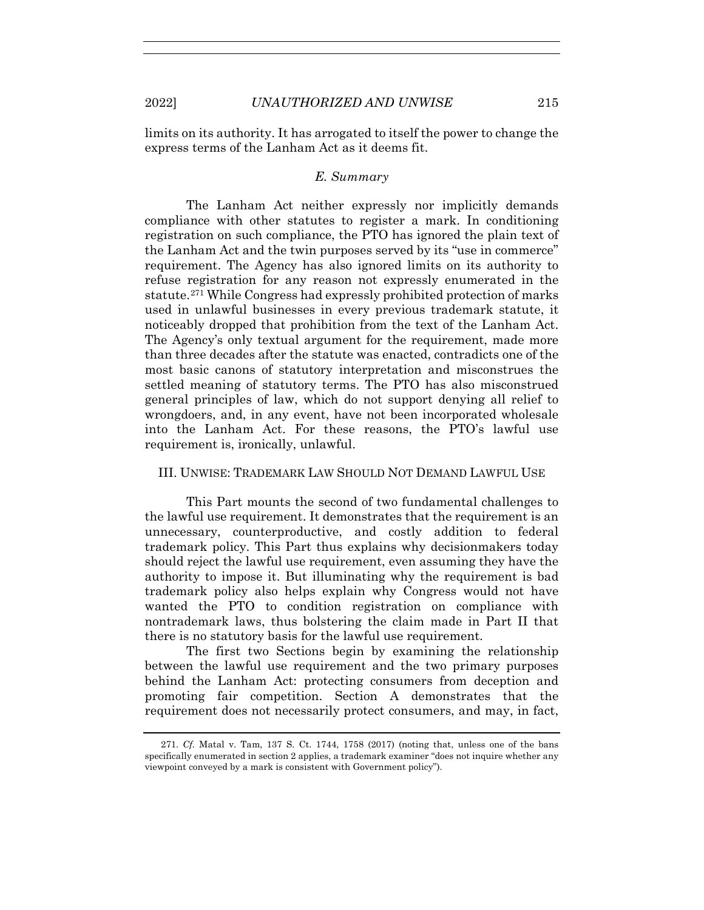limits on its authority. It has arrogated to itself the power to change the express terms of the Lanham Act as it deems fit.

### *E. Summary*

The Lanham Act neither expressly nor implicitly demands compliance with other statutes to register a mark. In conditioning registration on such compliance, the PTO has ignored the plain text of the Lanham Act and the twin purposes served by its "use in commerce" requirement. The Agency has also ignored limits on its authority to refuse registration for any reason not expressly enumerated in the statute.[271] While Congress had expressly prohibited protection of marks used in unlawful businesses in every previous trademark statute, it noticeably dropped that prohibition from the text of the Lanham Act. The Agency's only textual argument for the requirement, made more than three decades after the statute was enacted, contradicts one of the most basic canons of statutory interpretation and misconstrues the settled meaning of statutory terms. The PTO has also misconstrued general principles of law, which do not support denying all relief to wrongdoers, and, in any event, have not been incorporated wholesale into the Lanham Act. For these reasons, the PTO's lawful use requirement is, ironically, unlawful.

## III. UNWISE: TRADEMARK LAW SHOULD NOT DEMAND LAWFUL USE

This Part mounts the second of two fundamental challenges to the lawful use requirement. It demonstrates that the requirement is an unnecessary, counterproductive, and costly addition to federal trademark policy. This Part thus explains why decisionmakers today should reject the lawful use requirement, even assuming they have the authority to impose it. But illuminating why the requirement is bad trademark policy also helps explain why Congress would not have wanted the PTO to condition registration on compliance with nontrademark laws, thus bolstering the claim made in Part II that there is no statutory basis for the lawful use requirement.

The first two Sections begin by examining the relationship between the lawful use requirement and the two primary purposes behind the Lanham Act: protecting consumers from deception and promoting fair competition. Section A demonstrates that the requirement does not necessarily protect consumers, and may, in fact,

---

271. *Cf.* Matal v. Tam, 137 S. Ct. 1744, 1758 (2017) (noting that, unless one of the bans specifically enumerated in section 2 applies, a trademark examiner "does not inquire whether any viewpoint conveyed by a mark is consistent with Government policy").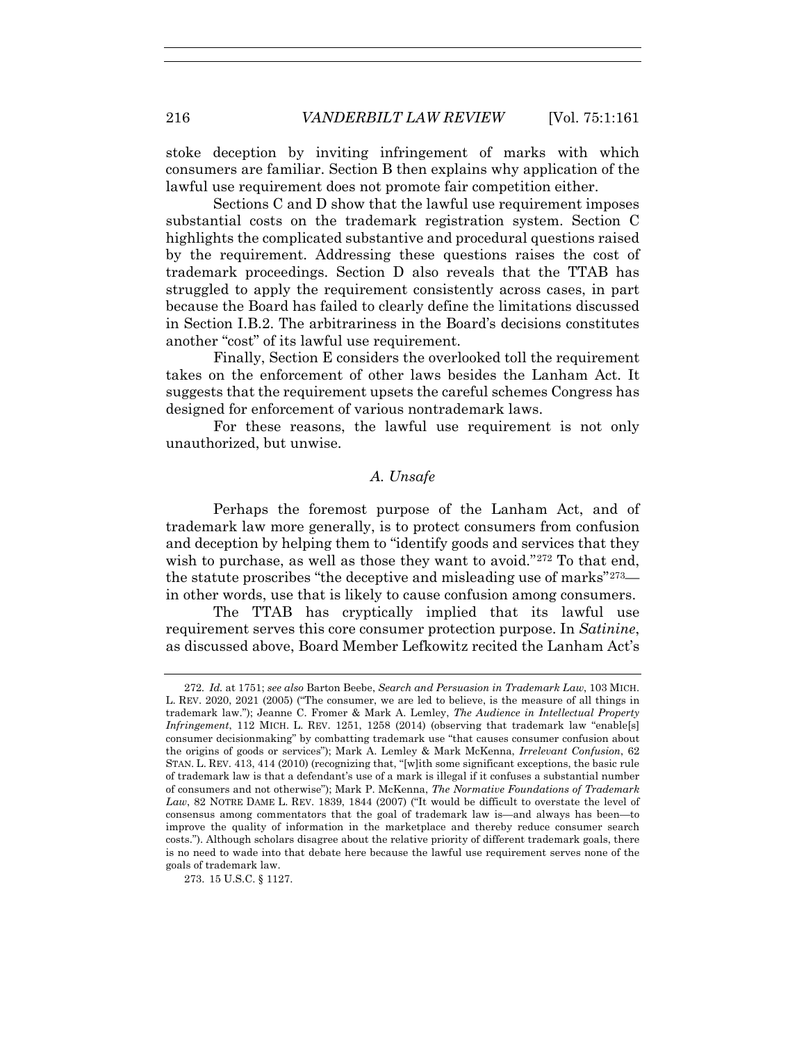stoke deception by inviting infringement of marks with which consumers are familiar. Section B then explains why application of the lawful use requirement does not promote fair competition either.

Sections C and D show that the lawful use requirement imposes substantial costs on the trademark registration system. Section C highlights the complicated substantive and procedural questions raised by the requirement. Addressing these questions raises the cost of trademark proceedings. Section D also reveals that the TTAB has struggled to apply the requirement consistently across cases, in part because the Board has failed to clearly define the limitations discussed in Section I.B.2. The arbitrariness in the Board's decisions constitutes another "cost" of its lawful use requirement.

Finally, Section E considers the overlooked toll the requirement takes on the enforcement of other laws besides the Lanham Act. It suggests that the requirement upsets the careful schemes Congress has designed for enforcement of various nontrademark laws.

For these reasons, the lawful use requirement is not only unauthorized, but unwise.

### *A. Unsafe*

Perhaps the foremost purpose of the Lanham Act, and of trademark law more generally, is to protect consumers from confusion and deception by helping them to "identify goods and services that they wish to purchase, as well as those they want to avoid."[272] To that end, the statute proscribes "the deceptive and misleading use of marks"[273]—in other words, use that is likely to cause confusion among consumers.

The TTAB has cryptically implied that its lawful use requirement serves this core consumer protection purpose. In *Satinine*, as discussed above, Board Member Lefkowitz recited the Lanham Act's

---

272. *Id.* at 1751; *see also* Barton Beebe, *Search and Persuasion in Trademark Law*, 103 MICH. L. REV. 2020, 2021 (2005) ("The consumer, we are led to believe, is the measure of all things in trademark law."); Jeanne C. Fromer & Mark A. Lemley, *The Audience in Intellectual Property Infringement*, 112 MICH. L. REV. 1251, 1258 (2014) (observing that trademark law "enable[s] consumer decisionmaking" by combatting trademark use "that causes consumer confusion about the origins of goods or services"); Mark A. Lemley & Mark McKenna, *Irrelevant Confusion*, 62 STAN. L. REV. 413, 414 (2010) (recognizing that, "[w]ith some significant exceptions, the basic rule of trademark law is that a defendant's use of a mark is illegal if it confuses a substantial number of consumers and not otherwise"); Mark P. McKenna, *The Normative Foundations of Trademark Law*, 82 NOTRE DAME L. REV. 1839, 1844 (2007) ("It would be difficult to overstate the level of consensus among commentators that the goal of trademark law is—and always has been—to improve the quality of information in the marketplace and thereby reduce consumer search costs."). Although scholars disagree about the relative priority of different trademark goals, there is no need to wade into that debate here because the lawful use requirement serves none of the goals of trademark law.

273. 15 U.S.C. § 1127.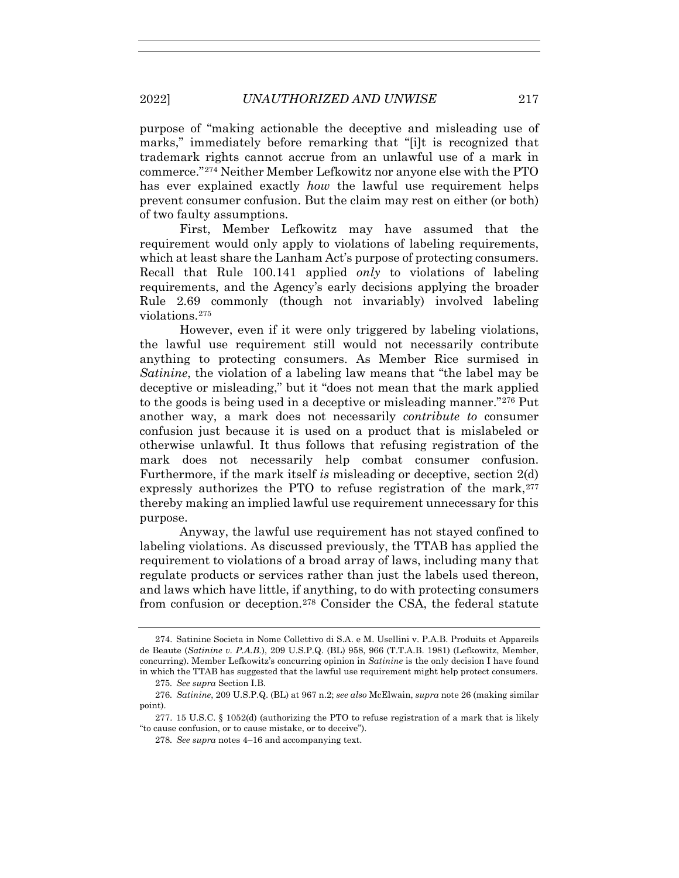purpose of "making actionable the deceptive and misleading use of marks," immediately before remarking that "[i]t is recognized that trademark rights cannot accrue from an unlawful use of a mark in commerce."[274] Neither Member Lefkowitz nor anyone else with the PTO has ever explained exactly *how* the lawful use requirement helps prevent consumer confusion. But the claim may rest on either (or both) of two faulty assumptions.

First, Member Lefkowitz may have assumed that the requirement would only apply to violations of labeling requirements, which at least share the Lanham Act's purpose of protecting consumers. Recall that Rule 100.141 applied *only* to violations of labeling requirements, and the Agency's early decisions applying the broader Rule 2.69 commonly (though not invariably) involved labeling violations.[275]

However, even if it were only triggered by labeling violations, the lawful use requirement still would not necessarily contribute anything to protecting consumers. As Member Rice surmised in *Satinine*, the violation of a labeling law means that "the label may be deceptive or misleading," but it "does not mean that the mark applied to the goods is being used in a deceptive or misleading manner."[276] Put another way, a mark does not necessarily *contribute to* consumer confusion just because it is used on a product that is mislabeled or otherwise unlawful. It thus follows that refusing registration of the mark does not necessarily help combat consumer confusion. Furthermore, if the mark itself *is* misleading or deceptive, section 2(d) expressly authorizes the PTO to refuse registration of the mark,[277] thereby making an implied lawful use requirement unnecessary for this purpose.

Anyway, the lawful use requirement has not stayed confined to labeling violations. As discussed previously, the TTAB has applied the requirement to violations of a broad array of laws, including many that regulate products or services rather than just the labels used thereon, and laws which have little, if anything, to do with protecting consumers from confusion or deception.[278] Consider the CSA, the federal statute

---

274. Satinine Societa in Nome Collettivo di S.A. e M. Usellini v. P.A.B. Produits et Appareils de Beaute (*Satinine v. P.A.B.*), 209 U.S.P.Q. (BL) 958, 966 (T.T.A.B. 1981) (Lefkowitz, Member, concurring). Member Lefkowitz's concurring opinion in *Satinine* is the only decision I have found in which the TTAB has suggested that the lawful use requirement might help protect consumers.

275. *See supra* Section I.B.

276. *Satinine*, 209 U.S.P.Q. (BL) at 967 n.2; *see also* McElwain, *supra* note 26 (making similar point).

277. 15 U.S.C. § 1052(d) (authorizing the PTO to refuse registration of a mark that is likely "to cause confusion, or to cause mistake, or to deceive").

278. *See supra* notes 4–16 and accompanying text.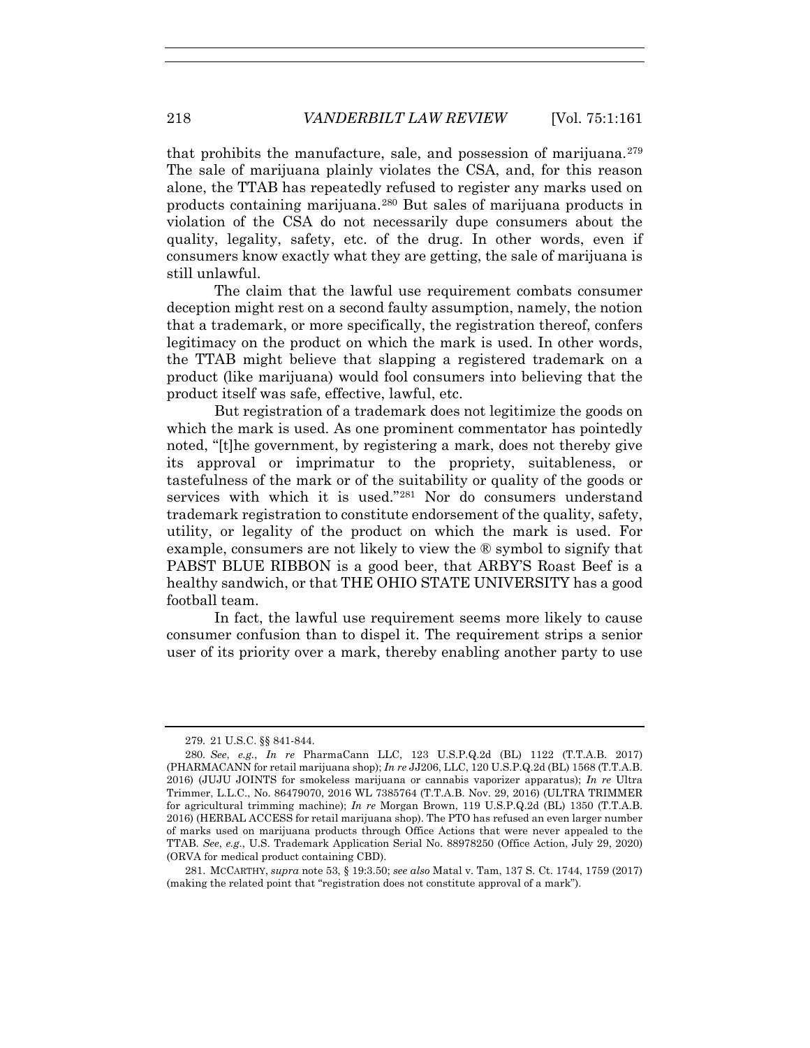that prohibits the manufacture, sale, and possession of marijuana.[279] The sale of marijuana plainly violates the CSA, and, for this reason alone, the TTAB has repeatedly refused to register any marks used on products containing marijuana.[280] But sales of marijuana products in violation of the CSA do not necessarily dupe consumers about the quality, legality, safety, etc. of the drug. In other words, even if consumers know exactly what they are getting, the sale of marijuana is still unlawful.

The claim that the lawful use requirement combats consumer deception might rest on a second faulty assumption, namely, the notion that a trademark, or more specifically, the registration thereof, confers legitimacy on the product on which the mark is used. In other words, the TTAB might believe that slapping a registered trademark on a product (like marijuana) would fool consumers into believing that the product itself was safe, effective, lawful, etc.

But registration of a trademark does not legitimize the goods on which the mark is used. As one prominent commentator has pointedly noted, "[t]he government, by registering a mark, does not thereby give its approval or imprimatur to the propriety, suitableness, or tastefulness of the mark or of the suitability or quality of the goods or services with which it is used."[281] Nor do consumers understand trademark registration to constitute endorsement of the quality, safety, utility, or legality of the product on which the mark is used. For example, consumers are not likely to view the ® symbol to signify that PABST BLUE RIBBON is a good beer, that ARBY'S Roast Beef is a healthy sandwich, or that THE OHIO STATE UNIVERSITY has a good football team.

In fact, the lawful use requirement seems more likely to cause consumer confusion than to dispel it. The requirement strips a senior user of its priority over a mark, thereby enabling another party to use

---

279. 21 U.S.C. §§ 841-844.

280. *See*, *e.g.*, *In re* PharmaCann LLC, 123 U.S.P.Q.2d (BL) 1122 (T.T.A.B. 2017) (PHARMACANN for retail marijuana shop); *In re* JJ206, LLC, 120 U.S.P.Q.2d (BL) 1568 (T.T.A.B. 2016) (JUJU JOINTS for smokeless marijuana or cannabis vaporizer apparatus); *In re* Ultra Trimmer, L.L.C., No. 86479070, 2016 WL 7385764 (T.T.A.B. Nov. 29, 2016) (ULTRA TRIMMER for agricultural trimming machine); *In re* Morgan Brown, 119 U.S.P.Q.2d (BL) 1350 (T.T.A.B. 2016) (HERBAL ACCESS for retail marijuana shop). The PTO has refused an even larger number of marks used on marijuana products through Office Actions that were never appealed to the TTAB. *See*, *e.g.*, U.S. Trademark Application Serial No. 88978250 (Office Action, July 29, 2020) (ORVA for medical product containing CBD).

281. MCCARTHY, *supra* note 53, § 19:3.50; *see also* Matal v. Tam, 137 S. Ct. 1744, 1759 (2017) (making the related point that "registration does not constitute approval of a mark").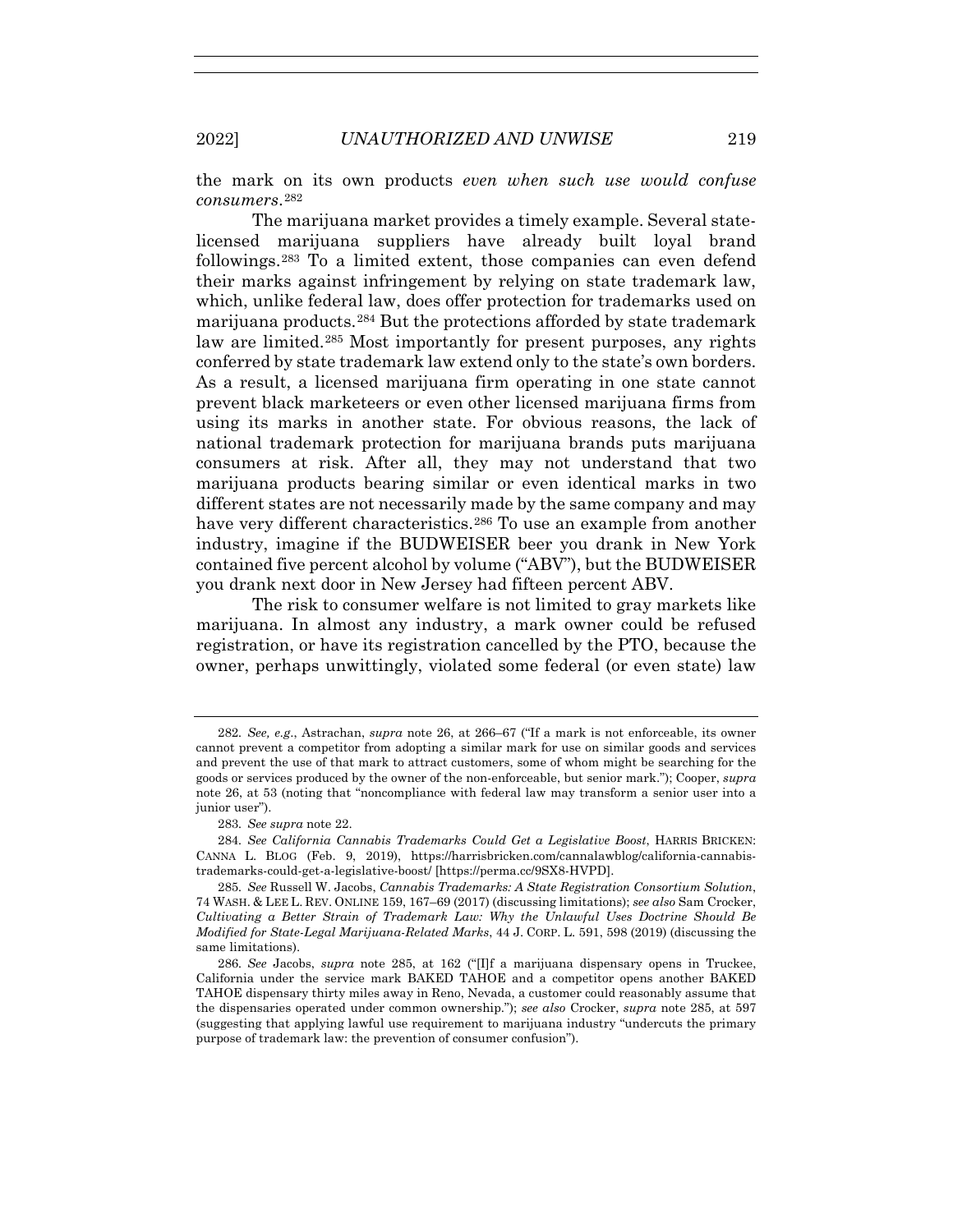the mark on its own products *even when such use would confuse consumers*.[282]

The marijuana market provides a timely example. Several state-licensed marijuana suppliers have already built loyal brand followings.[283] To a limited extent, those companies can even defend their marks against infringement by relying on state trademark law, which, unlike federal law, does offer protection for trademarks used on marijuana products.[284] But the protections afforded by state trademark law are limited.[285] Most importantly for present purposes, any rights conferred by state trademark law extend only to the state's own borders. As a result, a licensed marijuana firm operating in one state cannot prevent black marketeers or even other licensed marijuana firms from using its marks in another state. For obvious reasons, the lack of national trademark protection for marijuana brands puts marijuana consumers at risk. After all, they may not understand that two marijuana products bearing similar or even identical marks in two different states are not necessarily made by the same company and may have very different characteristics.[286] To use an example from another industry, imagine if the BUDWEISER beer you drank in New York contained five percent alcohol by volume ("ABV"), but the BUDWEISER you drank next door in New Jersey had fifteen percent ABV.

The risk to consumer welfare is not limited to gray markets like marijuana. In almost any industry, a mark owner could be refused registration, or have its registration cancelled by the PTO, because the owner, perhaps unwittingly, violated some federal (or even state) law

---

282. *See, e.g.*, Astrachan, *supra* note 26, at 266–67 ("If a mark is not enforceable, its owner cannot prevent a competitor from adopting a similar mark for use on similar goods and services and prevent the use of that mark to attract customers, some of whom might be searching for the goods or services produced by the owner of the non-enforceable, but senior mark."); Cooper, *supra* note 26, at 53 (noting that "noncompliance with federal law may transform a senior user into a junior user").

283. *See supra* note 22.

284. *See California Cannabis Trademarks Could Get a Legislative Boost*, HARRIS BRICKEN: CANNA L. BLOG (Feb. 9, 2019), https://harrisbricken.com/cannalawblog/california-cannabis-trademarks-could-get-a-legislative-boost/ [https://perma.cc/9SX8-HVPD].

285. *See* Russell W. Jacobs, *Cannabis Trademarks: A State Registration Consortium Solution*, 74 WASH. & LEE L. REV. ONLINE 159, 167–69 (2017) (discussing limitations); *see also* Sam Crocker, *Cultivating a Better Strain of Trademark Law: Why the Unlawful Uses Doctrine Should Be Modified for State-Legal Marijuana-Related Marks*, 44 J. CORP. L. 591, 598 (2019) (discussing the same limitations).

286. *See* Jacobs, *supra* note 285, at 162 ("[I]f a marijuana dispensary opens in Truckee, California under the service mark BAKED TAHOE and a competitor opens another BAKED TAHOE dispensary thirty miles away in Reno, Nevada, a customer could reasonably assume that the dispensaries operated under common ownership."); *see also* Crocker, *supra* note 285, at 597 (suggesting that applying lawful use requirement to marijuana industry "undercuts the primary purpose of trademark law: the prevention of consumer confusion").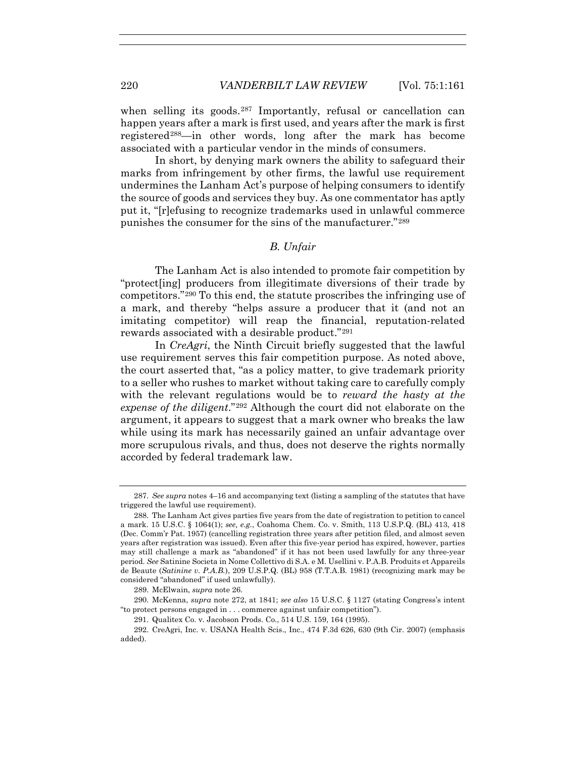when selling its goods.[287] Importantly, refusal or cancellation can happen years after a mark is first used, and years after the mark is first registered[288]—in other words, long after the mark has become associated with a particular vendor in the minds of consumers.

In short, by denying mark owners the ability to safeguard their marks from infringement by other firms, the lawful use requirement undermines the Lanham Act's purpose of helping consumers to identify the source of goods and services they buy. As one commentator has aptly put it, "[r]efusing to recognize trademarks used in unlawful commerce punishes the consumer for the sins of the manufacturer."[289]

### *B. Unfair*

The Lanham Act is also intended to promote fair competition by "protect[ing] producers from illegitimate diversions of their trade by competitors."[290] To this end, the statute proscribes the infringing use of a mark, and thereby "helps assure a producer that it (and not an imitating competitor) will reap the financial, reputation-related rewards associated with a desirable product."[291]

In *CreAgri*, the Ninth Circuit briefly suggested that the lawful use requirement serves this fair competition purpose. As noted above, the court asserted that, "as a policy matter, to give trademark priority to a seller who rushes to market without taking care to carefully comply with the relevant regulations would be to *reward the hasty at the expense of the diligent*."[292] Although the court did not elaborate on the argument, it appears to suggest that a mark owner who breaks the law while using its mark has necessarily gained an unfair advantage over more scrupulous rivals, and thus, does not deserve the rights normally accorded by federal trademark law.

---

287. *See supra* notes 4–16 and accompanying text (listing a sampling of the statutes that have triggered the lawful use requirement).

288. The Lanham Act gives parties five years from the date of registration to petition to cancel a mark. 15 U.S.C. § 1064(1); *see, e.g.*, Coahoma Chem. Co. v. Smith, 113 U.S.P.Q. (BL) 413, 418 (Dec. Comm'r Pat. 1957) (cancelling registration three years after petition filed, and almost seven years after registration was issued). Even after this five-year period has expired, however, parties may still challenge a mark as "abandoned" if it has not been used lawfully for any three-year period. *See* Satinine Societa in Nome Collettivo di S.A. e M. Usellini v. P.A.B. Produits et Appareils de Beaute (*Satinine v. P.A.B.*), 209 U.S.P.Q. (BL) 958 (T.T.A.B. 1981) (recognizing mark may be considered "abandoned" if used unlawfully).

289. McElwain, *supra* note 26.

290. McKenna, *supra* note 272, at 1841; *see also* 15 U.S.C. § 1127 (stating Congress's intent "to protect persons engaged in . . . commerce against unfair competition").

291. Qualitex Co. v. Jacobson Prods. Co., 514 U.S. 159, 164 (1995).

292. CreAgri, Inc. v. USANA Health Scis., Inc., 474 F.3d 626, 630 (9th Cir. 2007) (emphasis added).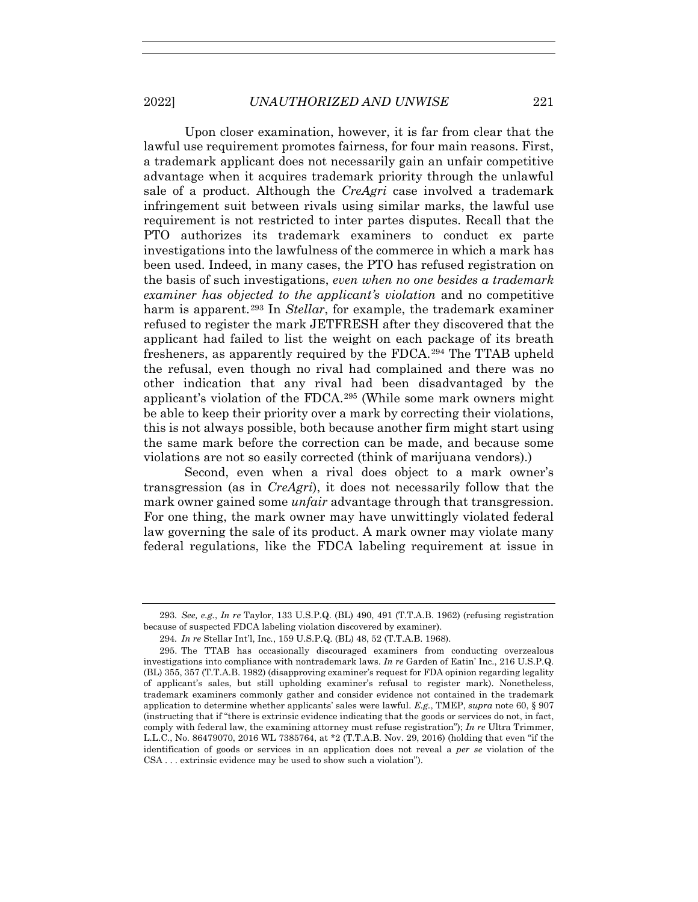Upon closer examination, however, it is far from clear that the lawful use requirement promotes fairness, for four main reasons. First, a trademark applicant does not necessarily gain an unfair competitive advantage when it acquires trademark priority through the unlawful sale of a product. Although the *CreAgri* case involved a trademark infringement suit between rivals using similar marks, the lawful use requirement is not restricted to inter partes disputes. Recall that the PTO authorizes its trademark examiners to conduct ex parte investigations into the lawfulness of the commerce in which a mark has been used. Indeed, in many cases, the PTO has refused registration on the basis of such investigations, *even when no one besides a trademark examiner has objected to the applicant's violation* and no competitive harm is apparent.[293] In *Stellar*, for example, the trademark examiner refused to register the mark JETFRESH after they discovered that the applicant had failed to list the weight on each package of its breath fresheners, as apparently required by the FDCA.[294] The TTAB upheld the refusal, even though no rival had complained and there was no other indication that any rival had been disadvantaged by the applicant's violation of the FDCA.[295] (While some mark owners might be able to keep their priority over a mark by correcting their violations, this is not always possible, both because another firm might start using the same mark before the correction can be made, and because some violations are not so easily corrected (think of marijuana vendors).)

Second, even when a rival does object to a mark owner's transgression (as in *CreAgri*), it does not necessarily follow that the mark owner gained some *unfair* advantage through that transgression. For one thing, the mark owner may have unwittingly violated federal law governing the sale of its product. A mark owner may violate many federal regulations, like the FDCA labeling requirement at issue in

---

293. *See, e.g.*, *In re* Taylor, 133 U.S.P.Q. (BL) 490, 491 (T.T.A.B. 1962) (refusing registration because of suspected FDCA labeling violation discovered by examiner).

294. *In re* Stellar Int'l, Inc., 159 U.S.P.Q. (BL) 48, 52 (T.T.A.B. 1968).

295. The TTAB has occasionally discouraged examiners from conducting overzealous investigations into compliance with nontrademark laws. *In re* Garden of Eatin' Inc., 216 U.S.P.Q. (BL) 355, 357 (T.T.A.B. 1982) (disapproving examiner's request for FDA opinion regarding legality of applicant's sales, but still upholding examiner's refusal to register mark). Nonetheless, trademark examiners commonly gather and consider evidence not contained in the trademark application to determine whether applicants' sales were lawful. *E.g.*, TMEP, *supra* note 60, § 907 (instructing that if "there is extrinsic evidence indicating that the goods or services do not, in fact, comply with federal law, the examining attorney must refuse registration"); *In re* Ultra Trimmer, L.L.C., No. 86479070, 2016 WL 7385764, at *2 (T.T.A.B. Nov. 29, 2016) (holding that even "if the identification of goods or services in an application does not reveal a *per se* violation of the CSA . . . extrinsic evidence may be used to show such a violation").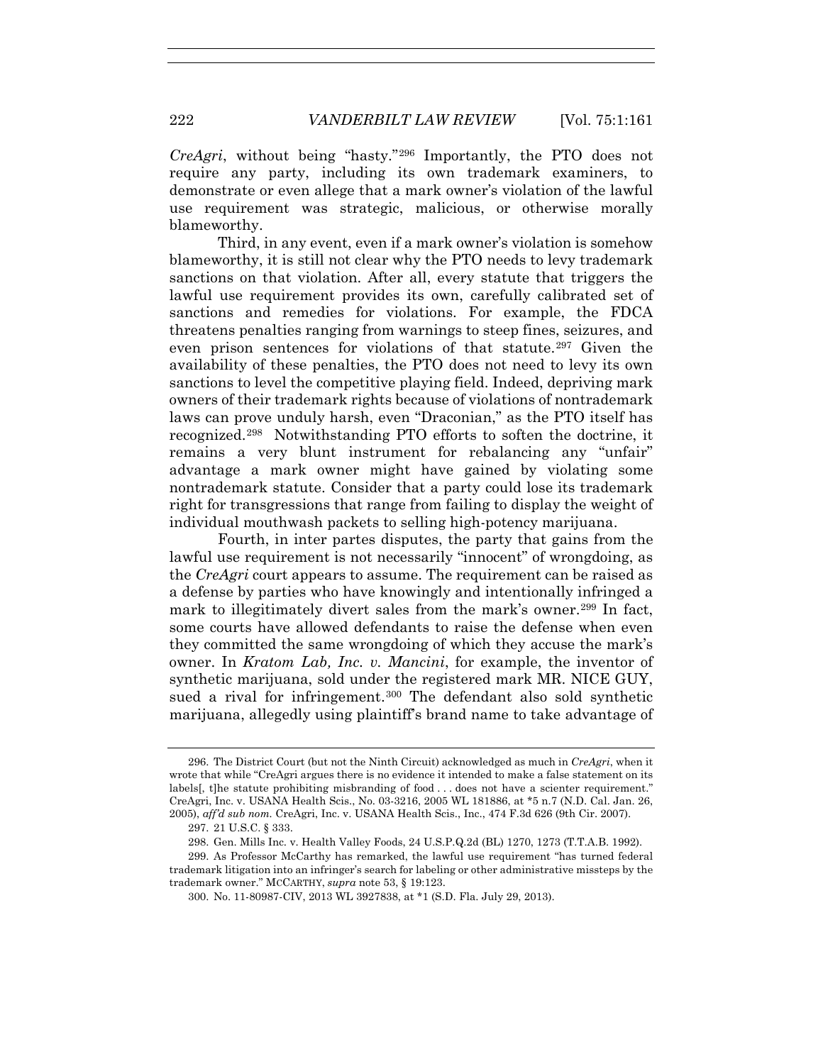*CreAgri*, without being "hasty."[296] Importantly, the PTO does not require any party, including its own trademark examiners, to demonstrate or even allege that a mark owner's violation of the lawful use requirement was strategic, malicious, or otherwise morally blameworthy.

Third, in any event, even if a mark owner's violation is somehow blameworthy, it is still not clear why the PTO needs to levy trademark sanctions on that violation. After all, every statute that triggers the lawful use requirement provides its own, carefully calibrated set of sanctions and remedies for violations. For example, the FDCA threatens penalties ranging from warnings to steep fines, seizures, and even prison sentences for violations of that statute.[297] Given the availability of these penalties, the PTO does not need to levy its own sanctions to level the competitive playing field. Indeed, depriving mark owners of their trademark rights because of violations of nontrademark laws can prove unduly harsh, even "Draconian," as the PTO itself has recognized.[298] Notwithstanding PTO efforts to soften the doctrine, it remains a very blunt instrument for rebalancing any "unfair" advantage a mark owner might have gained by violating some nontrademark statute. Consider that a party could lose its trademark right for transgressions that range from failing to display the weight of individual mouthwash packets to selling high-potency marijuana.

Fourth, in inter partes disputes, the party that gains from the lawful use requirement is not necessarily "innocent" of wrongdoing, as the *CreAgri* court appears to assume. The requirement can be raised as a defense by parties who have knowingly and intentionally infringed a mark to illegitimately divert sales from the mark's owner.[299] In fact, some courts have allowed defendants to raise the defense when even they committed the same wrongdoing of which they accuse the mark's owner. In *Kratom Lab, Inc. v. Mancini*, for example, the inventor of synthetic marijuana, sold under the registered mark MR. NICE GUY, sued a rival for infringement.[300] The defendant also sold synthetic marijuana, allegedly using plaintiff's brand name to take advantage of

---

296. The District Court (but not the Ninth Circuit) acknowledged as much in *CreAgri*, when it wrote that while "CreAgri argues there is no evidence it intended to make a false statement on its labels[, t]he statute prohibiting misbranding of food . . . does not have a scienter requirement." CreAgri, Inc. v. USANA Health Scis., No. 03-3216, 2005 WL 181886, at *5 n.7 (N.D. Cal. Jan. 26, 2005), *aff'd sub nom.* CreAgri, Inc. v. USANA Health Scis., Inc., 474 F.3d 626 (9th Cir. 2007).

297. 21 U.S.C. § 333.

298. Gen. Mills Inc. v. Health Valley Foods, 24 U.S.P.Q.2d (BL) 1270, 1273 (T.T.A.B. 1992).

299. As Professor McCarthy has remarked, the lawful use requirement "has turned federal trademark litigation into an infringer's search for labeling or other administrative missteps by the trademark owner." MCCARTHY, *supra* note 53, § 19:123.

300. No. 11-80987-CIV, 2013 WL 3927838, at *1 (S.D. Fla. July 29, 2013).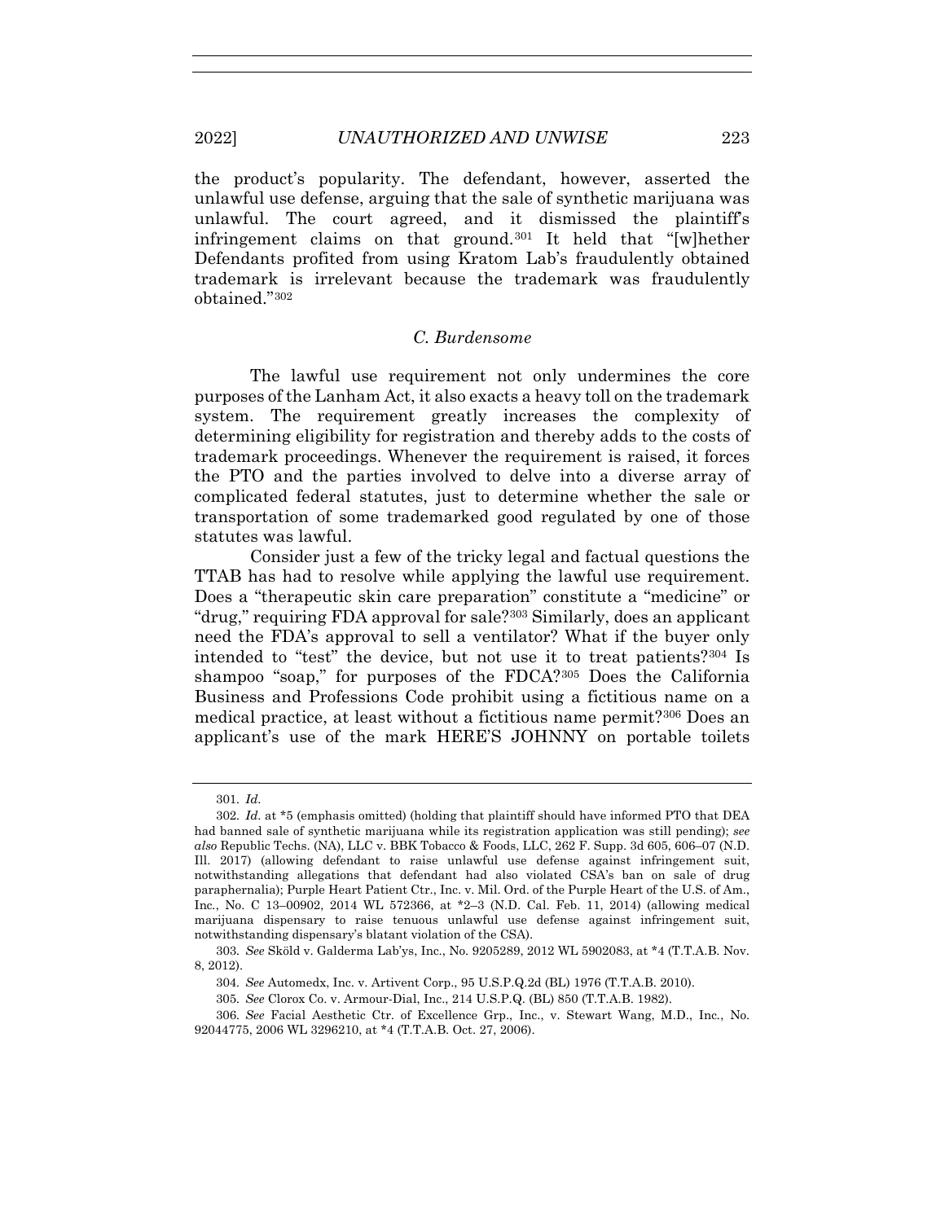the product's popularity. The defendant, however, asserted the unlawful use defense, arguing that the sale of synthetic marijuana was unlawful. The court agreed, and it dismissed the plaintiff's infringement claims on that ground.[301] It held that "[w]hether Defendants profited from using Kratom Lab's fraudulently obtained trademark is irrelevant because the trademark was fraudulently obtained."[302]

### *C. Burdensome*

The lawful use requirement not only undermines the core purposes of the Lanham Act, it also exacts a heavy toll on the trademark system. The requirement greatly increases the complexity of determining eligibility for registration and thereby adds to the costs of trademark proceedings. Whenever the requirement is raised, it forces the PTO and the parties involved to delve into a diverse array of complicated federal statutes, just to determine whether the sale or transportation of some trademarked good regulated by one of those statutes was lawful.

Consider just a few of the tricky legal and factual questions the TTAB has had to resolve while applying the lawful use requirement. Does a "therapeutic skin care preparation" constitute a "medicine" or "drug," requiring FDA approval for sale?[303] Similarly, does an applicant need the FDA's approval to sell a ventilator? What if the buyer only intended to "test" the device, but not use it to treat patients?[304] Is shampoo "soap," for purposes of the FDCA?[305] Does the California Business and Professions Code prohibit using a fictitious name on a medical practice, at least without a fictitious name permit?[306] Does an applicant's use of the mark HERE'S JOHNNY on portable toilets

---

301. *Id.*

302. *Id.* at *5 (emphasis omitted) (holding that plaintiff should have informed PTO that DEA had banned sale of synthetic marijuana while its registration application was still pending); *see also* Republic Techs. (NA), LLC v. BBK Tobacco & Foods, LLC, 262 F. Supp. 3d 605, 606–07 (N.D. Ill. 2017) (allowing defendant to raise unlawful use defense against infringement suit, notwithstanding allegations that defendant had also violated CSA's ban on sale of drug paraphernalia); Purple Heart Patient Ctr., Inc. v. Mil. Ord. of the Purple Heart of the U.S. of Am., Inc., No. C 13–00902, 2014 WL 572366, at *2–3 (N.D. Cal. Feb. 11, 2014) (allowing medical marijuana dispensary to raise tenuous unlawful use defense against infringement suit, notwithstanding dispensary's blatant violation of the CSA).

303. *See* Sköld v. Galderma Lab'ys, Inc., No. 9205289, 2012 WL 5902083, at *4 (T.T.A.B. Nov. 8, 2012).

304. *See* Automedx, Inc. v. Artivent Corp., 95 U.S.P.Q.2d (BL) 1976 (T.T.A.B. 2010).

305. *See* Clorox Co. v. Armour-Dial, Inc., 214 U.S.P.Q. (BL) 850 (T.T.A.B. 1982).

306. *See* Facial Aesthetic Ctr. of Excellence Grp., Inc., v. Stewart Wang, M.D., Inc., No. 92044775, 2006 WL 3296210, at *4 (T.T.A.B. Oct. 27, 2006).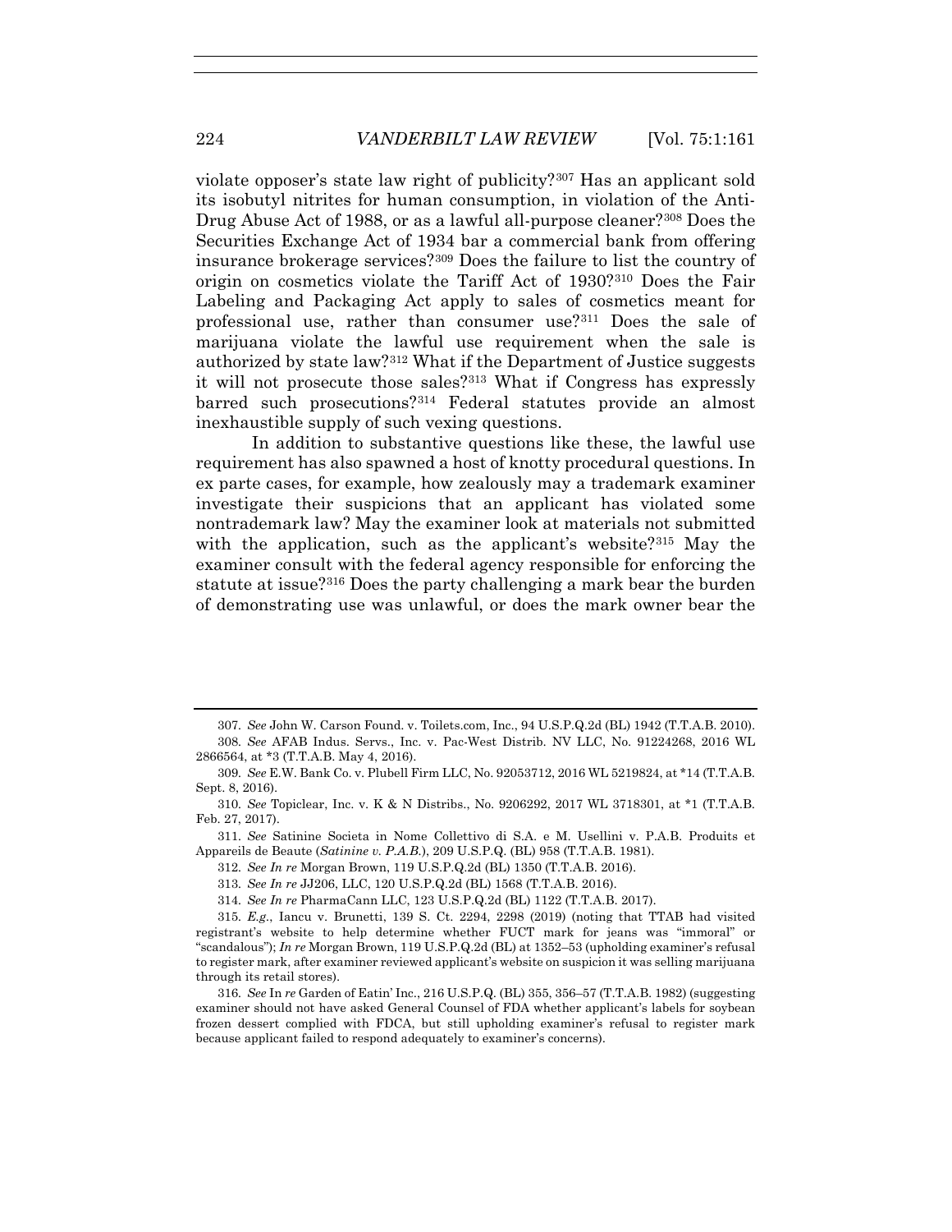violate opposer's state law right of publicity?[307] Has an applicant sold its isobutyl nitrites for human consumption, in violation of the Anti-Drug Abuse Act of 1988, or as a lawful all-purpose cleaner?[308] Does the Securities Exchange Act of 1934 bar a commercial bank from offering insurance brokerage services?[309] Does the failure to list the country of origin on cosmetics violate the Tariff Act of 1930?[310] Does the Fair Labeling and Packaging Act apply to sales of cosmetics meant for professional use, rather than consumer use?[311] Does the sale of marijuana violate the lawful use requirement when the sale is authorized by state law?[312] What if the Department of Justice suggests it will not prosecute those sales?[313] What if Congress has expressly barred such prosecutions?[314] Federal statutes provide an almost inexhaustible supply of such vexing questions.

In addition to substantive questions like these, the lawful use requirement has also spawned a host of knotty procedural questions. In ex parte cases, for example, how zealously may a trademark examiner investigate their suspicions that an applicant has violated some nontrademark law? May the examiner look at materials not submitted with the application, such as the applicant's website?[315] May the examiner consult with the federal agency responsible for enforcing the statute at issue?[316] Does the party challenging a mark bear the burden of demonstrating use was unlawful, or does the mark owner bear the

---

307. *See* John W. Carson Found. v. Toilets.com, Inc., 94 U.S.P.Q.2d (BL) 1942 (T.T.A.B. 2010).

308. *See* AFAB Indus. Servs., Inc. v. Pac-West Distrib. NV LLC, No. 91224268, 2016 WL 2866564, at *3 (T.T.A.B. May 4, 2016).

309. *See* E.W. Bank Co. v. Plubell Firm LLC, No. 92053712, 2016 WL 5219824, at *14 (T.T.A.B. Sept. 8, 2016).

310. *See* Topiclear, Inc. v. K & N Distribs., No. 9206292, 2017 WL 3718301, at *1 (T.T.A.B. Feb. 27, 2017).

311. *See* Satinine Societa in Nome Collettivo di S.A. e M. Usellini v. P.A.B. Produits et Appareils de Beaute (*Satinine v. P.A.B.*), 209 U.S.P.Q. (BL) 958 (T.T.A.B. 1981).

312. *See In re* Morgan Brown, 119 U.S.P.Q.2d (BL) 1350 (T.T.A.B. 2016).

313. *See In re* JJ206, LLC, 120 U.S.P.Q.2d (BL) 1568 (T.T.A.B. 2016).

314. *See In re* PharmaCann LLC, 123 U.S.P.Q.2d (BL) 1122 (T.T.A.B. 2017).

315. *E.g.*, Iancu v. Brunetti, 139 S. Ct. 2294, 2298 (2019) (noting that TTAB had visited registrant's website to help determine whether FUCT mark for jeans was "immoral" or "scandalous"); *In re* Morgan Brown, 119 U.S.P.Q.2d (BL) at 1352–53 (upholding examiner's refusal to register mark, after examiner reviewed applicant's website on suspicion it was selling marijuana through its retail stores).

316. *See* In *re* Garden of Eatin' Inc., 216 U.S.P.Q. (BL) 355, 356–57 (T.T.A.B. 1982) (suggesting examiner should not have asked General Counsel of FDA whether applicant's labels for soybean frozen dessert complied with FDCA, but still upholding examiner's refusal to register mark because applicant failed to respond adequately to examiner's concerns).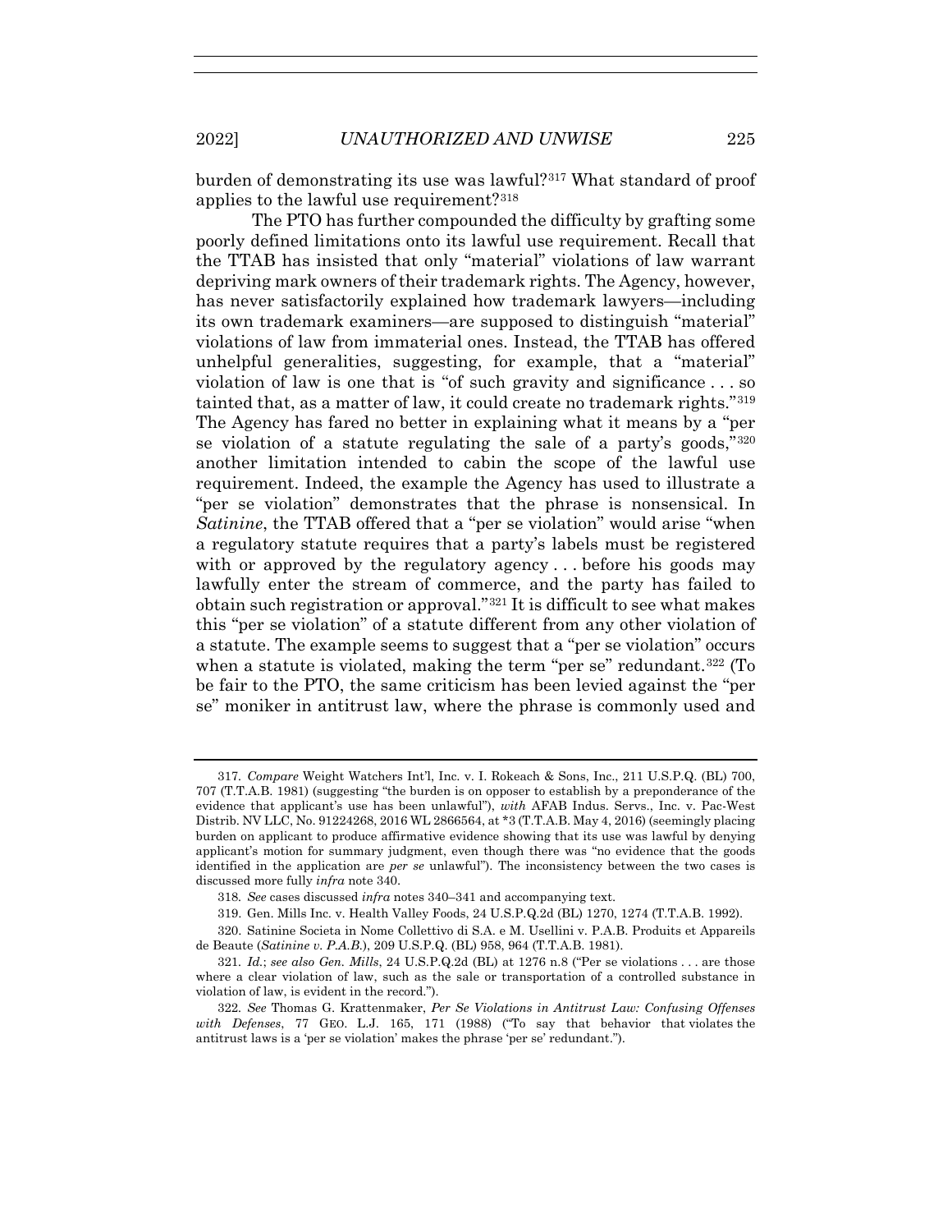burden of demonstrating its use was lawful?[317] What standard of proof applies to the lawful use requirement?[318]

The PTO has further compounded the difficulty by grafting some poorly defined limitations onto its lawful use requirement. Recall that the TTAB has insisted that only "material" violations of law warrant depriving mark owners of their trademark rights. The Agency, however, has never satisfactorily explained how trademark lawyers—including its own trademark examiners—are supposed to distinguish "material" violations of law from immaterial ones. Instead, the TTAB has offered unhelpful generalities, suggesting, for example, that a "material" violation of law is one that is "of such gravity and significance . . . so tainted that, as a matter of law, it could create no trademark rights."[319] The Agency has fared no better in explaining what it means by a "per se violation of a statute regulating the sale of a party's goods,"[320] another limitation intended to cabin the scope of the lawful use requirement. Indeed, the example the Agency has used to illustrate a "per se violation" demonstrates that the phrase is nonsensical. In *Satinine*, the TTAB offered that a "per se violation" would arise "when a regulatory statute requires that a party's labels must be registered with or approved by the regulatory agency . . . before his goods may lawfully enter the stream of commerce, and the party has failed to obtain such registration or approval."[321] It is difficult to see what makes this "per se violation" of a statute different from any other violation of a statute. The example seems to suggest that a "per se violation" occurs when a statute is violated, making the term "per se" redundant.[322] (To be fair to the PTO, the same criticism has been levied against the "per se" moniker in antitrust law, where the phrase is commonly used and

---

317. *Compare* Weight Watchers Int'l, Inc. v. I. Rokeach & Sons, Inc., 211 U.S.P.Q. (BL) 700, 707 (T.T.A.B. 1981) (suggesting "the burden is on opposer to establish by a preponderance of the evidence that applicant's use has been unlawful"), *with* AFAB Indus. Servs., Inc. v. Pac-West Distrib. NV LLC, No. 91224268, 2016 WL 2866564, at *3 (T.T.A.B. May 4, 2016) (seemingly placing burden on applicant to produce affirmative evidence showing that its use was lawful by denying applicant's motion for summary judgment, even though there was "no evidence that the goods identified in the application are *per se* unlawful"). The inconsistency between the two cases is discussed more fully *infra* note 340.

318. *See* cases discussed *infra* notes 340–341 and accompanying text.

319. Gen. Mills Inc. v. Health Valley Foods, 24 U.S.P.Q.2d (BL) 1270, 1274 (T.T.A.B. 1992).

320. Satinine Societa in Nome Collettivo di S.A. e M. Usellini v. P.A.B. Produits et Appareils de Beaute (*Satinine v. P.A.B.*), 209 U.S.P.Q. (BL) 958, 964 (T.T.A.B. 1981).

321. *Id.*; *see also Gen. Mills*, 24 U.S.P.Q.2d (BL) at 1276 n.8 ("Per se violations . . . are those where a clear violation of law, such as the sale or transportation of a controlled substance in violation of law, is evident in the record.").

322. *See* Thomas G. Krattenmaker, *Per Se Violations in Antitrust Law: Confusing Offenses with Defenses*, 77 GEO. L.J. 165, 171 (1988) ("To say that behavior that violates the antitrust laws is a 'per se violation' makes the phrase 'per se' redundant.").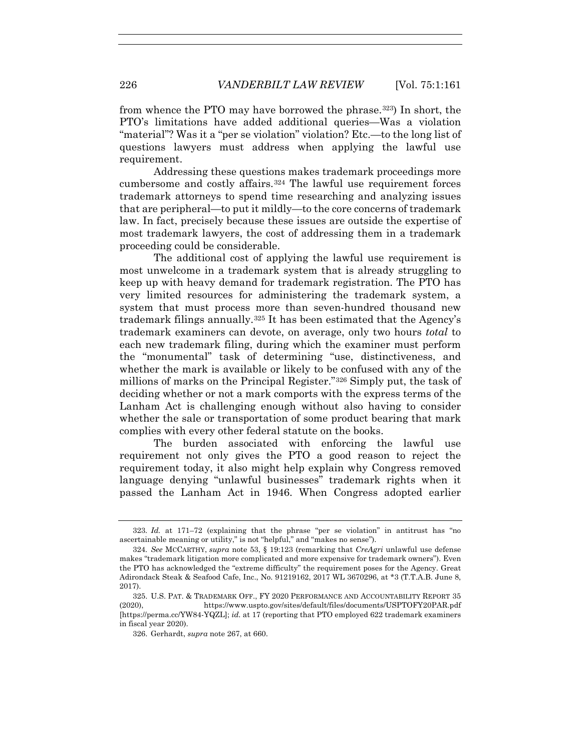from whence the PTO may have borrowed the phrase.[323]) In short, the PTO's limitations have added additional queries—Was a violation "material"? Was it a "per se violation" violation? Etc.—to the long list of questions lawyers must address when applying the lawful use requirement.

Addressing these questions makes trademark proceedings more cumbersome and costly affairs.[324] The lawful use requirement forces trademark attorneys to spend time researching and analyzing issues that are peripheral—to put it mildly—to the core concerns of trademark law. In fact, precisely because these issues are outside the expertise of most trademark lawyers, the cost of addressing them in a trademark proceeding could be considerable.

The additional cost of applying the lawful use requirement is most unwelcome in a trademark system that is already struggling to keep up with heavy demand for trademark registration. The PTO has very limited resources for administering the trademark system, a system that must process more than seven-hundred thousand new trademark filings annually.[325] It has been estimated that the Agency's trademark examiners can devote, on average, only two hours *total* to each new trademark filing, during which the examiner must perform the "monumental" task of determining "use, distinctiveness, and whether the mark is available or likely to be confused with any of the millions of marks on the Principal Register."[326] Simply put, the task of deciding whether or not a mark comports with the express terms of the Lanham Act is challenging enough without also having to consider whether the sale or transportation of some product bearing that mark complies with every other federal statute on the books.

The burden associated with enforcing the lawful use requirement not only gives the PTO a good reason to reject the requirement today, it also might help explain why Congress removed language denying "unlawful businesses" trademark rights when it passed the Lanham Act in 1946. When Congress adopted earlier

---

323. *Id.* at 171–72 (explaining that the phrase "per se violation" in antitrust has "no ascertainable meaning or utility," is not "helpful," and "makes no sense").

324. *See* MCCARTHY, *supra* note 53, § 19:123 (remarking that *CreAgri* unlawful use defense makes "trademark litigation more complicated and more expensive for trademark owners"). Even the PTO has acknowledged the "extreme difficulty" the requirement poses for the Agency. Great Adirondack Steak & Seafood Cafe, Inc., No. 91219162, 2017 WL 3670296, at *3 (T.T.A.B. June 8, 2017).

325. U.S. PAT. & TRADEMARK OFF., FY 2020 PERFORMANCE AND ACCOUNTABILITY REPORT 35 (2020), https://www.uspto.gov/sites/default/files/documents/USPTOFY20PAR.pdf [https://perma.cc/YW84-YQZL]; *id.* at 17 (reporting that PTO employed 622 trademark examiners in fiscal year 2020).

326. Gerhardt, *supra* note 267, at 660.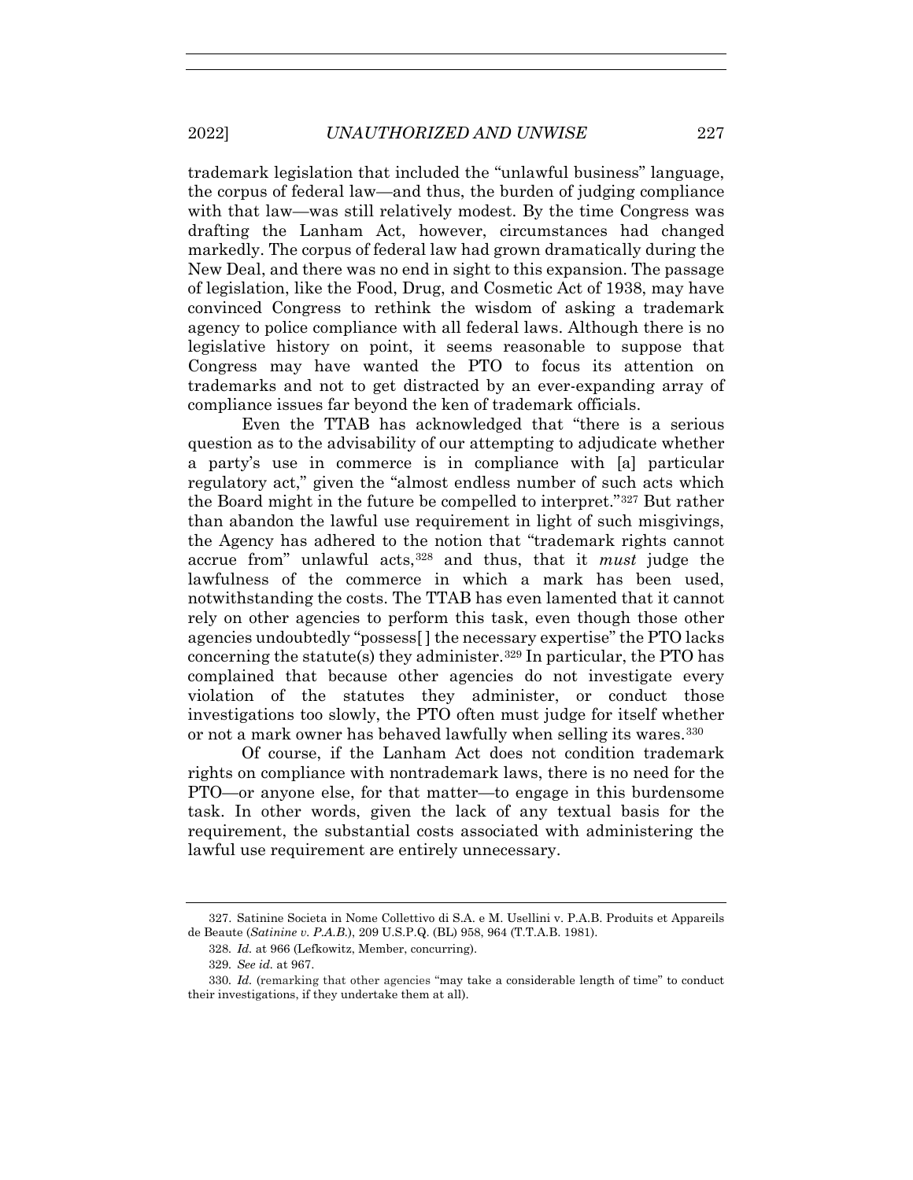trademark legislation that included the "unlawful business" language, the corpus of federal law—and thus, the burden of judging compliance with that law—was still relatively modest. By the time Congress was drafting the Lanham Act, however, circumstances had changed markedly. The corpus of federal law had grown dramatically during the New Deal, and there was no end in sight to this expansion. The passage of legislation, like the Food, Drug, and Cosmetic Act of 1938, may have convinced Congress to rethink the wisdom of asking a trademark agency to police compliance with all federal laws. Although there is no legislative history on point, it seems reasonable to suppose that Congress may have wanted the PTO to focus its attention on trademarks and not to get distracted by an ever-expanding array of compliance issues far beyond the ken of trademark officials.

Even the TTAB has acknowledged that "there is a serious question as to the advisability of our attempting to adjudicate whether a party's use in commerce is in compliance with [a] particular regulatory act," given the "almost endless number of such acts which the Board might in the future be compelled to interpret."[327] But rather than abandon the lawful use requirement in light of such misgivings, the Agency has adhered to the notion that "trademark rights cannot accrue from" unlawful acts,[328] and thus, that it *must* judge the lawfulness of the commerce in which a mark has been used, notwithstanding the costs. The TTAB has even lamented that it cannot rely on other agencies to perform this task, even though those other agencies undoubtedly "possess[ ] the necessary expertise" the PTO lacks concerning the statute(s) they administer.[329] In particular, the PTO has complained that because other agencies do not investigate every violation of the statutes they administer, or conduct those investigations too slowly, the PTO often must judge for itself whether or not a mark owner has behaved lawfully when selling its wares.[330]

Of course, if the Lanham Act does not condition trademark rights on compliance with nontrademark laws, there is no need for the PTO—or anyone else, for that matter—to engage in this burdensome task. In other words, given the lack of any textual basis for the requirement, the substantial costs associated with administering the lawful use requirement are entirely unnecessary.

---

327. Satinine Societa in Nome Collettivo di S.A. e M. Usellini v. P.A.B. Produits et Appareils de Beaute (*Satinine v. P.A.B.*), 209 U.S.P.Q. (BL) 958, 964 (T.T.A.B. 1981).

328. *Id.* at 966 (Lefkowitz, Member, concurring).

329. *See id.* at 967.

330. *Id.* (remarking that other agencies "may take a considerable length of time" to conduct their investigations, if they undertake them at all).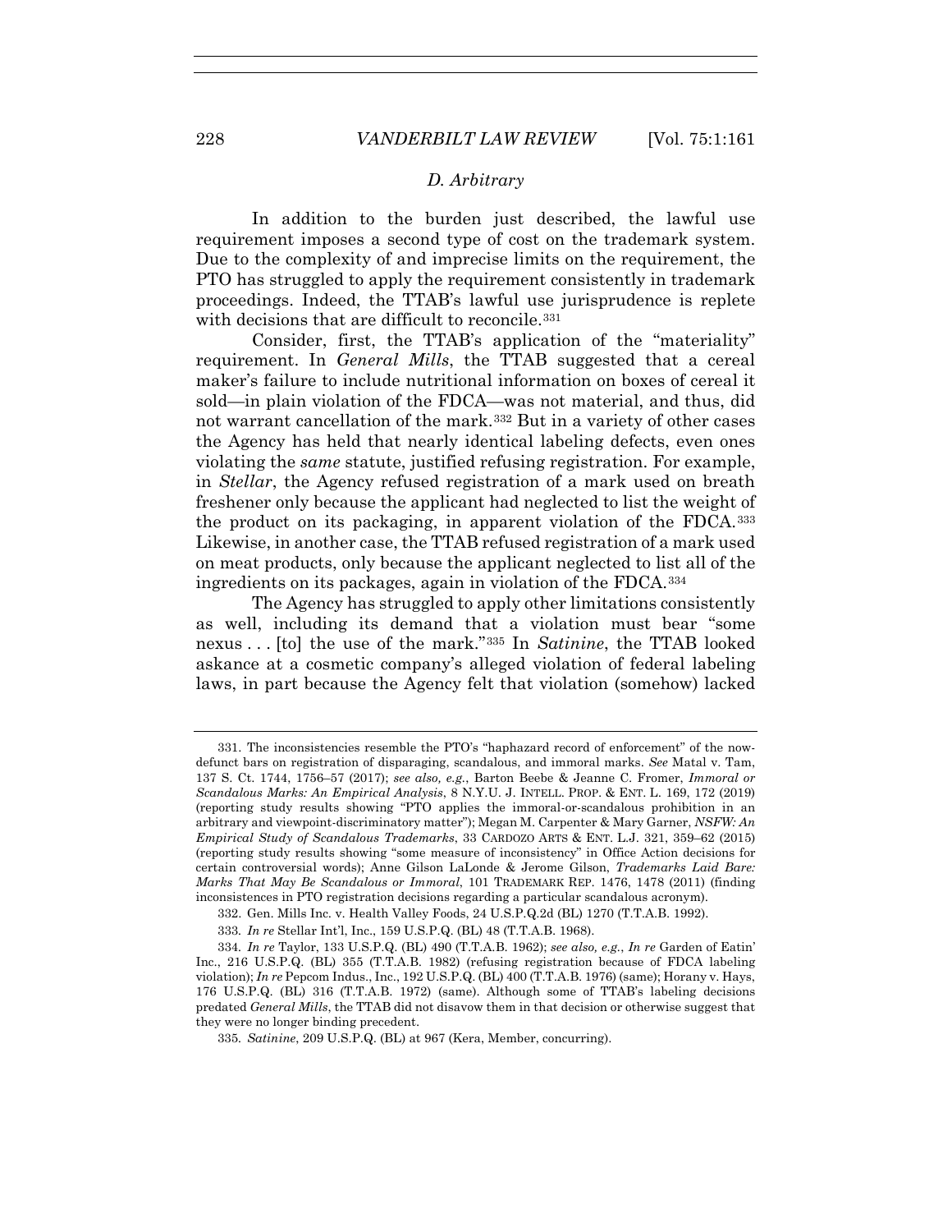### D. Arbitrary

In addition to the burden just described, the lawful use requirement imposes a second type of cost on the trademark system. Due to the complexity of and imprecise limits on the requirement, the PTO has struggled to apply the requirement consistently in trademark proceedings. Indeed, the TTAB's lawful use jurisprudence is replete with decisions that are difficult to reconcile.[331]

Consider, first, the TTAB's application of the "materiality" requirement. In *General Mills*, the TTAB suggested that a cereal maker's failure to include nutritional information on boxes of cereal it sold—in plain violation of the FDCA—was not material, and thus, did not warrant cancellation of the mark.[332] But in a variety of other cases the Agency has held that nearly identical labeling defects, even ones violating the *same* statute, justified refusing registration. For example, in *Stellar*, the Agency refused registration of a mark used on breath freshener only because the applicant had neglected to list the weight of the product on its packaging, in apparent violation of the FDCA.[333] Likewise, in another case, the TTAB refused registration of a mark used on meat products, only because the applicant neglected to list all of the ingredients on its packages, again in violation of the FDCA.[334]

The Agency has struggled to apply other limitations consistently as well, including its demand that a violation must bear "some nexus . . . [to] the use of the mark."[335] In *Satinine*, the TTAB looked askance at a cosmetic company's alleged violation of federal labeling laws, in part because the Agency felt that violation (somehow) lacked

---

331. The inconsistencies resemble the PTO's "haphazard record of enforcement" of the now-defunct bars on registration of disparaging, scandalous, and immoral marks. *See* Matal v. Tam, 137 S. Ct. 1744, 1756–57 (2017); *see also, e.g.*, Barton Beebe & Jeanne C. Fromer, *Immoral or Scandalous Marks: An Empirical Analysis*, 8 N.Y.U. J. INTELL. PROP. & ENT. L. 169, 172 (2019) (reporting study results showing "PTO applies the immoral-or-scandalous prohibition in an arbitrary and viewpoint-discriminatory matter"); Megan M. Carpenter & Mary Garner, *NSFW: An Empirical Study of Scandalous Trademarks*, 33 CARDOZO ARTS & ENT. L.J. 321, 359–62 (2015) (reporting study results showing "some measure of inconsistency" in Office Action decisions for certain controversial words); Anne Gilson LaLonde & Jerome Gilson, *Trademarks Laid Bare: Marks That May Be Scandalous or Immoral*, 101 TRADEMARK REP. 1476, 1478 (2011) (finding inconsistences in PTO registration decisions regarding a particular scandalous acronym).

332. Gen. Mills Inc. v. Health Valley Foods, 24 U.S.P.Q.2d (BL) 1270 (T.T.A.B. 1992).

333. *In re* Stellar Int'l, Inc., 159 U.S.P.Q. (BL) 48 (T.T.A.B. 1968).

334. *In re* Taylor, 133 U.S.P.Q. (BL) 490 (T.T.A.B. 1962); *see also, e.g.*, *In re* Garden of Eatin' Inc., 216 U.S.P.Q. (BL) 355 (T.T.A.B. 1982) (refusing registration because of FDCA labeling violation); *In re* Pepcom Indus., Inc., 192 U.S.P.Q. (BL) 400 (T.T.A.B. 1976) (same); Horany v. Hays, 176 U.S.P.Q. (BL) 316 (T.T.A.B. 1972) (same). Although some of TTAB's labeling decisions predated *General Mills*, the TTAB did not disavow them in that decision or otherwise suggest that they were no longer binding precedent.

335. *Satinine*, 209 U.S.P.Q. (BL) at 967 (Kera, Member, concurring).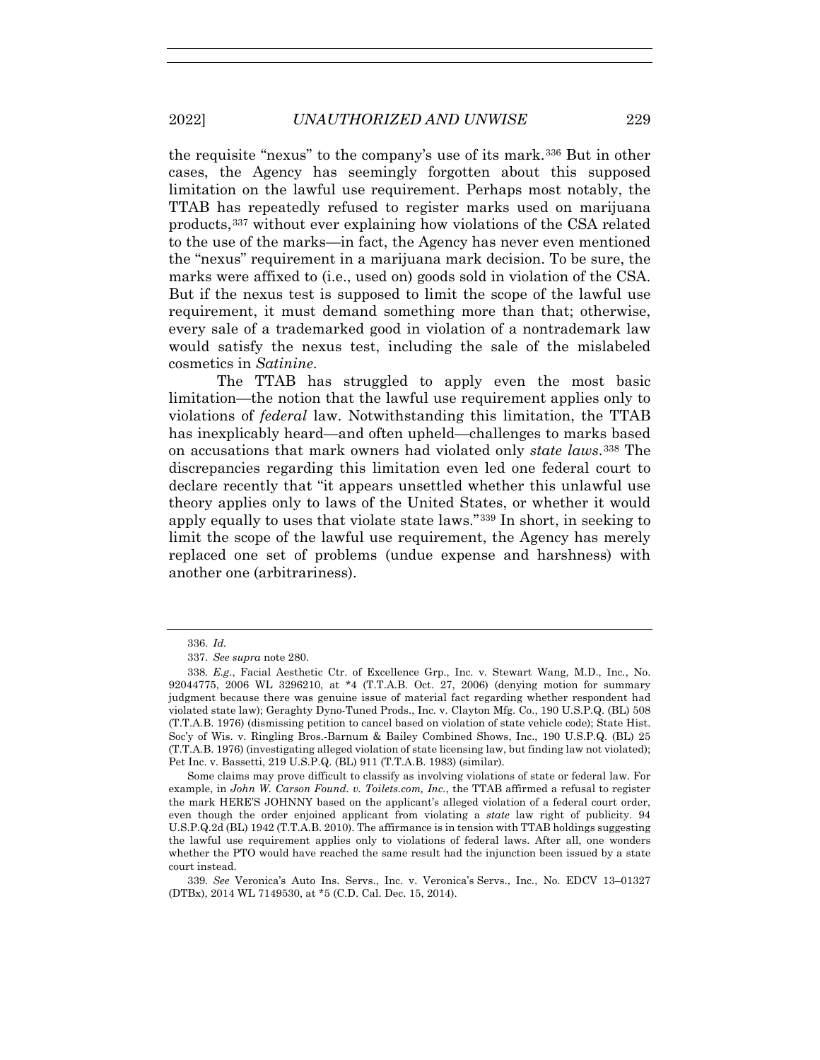the requisite "nexus" to the company's use of its mark.[336] But in other cases, the Agency has seemingly forgotten about this supposed limitation on the lawful use requirement. Perhaps most notably, the TTAB has repeatedly refused to register marks used on marijuana products,[337] without ever explaining how violations of the CSA related to the use of the marks—in fact, the Agency has never even mentioned the "nexus" requirement in a marijuana mark decision. To be sure, the marks were affixed to (i.e., used on) goods sold in violation of the CSA. But if the nexus test is supposed to limit the scope of the lawful use requirement, it must demand something more than that; otherwise, every sale of a trademarked good in violation of a nontrademark law would satisfy the nexus test, including the sale of the mislabeled cosmetics in *Satinine*.

The TTAB has struggled to apply even the most basic limitation—the notion that the lawful use requirement applies only to violations of *federal* law. Notwithstanding this limitation, the TTAB has inexplicably heard—and often upheld—challenges to marks based on accusations that mark owners had violated only *state laws*.[338] The discrepancies regarding this limitation even led one federal court to declare recently that "it appears unsettled whether this unlawful use theory applies only to laws of the United States, or whether it would apply equally to uses that violate state laws."[339] In short, in seeking to limit the scope of the lawful use requirement, the Agency has merely replaced one set of problems (undue expense and harshness) with another one (arbitrariness).

---

336. *Id.*

337. *See supra* note 280.

338. *E.g.*, Facial Aesthetic Ctr. of Excellence Grp., Inc. v. Stewart Wang, M.D., Inc., No. 92044775, 2006 WL 3296210, at *4 (T.T.A.B. Oct. 27, 2006) (denying motion for summary judgment because there was genuine issue of material fact regarding whether respondent had violated state law); Geraghty Dyno-Tuned Prods., Inc. v. Clayton Mfg. Co., 190 U.S.P.Q. (BL) 508 (T.T.A.B. 1976) (dismissing petition to cancel based on violation of state vehicle code); State Hist. Soc'y of Wis. v. Ringling Bros.-Barnum & Bailey Combined Shows, Inc., 190 U.S.P.Q. (BL) 25 (T.T.A.B. 1976) (investigating alleged violation of state licensing law, but finding law not violated); Pet Inc. v. Bassetti, 219 U.S.P.Q. (BL) 911 (T.T.A.B. 1983) (similar).

Some claims may prove difficult to classify as involving violations of state or federal law. For example, in *John W. Carson Found. v. Toilets.com, Inc.*, the TTAB affirmed a refusal to register the mark HERE'S JOHNNY based on the applicant's alleged violation of a federal court order, even though the order enjoined applicant from violating a *state* law right of publicity. 94 U.S.P.Q.2d (BL) 1942 (T.T.A.B. 2010). The affirmance is in tension with TTAB holdings suggesting the lawful use requirement applies only to violations of federal laws. After all, one wonders whether the PTO would have reached the same result had the injunction been issued by a state court instead.

339. *See* Veronica's Auto Ins. Servs., Inc. v. Veronica's Servs., Inc., No. EDCV 13–01327 (DTBx), 2014 WL 7149530, at *5 (C.D. Cal. Dec. 15, 2014).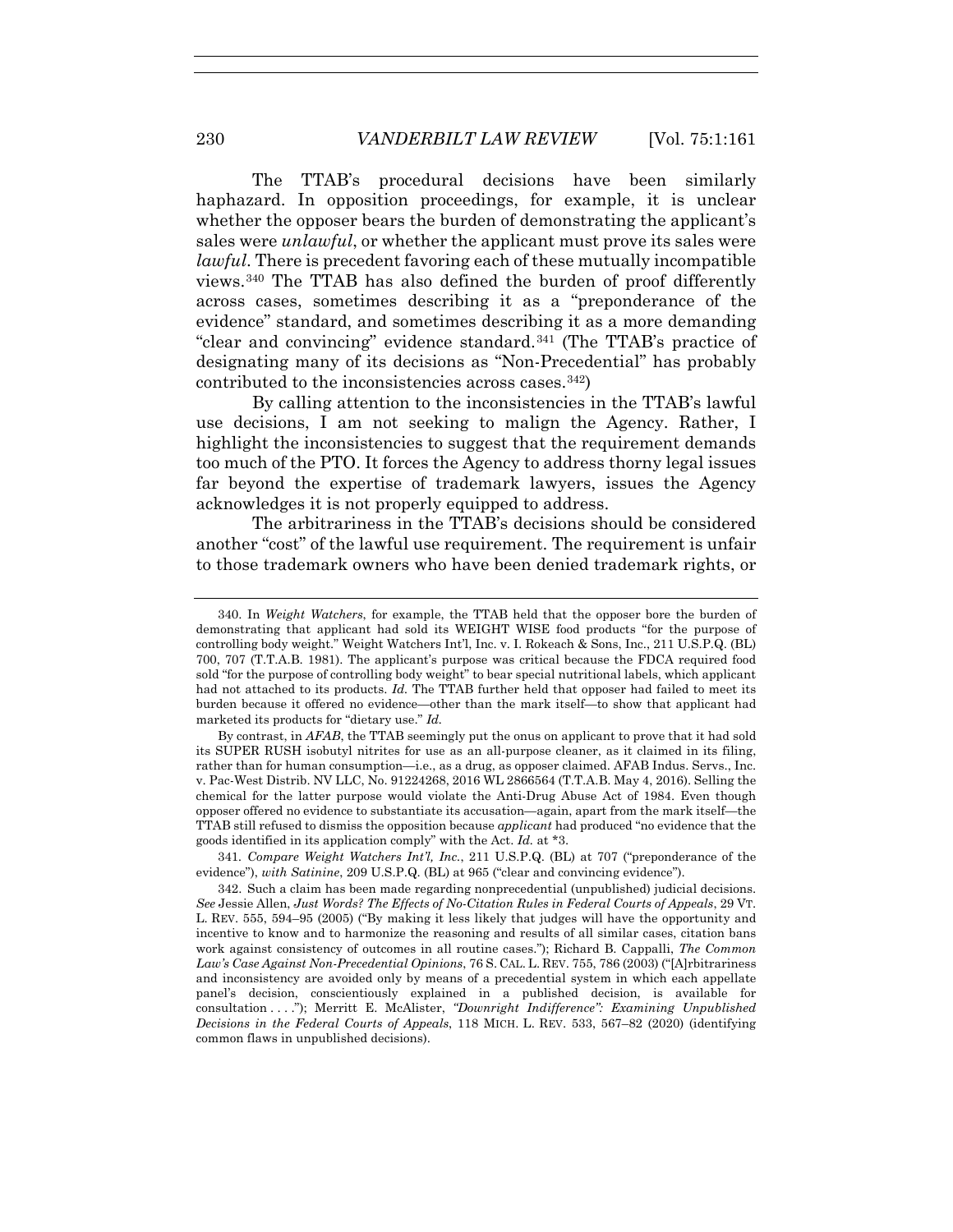The TTAB's procedural decisions have been similarly haphazard. In opposition proceedings, for example, it is unclear whether the opposer bears the burden of demonstrating the applicant's sales were *unlawful*, or whether the applicant must prove its sales were *lawful*. There is precedent favoring each of these mutually incompatible views.[340] The TTAB has also defined the burden of proof differently across cases, sometimes describing it as a "preponderance of the evidence" standard, and sometimes describing it as a more demanding "clear and convincing" evidence standard.[341] (The TTAB's practice of designating many of its decisions as "Non-Precedential" has probably contributed to the inconsistencies across cases.[342])

By calling attention to the inconsistencies in the TTAB's lawful use decisions, I am not seeking to malign the Agency. Rather, I highlight the inconsistencies to suggest that the requirement demands too much of the PTO. It forces the Agency to address thorny legal issues far beyond the expertise of trademark lawyers, issues the Agency acknowledges it is not properly equipped to address.

The arbitrariness in the TTAB's decisions should be considered another "cost" of the lawful use requirement. The requirement is unfair to those trademark owners who have been denied trademark rights, or

---

340. In *Weight Watchers*, for example, the TTAB held that the opposer bore the burden of demonstrating that applicant had sold its WEIGHT WISE food products "for the purpose of controlling body weight." Weight Watchers Int'l, Inc. v. I. Rokeach & Sons, Inc., 211 U.S.P.Q. (BL) 700, 707 (T.T.A.B. 1981). The applicant's purpose was critical because the FDCA required food sold "for the purpose of controlling body weight" to bear special nutritional labels, which applicant had not attached to its products. *Id.* The TTAB further held that opposer had failed to meet its burden because it offered no evidence—other than the mark itself—to show that applicant had marketed its products for "dietary use." *Id.*

By contrast, in *AFAB*, the TTAB seemingly put the onus on applicant to prove that it had sold its SUPER RUSH isobutyl nitrites for use as an all-purpose cleaner, as it claimed in its filing, rather than for human consumption—i.e., as a drug, as opposer claimed. AFAB Indus. Servs., Inc. v. Pac-West Distrib. NV LLC, No. 91224268, 2016 WL 2866564 (T.T.A.B. May 4, 2016). Selling the chemical for the latter purpose would violate the Anti-Drug Abuse Act of 1984. Even though opposer offered no evidence to substantiate its accusation—again, apart from the mark itself—the TTAB still refused to dismiss the opposition because *applicant* had produced "no evidence that the goods identified in its application comply" with the Act. *Id.* at *3.

341. *Compare Weight Watchers Int'l, Inc.*, 211 U.S.P.Q. (BL) at 707 ("preponderance of the evidence"), *with Satinine*, 209 U.S.P.Q. (BL) at 965 ("clear and convincing evidence").

342. Such a claim has been made regarding nonprecedential (unpublished) judicial decisions. *See* Jessie Allen, *Just Words? The Effects of No-Citation Rules in Federal Courts of Appeals*, 29 VT. L. REV. 555, 594–95 (2005) ("By making it less likely that judges will have the opportunity and incentive to know and to harmonize the reasoning and results of all similar cases, citation bans work against consistency of outcomes in all routine cases."); Richard B. Cappalli, *The Common Law's Case Against Non-Precedential Opinions*, 76 S. CAL. L. REV. 755, 786 (2003) ("[A]rbitrariness and inconsistency are avoided only by means of a precedential system in which each appellate panel's decision, conscientiously explained in a published decision, is available for consultation . . . ."); Merritt E. McAlister, *"Downright Indifference": Examining Unpublished Decisions in the Federal Courts of Appeals*, 118 MICH. L. REV. 533, 567–82 (2020) (identifying common flaws in unpublished decisions).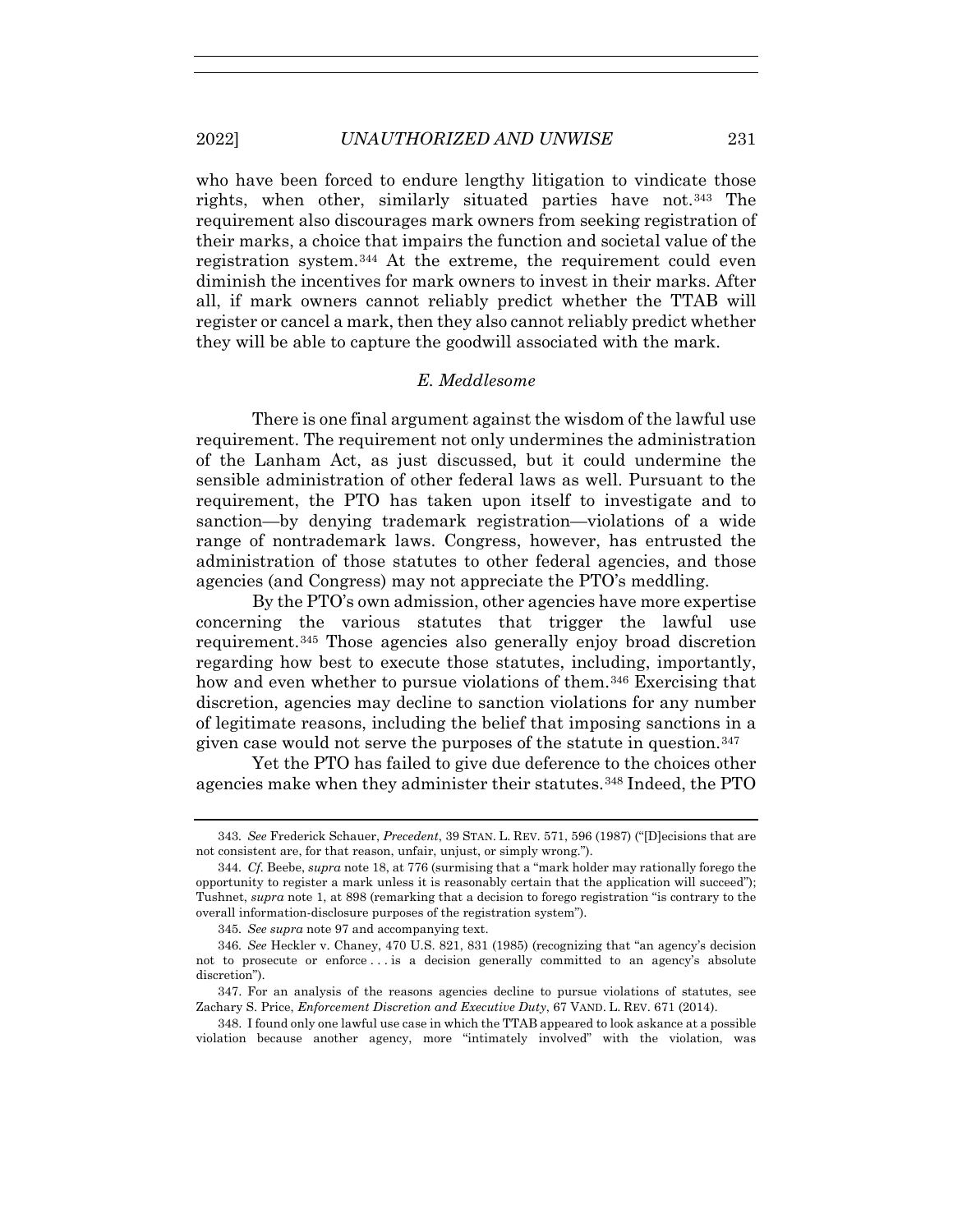who have been forced to endure lengthy litigation to vindicate those rights, when other, similarly situated parties have not.[343] The requirement also discourages mark owners from seeking registration of their marks, a choice that impairs the function and societal value of the registration system.[344] At the extreme, the requirement could even diminish the incentives for mark owners to invest in their marks. After all, if mark owners cannot reliably predict whether the TTAB will register or cancel a mark, then they also cannot reliably predict whether they will be able to capture the goodwill associated with the mark.

### *E. Meddlesome*

There is one final argument against the wisdom of the lawful use requirement. The requirement not only undermines the administration of the Lanham Act, as just discussed, but it could undermine the sensible administration of other federal laws as well. Pursuant to the requirement, the PTO has taken upon itself to investigate and to sanction—by denying trademark registration—violations of a wide range of nontrademark laws. Congress, however, has entrusted the administration of those statutes to other federal agencies, and those agencies (and Congress) may not appreciate the PTO's meddling.

By the PTO's own admission, other agencies have more expertise concerning the various statutes that trigger the lawful use requirement.[345] Those agencies also generally enjoy broad discretion regarding how best to execute those statutes, including, importantly, how and even whether to pursue violations of them.[346] Exercising that discretion, agencies may decline to sanction violations for any number of legitimate reasons, including the belief that imposing sanctions in a given case would not serve the purposes of the statute in question.[347]

Yet the PTO has failed to give due deference to the choices other agencies make when they administer their statutes.[348] Indeed, the PTO

---

343. *See* Frederick Schauer, *Precedent*, 39 STAN. L. REV. 571, 596 (1987) ("[D]ecisions that are not consistent are, for that reason, unfair, unjust, or simply wrong.").

344. *Cf.* Beebe, *supra* note 18, at 776 (surmising that a "mark holder may rationally forego the opportunity to register a mark unless it is reasonably certain that the application will succeed"); Tushnet, *supra* note 1, at 898 (remarking that a decision to forego registration "is contrary to the overall information-disclosure purposes of the registration system").

345. *See supra* note 97 and accompanying text.

346. *See* Heckler v. Chaney, 470 U.S. 821, 831 (1985) (recognizing that "an agency's decision not to prosecute or enforce . . . is a decision generally committed to an agency's absolute discretion").

347. For an analysis of the reasons agencies decline to pursue violations of statutes, see Zachary S. Price, *Enforcement Discretion and Executive Duty*, 67 VAND. L. REV. 671 (2014).

348. I found only one lawful use case in which the TTAB appeared to look askance at a possible violation because another agency, more "intimately involved" with the violation, was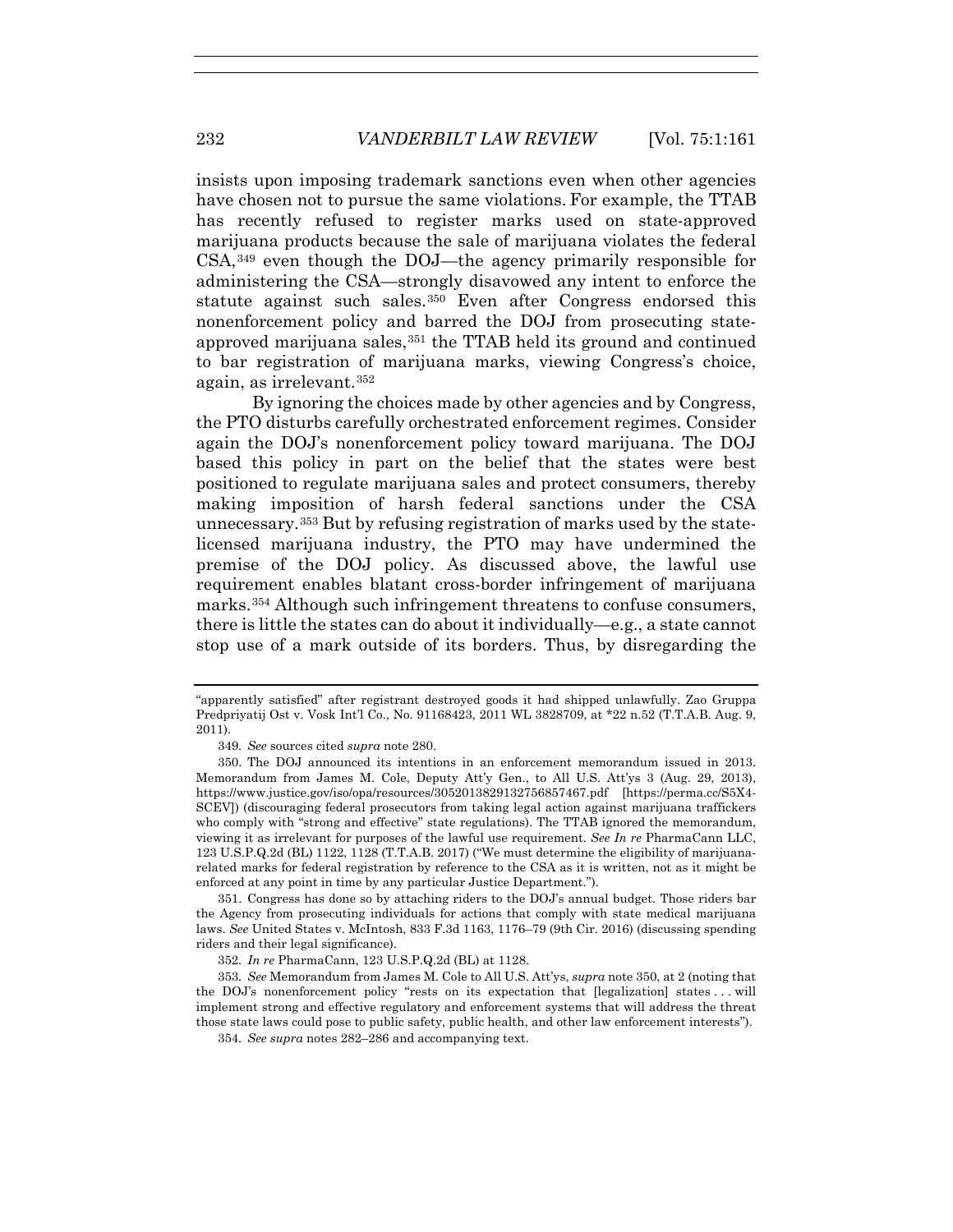insists upon imposing trademark sanctions even when other agencies have chosen not to pursue the same violations. For example, the TTAB has recently refused to register marks used on state-approved marijuana products because the sale of marijuana violates the federal CSA,[349] even though the DOJ—the agency primarily responsible for administering the CSA—strongly disavowed any intent to enforce the statute against such sales.[350] Even after Congress endorsed this nonenforcement policy and barred the DOJ from prosecuting state-approved marijuana sales,[351] the TTAB held its ground and continued to bar registration of marijuana marks, viewing Congress's choice, again, as irrelevant.[352]

By ignoring the choices made by other agencies and by Congress, the PTO disturbs carefully orchestrated enforcement regimes. Consider again the DOJ's nonenforcement policy toward marijuana. The DOJ based this policy in part on the belief that the states were best positioned to regulate marijuana sales and protect consumers, thereby making imposition of harsh federal sanctions under the CSA unnecessary.[353] But by refusing registration of marks used by the state-licensed marijuana industry, the PTO may have undermined the premise of the DOJ policy. As discussed above, the lawful use requirement enables blatant cross-border infringement of marijuana marks.[354] Although such infringement threatens to confuse consumers, there is little the states can do about it individually—e.g., a state cannot stop use of a mark outside of its borders. Thus, by disregarding the

---

"apparently satisfied" after registrant destroyed goods it had shipped unlawfully. Zao Gruppa Predpriyatij Ost v. Vosk Int'l Co., No. 91168423, 2011 WL 3828709, at *22 n.52 (T.T.A.B. Aug. 9, 2011).

349. *See* sources cited *supra* note 280.

350. The DOJ announced its intentions in an enforcement memorandum issued in 2013. Memorandum from James M. Cole, Deputy Att'y Gen., to All U.S. Att'ys 3 (Aug. 29, 2013), https://www.justice.gov/iso/opa/resources/3052013829132756857467.pdf [https://perma.cc/S5X4-SCEV]) (discouraging federal prosecutors from taking legal action against marijuana traffickers who comply with "strong and effective" state regulations). The TTAB ignored the memorandum, viewing it as irrelevant for purposes of the lawful use requirement. *See In re* PharmaCann LLC, 123 U.S.P.Q.2d (BL) 1122, 1128 (T.T.A.B. 2017) ("We must determine the eligibility of marijuana-related marks for federal registration by reference to the CSA as it is written, not as it might be enforced at any point in time by any particular Justice Department.").

351. Congress has done so by attaching riders to the DOJ's annual budget. Those riders bar the Agency from prosecuting individuals for actions that comply with state medical marijuana laws. *See* United States v. McIntosh, 833 F.3d 1163, 1176–79 (9th Cir. 2016) (discussing spending riders and their legal significance).

352. *In re* PharmaCann, 123 U.S.P.Q.2d (BL) at 1128.

353. *See* Memorandum from James M. Cole to All U.S. Att'ys, *supra* note 350, at 2 (noting that the DOJ's nonenforcement policy "rests on its expectation that [legalization] states . . . will implement strong and effective regulatory and enforcement systems that will address the threat those state laws could pose to public safety, public health, and other law enforcement interests").

354. *See supra* notes 282–286 and accompanying text.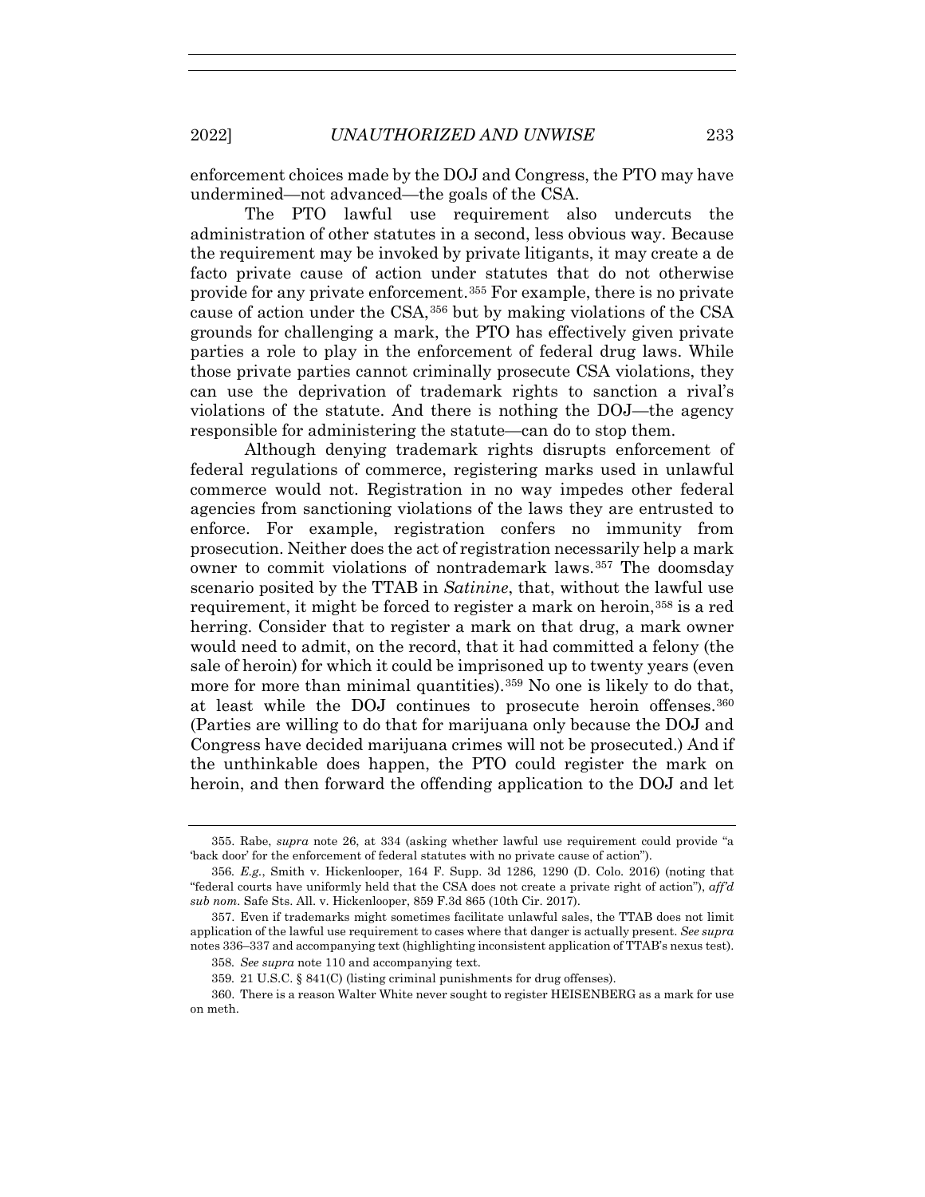enforcement choices made by the DOJ and Congress, the PTO may have undermined—not advanced—the goals of the CSA.

The PTO lawful use requirement also undercuts the administration of other statutes in a second, less obvious way. Because the requirement may be invoked by private litigants, it may create a de facto private cause of action under statutes that do not otherwise provide for any private enforcement.[355] For example, there is no private cause of action under the CSA,[356] but by making violations of the CSA grounds for challenging a mark, the PTO has effectively given private parties a role to play in the enforcement of federal drug laws. While those private parties cannot criminally prosecute CSA violations, they can use the deprivation of trademark rights to sanction a rival's violations of the statute. And there is nothing the DOJ—the agency responsible for administering the statute—can do to stop them.

Although denying trademark rights disrupts enforcement of federal regulations of commerce, registering marks used in unlawful commerce would not. Registration in no way impedes other federal agencies from sanctioning violations of the laws they are entrusted to enforce. For example, registration confers no immunity from prosecution. Neither does the act of registration necessarily help a mark owner to commit violations of nontrademark laws.[357] The doomsday scenario posited by the TTAB in *Satinine*, that, without the lawful use requirement, it might be forced to register a mark on heroin,[358] is a red herring. Consider that to register a mark on that drug, a mark owner would need to admit, on the record, that it had committed a felony (the sale of heroin) for which it could be imprisoned up to twenty years (even more for more than minimal quantities).[359] No one is likely to do that, at least while the DOJ continues to prosecute heroin offenses.[360] (Parties are willing to do that for marijuana only because the DOJ and Congress have decided marijuana crimes will not be prosecuted.) And if the unthinkable does happen, the PTO could register the mark on heroin, and then forward the offending application to the DOJ and let

---

355. Rabe, *supra* note 26, at 334 (asking whether lawful use requirement could provide "a 'back door' for the enforcement of federal statutes with no private cause of action").

356. *E.g.*, Smith v. Hickenlooper, 164 F. Supp. 3d 1286, 1290 (D. Colo. 2016) (noting that "federal courts have uniformly held that the CSA does not create a private right of action"), *aff'd sub nom.* Safe Sts. All. v. Hickenlooper, 859 F.3d 865 (10th Cir. 2017).

357. Even if trademarks might sometimes facilitate unlawful sales, the TTAB does not limit application of the lawful use requirement to cases where that danger is actually present. *See supra* notes 336–337 and accompanying text (highlighting inconsistent application of TTAB's nexus test).

358. *See supra* note 110 and accompanying text.

359. 21 U.S.C. § 841(C) (listing criminal punishments for drug offenses).

360. There is a reason Walter White never sought to register HEISENBERG as a mark for use on meth.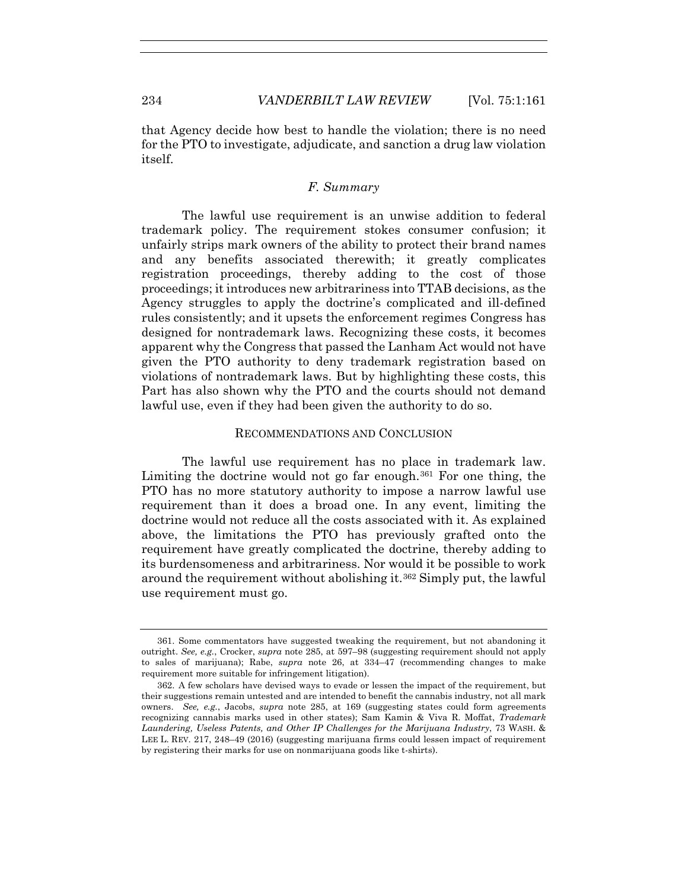that Agency decide how best to handle the violation; there is no need for the PTO to investigate, adjudicate, and sanction a drug law violation itself.

### *F. Summary*

The lawful use requirement is an unwise addition to federal trademark policy. The requirement stokes consumer confusion; it unfairly strips mark owners of the ability to protect their brand names and any benefits associated therewith; it greatly complicates registration proceedings, thereby adding to the cost of those proceedings; it introduces new arbitrariness into TTAB decisions, as the Agency struggles to apply the doctrine's complicated and ill-defined rules consistently; and it upsets the enforcement regimes Congress has designed for nontrademark laws. Recognizing these costs, it becomes apparent why the Congress that passed the Lanham Act would not have given the PTO authority to deny trademark registration based on violations of nontrademark laws. But by highlighting these costs, this Part has also shown why the PTO and the courts should not demand lawful use, even if they had been given the authority to do so.

## RECOMMENDATIONS AND CONCLUSION

The lawful use requirement has no place in trademark law. Limiting the doctrine would not go far enough.[361] For one thing, the PTO has no more statutory authority to impose a narrow lawful use requirement than it does a broad one. In any event, limiting the doctrine would not reduce all the costs associated with it. As explained above, the limitations the PTO has previously grafted onto the requirement have greatly complicated the doctrine, thereby adding to its burdensomeness and arbitrariness. Nor would it be possible to work around the requirement without abolishing it.[362] Simply put, the lawful use requirement must go.

---

361. Some commentators have suggested tweaking the requirement, but not abandoning it outright. *See, e.g.*, Crocker, *supra* note 285, at 597–98 (suggesting requirement should not apply to sales of marijuana); Rabe, *supra* note 26, at 334–47 (recommending changes to make requirement more suitable for infringement litigation).

362. A few scholars have devised ways to evade or lessen the impact of the requirement, but their suggestions remain untested and are intended to benefit the cannabis industry, not all mark owners. *See, e.g.*, Jacobs, *supra* note 285, at 169 (suggesting states could form agreements recognizing cannabis marks used in other states); Sam Kamin & Viva R. Moffat, *Trademark Laundering, Useless Patents, and Other IP Challenges for the Marijuana Industry*, 73 WASH. & LEE L. REV. 217, 248–49 (2016) (suggesting marijuana firms could lessen impact of requirement by registering their marks for use on nonmarijuana goods like t-shirts).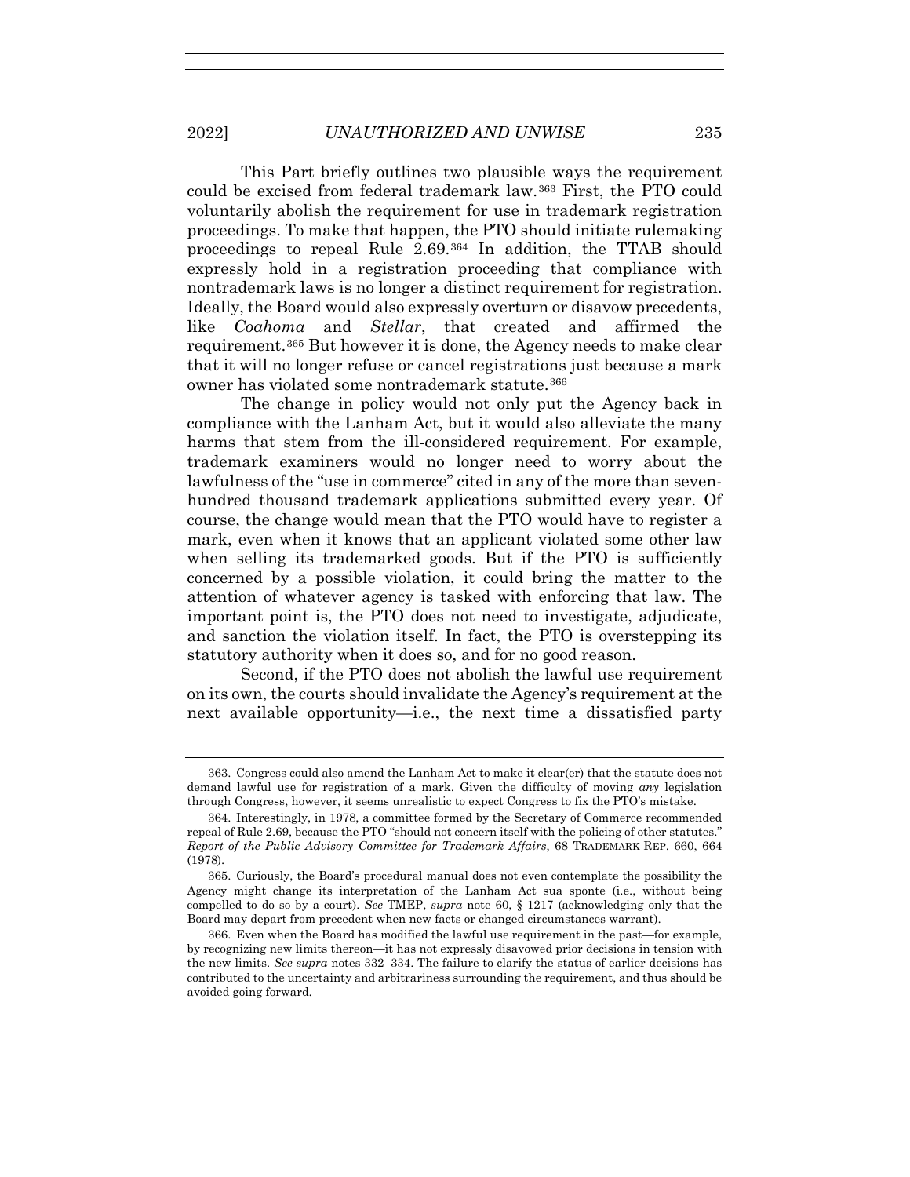This Part briefly outlines two plausible ways the requirement could be excised from federal trademark law.[363] First, the PTO could voluntarily abolish the requirement for use in trademark registration proceedings. To make that happen, the PTO should initiate rulemaking proceedings to repeal Rule 2.69.[364] In addition, the TTAB should expressly hold in a registration proceeding that compliance with nontrademark laws is no longer a distinct requirement for registration. Ideally, the Board would also expressly overturn or disavow precedents, like *Coahoma* and *Stellar*, that created and affirmed the requirement.[365] But however it is done, the Agency needs to make clear that it will no longer refuse or cancel registrations just because a mark owner has violated some nontrademark statute.[366]

The change in policy would not only put the Agency back in compliance with the Lanham Act, but it would also alleviate the many harms that stem from the ill-considered requirement. For example, trademark examiners would no longer need to worry about the lawfulness of the "use in commerce" cited in any of the more than seven-hundred thousand trademark applications submitted every year. Of course, the change would mean that the PTO would have to register a mark, even when it knows that an applicant violated some other law when selling its trademarked goods. But if the PTO is sufficiently concerned by a possible violation, it could bring the matter to the attention of whatever agency is tasked with enforcing that law. The important point is, the PTO does not need to investigate, adjudicate, and sanction the violation itself. In fact, the PTO is overstepping its statutory authority when it does so, and for no good reason.

Second, if the PTO does not abolish the lawful use requirement on its own, the courts should invalidate the Agency's requirement at the next available opportunity—i.e., the next time a dissatisfied party

---

363. Congress could also amend the Lanham Act to make it clear(er) that the statute does not demand lawful use for registration of a mark. Given the difficulty of moving *any* legislation through Congress, however, it seems unrealistic to expect Congress to fix the PTO's mistake.

364. Interestingly, in 1978, a committee formed by the Secretary of Commerce recommended repeal of Rule 2.69, because the PTO "should not concern itself with the policing of other statutes." *Report of the Public Advisory Committee for Trademark Affairs*, 68 TRADEMARK REP. 660, 664 (1978).

365. Curiously, the Board's procedural manual does not even contemplate the possibility the Agency might change its interpretation of the Lanham Act sua sponte (i.e., without being compelled to do so by a court). *See* TMEP, *supra* note 60, § 1217 (acknowledging only that the Board may depart from precedent when new facts or changed circumstances warrant).

366. Even when the Board has modified the lawful use requirement in the past—for example, by recognizing new limits thereon—it has not expressly disavowed prior decisions in tension with the new limits. *See supra* notes 332–334. The failure to clarify the status of earlier decisions has contributed to the uncertainty and arbitrariness surrounding the requirement, and thus should be avoided going forward.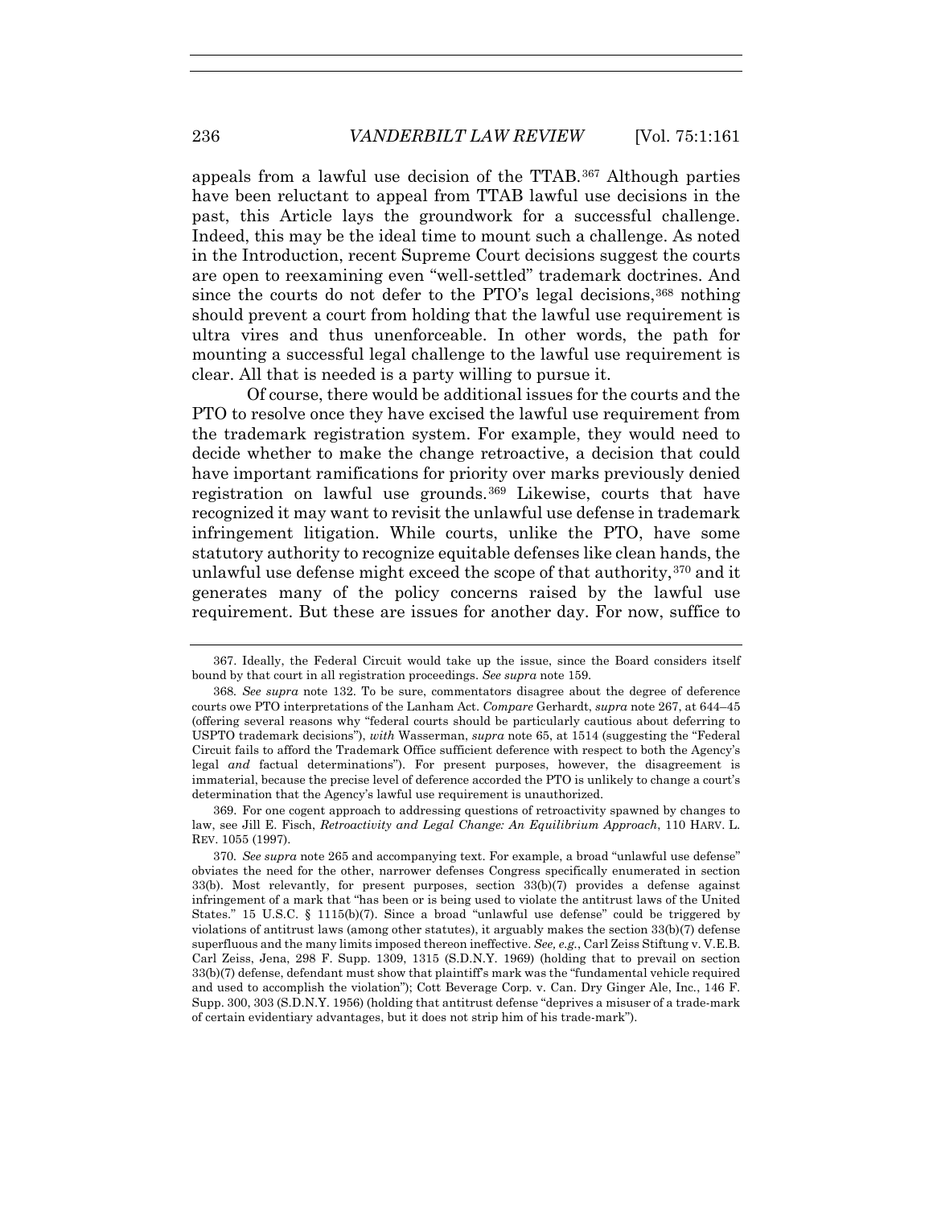appeals from a lawful use decision of the TTAB.[367] Although parties have been reluctant to appeal from TTAB lawful use decisions in the past, this Article lays the groundwork for a successful challenge. Indeed, this may be the ideal time to mount such a challenge. As noted in the Introduction, recent Supreme Court decisions suggest the courts are open to reexamining even "well-settled" trademark doctrines. And since the courts do not defer to the PTO's legal decisions,[368] nothing should prevent a court from holding that the lawful use requirement is ultra vires and thus unenforceable. In other words, the path for mounting a successful legal challenge to the lawful use requirement is clear. All that is needed is a party willing to pursue it.

Of course, there would be additional issues for the courts and the PTO to resolve once they have excised the lawful use requirement from the trademark registration system. For example, they would need to decide whether to make the change retroactive, a decision that could have important ramifications for priority over marks previously denied registration on lawful use grounds.[369] Likewise, courts that have recognized it may want to revisit the unlawful use defense in trademark infringement litigation. While courts, unlike the PTO, have some statutory authority to recognize equitable defenses like clean hands, the unlawful use defense might exceed the scope of that authority,[370] and it generates many of the policy concerns raised by the lawful use requirement. But these are issues for another day. For now, suffice to

---

367. Ideally, the Federal Circuit would take up the issue, since the Board considers itself bound by that court in all registration proceedings. *See supra* note 159.

368. *See supra* note 132. To be sure, commentators disagree about the degree of deference courts owe PTO interpretations of the Lanham Act. *Compare* Gerhardt, *supra* note 267, at 644–45 (offering several reasons why "federal courts should be particularly cautious about deferring to USPTO trademark decisions"), *with* Wasserman, *supra* note 65, at 1514 (suggesting the "Federal Circuit fails to afford the Trademark Office sufficient deference with respect to both the Agency's legal *and* factual determinations"). For present purposes, however, the disagreement is immaterial, because the precise level of deference accorded the PTO is unlikely to change a court's determination that the Agency's lawful use requirement is unauthorized.

369. For one cogent approach to addressing questions of retroactivity spawned by changes to law, see Jill E. Fisch, *Retroactivity and Legal Change: An Equilibrium Approach*, 110 HARV. L. REV. 1055 (1997).

370. *See supra* note 265 and accompanying text. For example, a broad "unlawful use defense" obviates the need for the other, narrower defenses Congress specifically enumerated in section 33(b). Most relevantly, for present purposes, section 33(b)(7) provides a defense against infringement of a mark that "has been or is being used to violate the antitrust laws of the United States." 15 U.S.C. § 1115(b)(7). Since a broad "unlawful use defense" could be triggered by violations of antitrust laws (among other statutes), it arguably makes the section 33(b)(7) defense superfluous and the many limits imposed thereon ineffective. *See, e.g.*, Carl Zeiss Stiftung v. V.E.B. Carl Zeiss, Jena, 298 F. Supp. 1309, 1315 (S.D.N.Y. 1969) (holding that to prevail on section 33(b)(7) defense, defendant must show that plaintiff's mark was the "fundamental vehicle required and used to accomplish the violation"); Cott Beverage Corp. v. Can. Dry Ginger Ale, Inc., 146 F. Supp. 300, 303 (S.D.N.Y. 1956) (holding that antitrust defense "deprives a misuser of a trade-mark of certain evidentiary advantages, but it does not strip him of his trade-mark").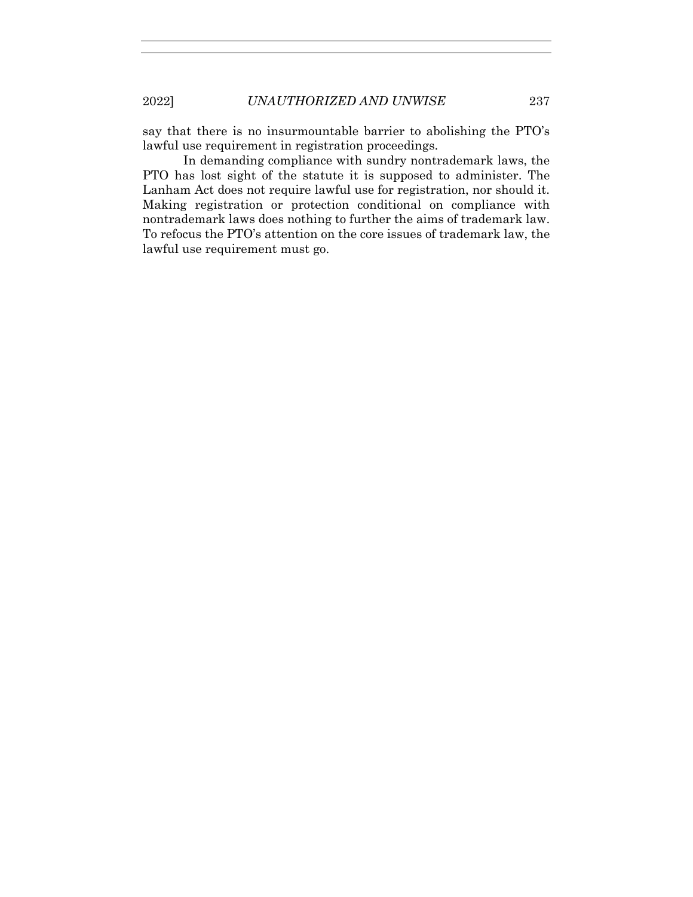say that there is no insurmountable barrier to abolishing the PTO's lawful use requirement in registration proceedings.

In demanding compliance with sundry nontrademark laws, the PTO has lost sight of the statute it is supposed to administer. The Lanham Act does not require lawful use for registration, nor should it. Making registration or protection conditional on compliance with nontrademark laws does nothing to further the aims of trademark law. To refocus the PTO's attention on the core issues of trademark law, the lawful use requirement must go.